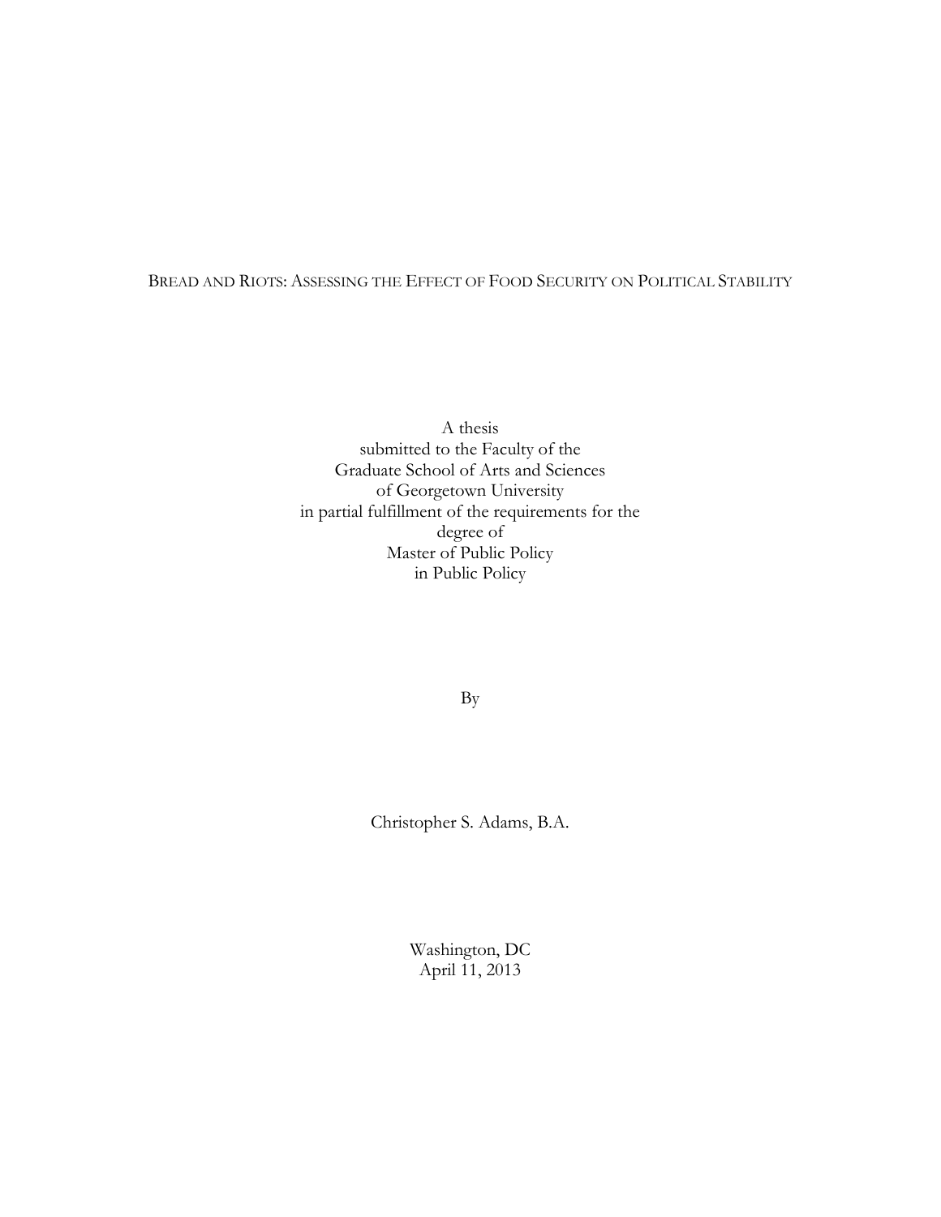# BREAD AND RIOTS: ASSESSING THE EFFECT OF FOOD SECURITY ON POLITICAL STABILITY

A thesis
submitted to the Faculty of the
Graduate School of Arts and Sciences
of Georgetown University
in partial fulfillment of the requirements for the
degree of
Master of Public Policy
in Public Policy

By

Christopher S. Adams, B.A.

Washington, DC
April 11, 2013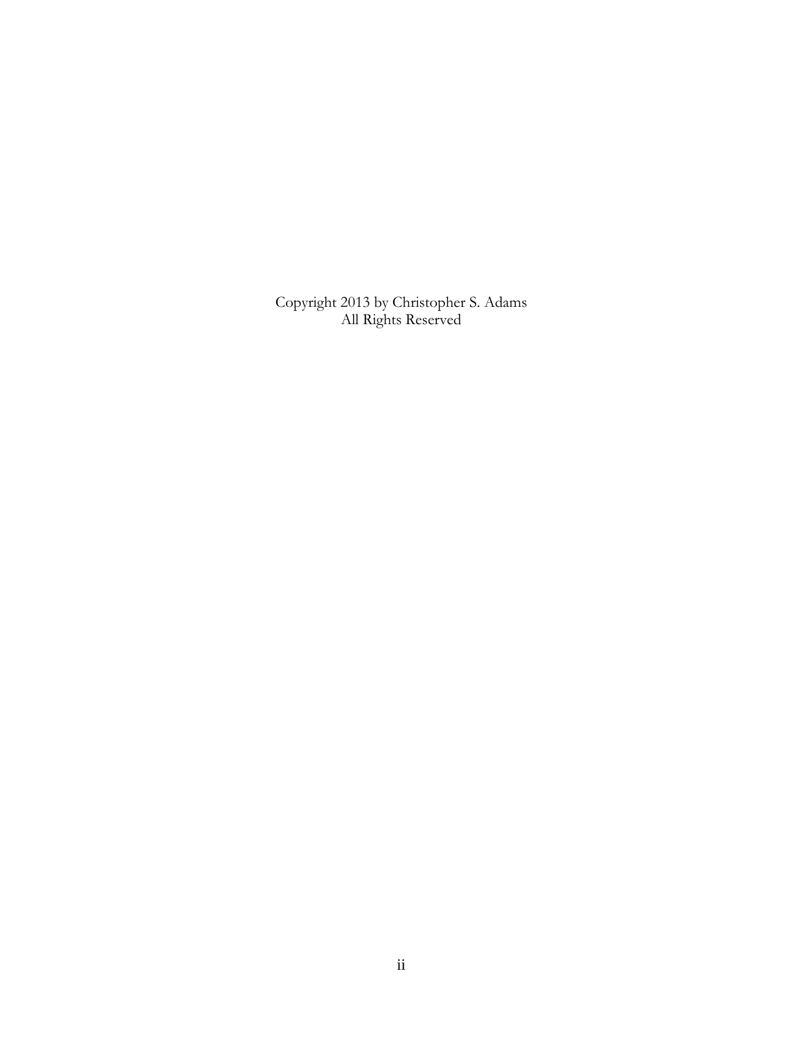Copyright 2013 by Christopher S. Adams
All Rights Reserved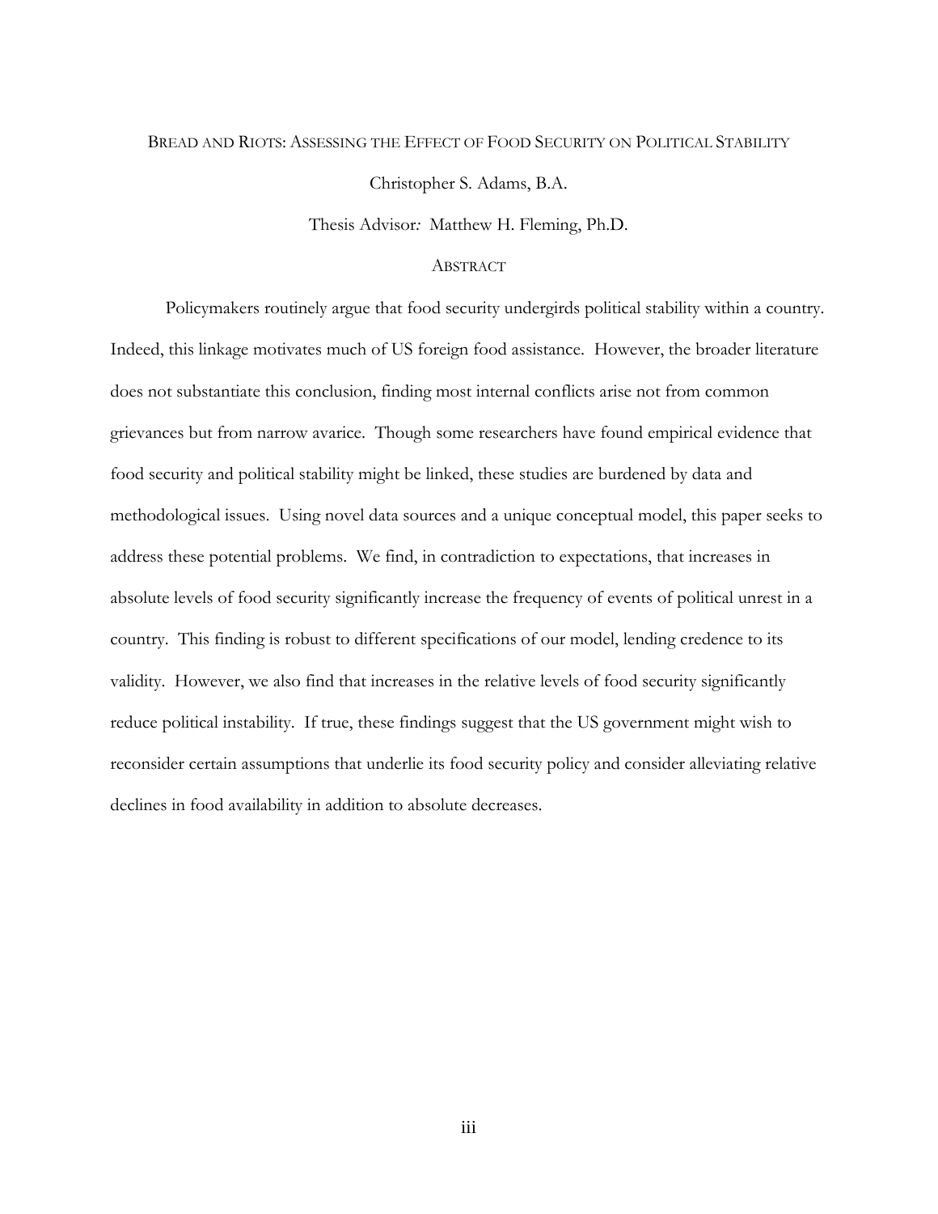Bread and Riots: Assessing the Effect of Food Security on Political Stability

Christopher S. Adams, B.A.

Thesis Advisor*:* Matthew H. Fleming, Ph.D.

## Abstract

Policymakers routinely argue that food security undergirds political stability within a country. Indeed, this linkage motivates much of US foreign food assistance. However, the broader literature does not substantiate this conclusion, finding most internal conflicts arise not from common grievances but from narrow avarice. Though some researchers have found empirical evidence that food security and political stability might be linked, these studies are burdened by data and methodological issues. Using novel data sources and a unique conceptual model, this paper seeks to address these potential problems. We find, in contradiction to expectations, that increases in absolute levels of food security significantly increase the frequency of events of political unrest in a country. This finding is robust to different specifications of our model, lending credence to its validity. However, we also find that increases in the relative levels of food security significantly reduce political instability. If true, these findings suggest that the US government might wish to reconsider certain assumptions that underlie its food security policy and consider alleviating relative declines in food availability in addition to absolute decreases.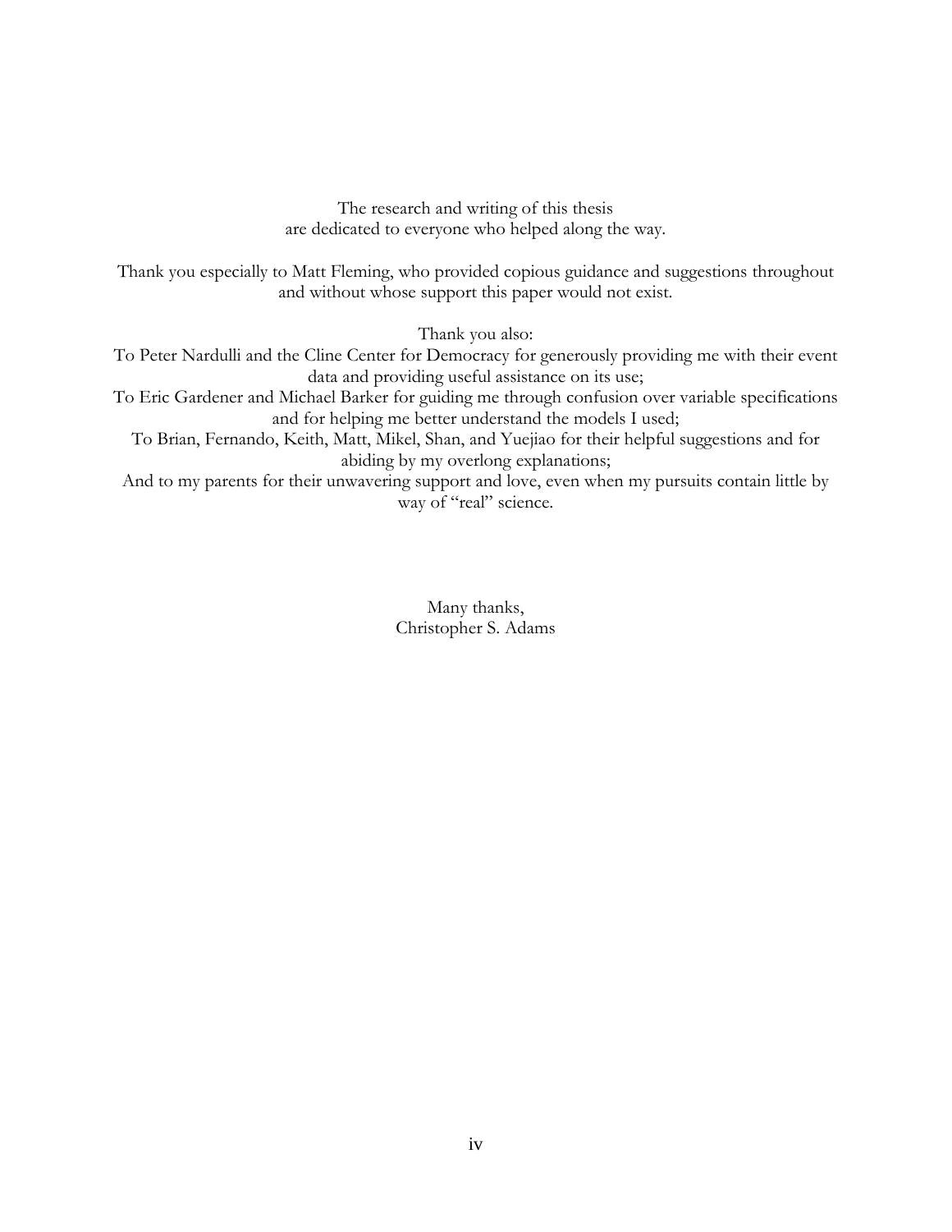The research and writing of this thesis
are dedicated to everyone who helped along the way.

Thank you especially to Matt Fleming, who provided copious guidance and suggestions throughout and without whose support this paper would not exist.

Thank you also:

To Peter Nardulli and the Cline Center for Democracy for generously providing me with their event data and providing useful assistance on its use;

To Eric Gardener and Michael Barker for guiding me through confusion over variable specifications and for helping me better understand the models I used;

To Brian, Fernando, Keith, Matt, Mikel, Shan, and Yuejiao for their helpful suggestions and for abiding by my overlong explanations;

And to my parents for their unwavering support and love, even when my pursuits contain little by way of "real" science.

Many thanks,
Christopher S. Adams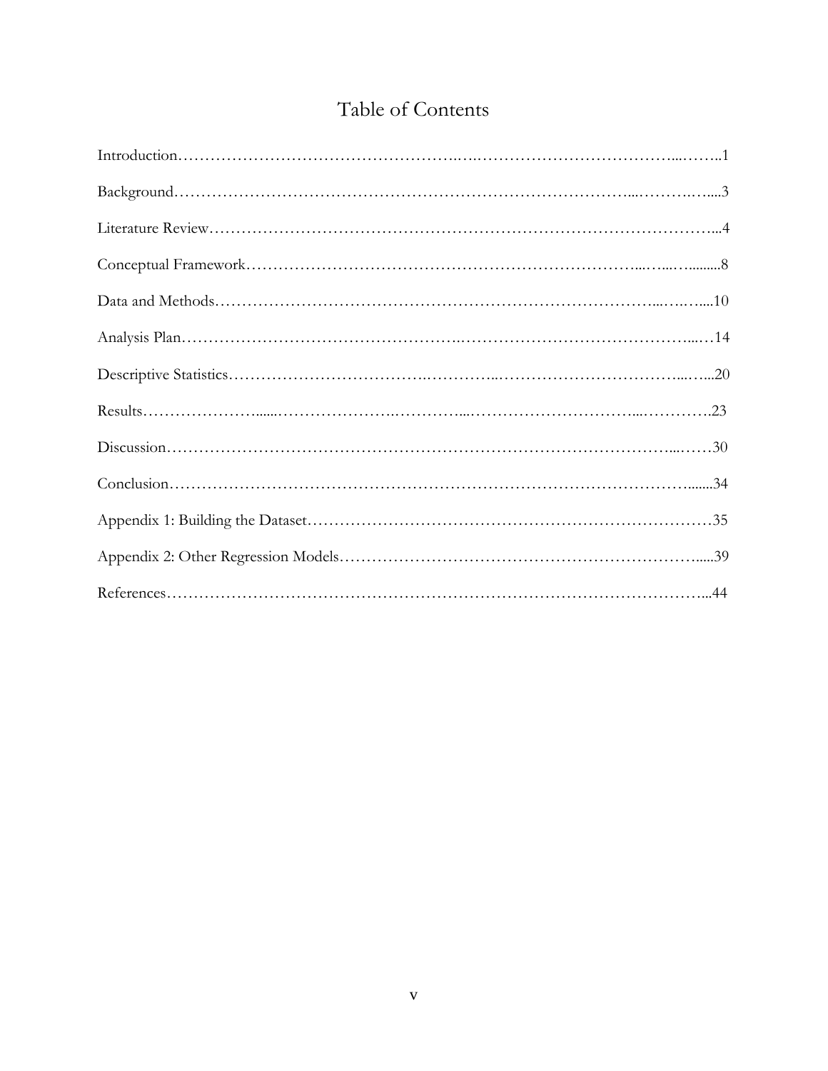# Table of Contents

Introduction……………………………………………………………………………………..1

Background………………………………………………………………………………………3

Literature Review…………………………………………………………………………………4

Conceptual Framework……………………………………………………………………………8

Data and Methods………………………………………………………………………………10

Analysis Plan……………………………………………………………………………………14

Descriptive Statistics………………………………………………………………………………20

Results……………………………………………………………………………………………23

Discussion…………………………………………………………………………………………30

Conclusion…………………………………………………………………………………………34

Appendix 1: Building the Dataset…………………………………………………………………35

Appendix 2: Other Regression Models……………………………………………………………39

References…………………………………………………………………………………………44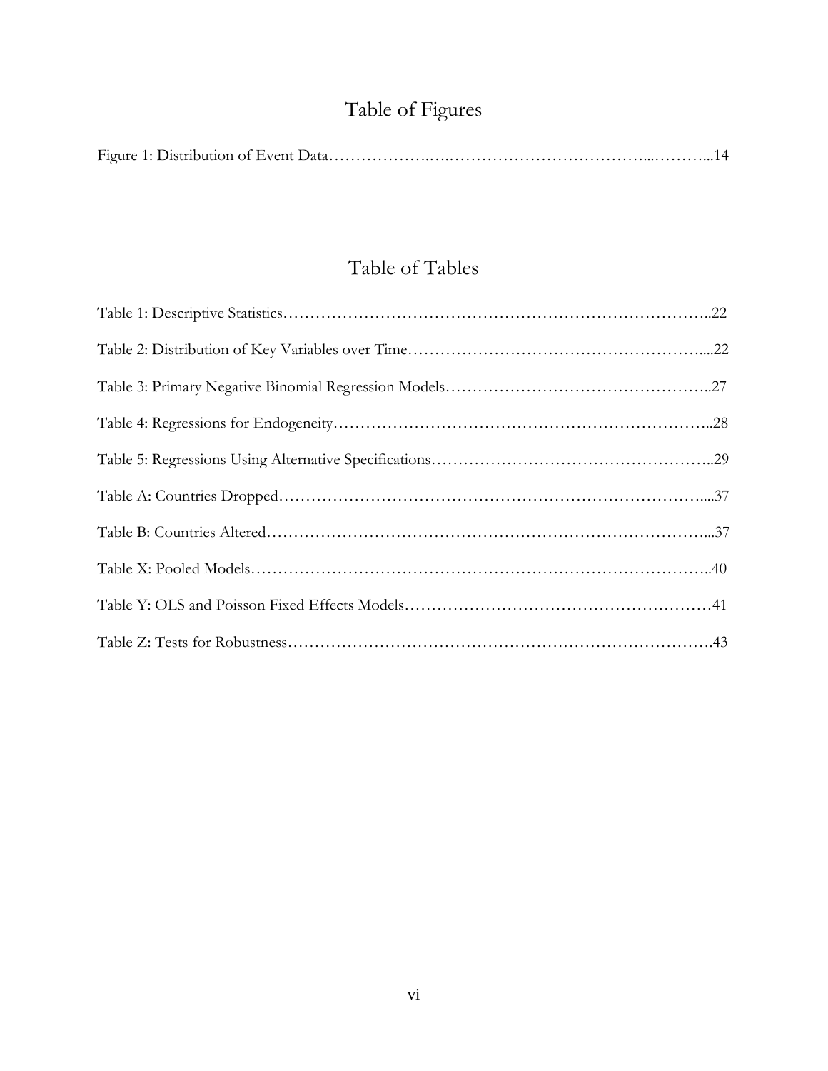# Table of Figures

Figure 1: Distribution of Event Data……………….….………………………………...………...14

# Table of Tables

Table 1: Descriptive Statistics…………………………………………………………………..22

Table 2: Distribution of Key Variables over Time……………………………………………....22

Table 3: Primary Negative Binomial Regression Models…………………………………………..27

Table 4: Regressions for Endogeneity…………………………………………………………..28

Table 5: Regressions Using Alternative Specifications……………………………………………..29

Table A: Countries Dropped…………………………………………………………………....37

Table B: Countries Altered……………………………………………………………………...37

Table X: Pooled Models………………………………………………………………………..40

Table Y: OLS and Poisson Fixed Effects Models…………………………………………………41

Table Z: Tests for Robustness…………………………………………………………………….43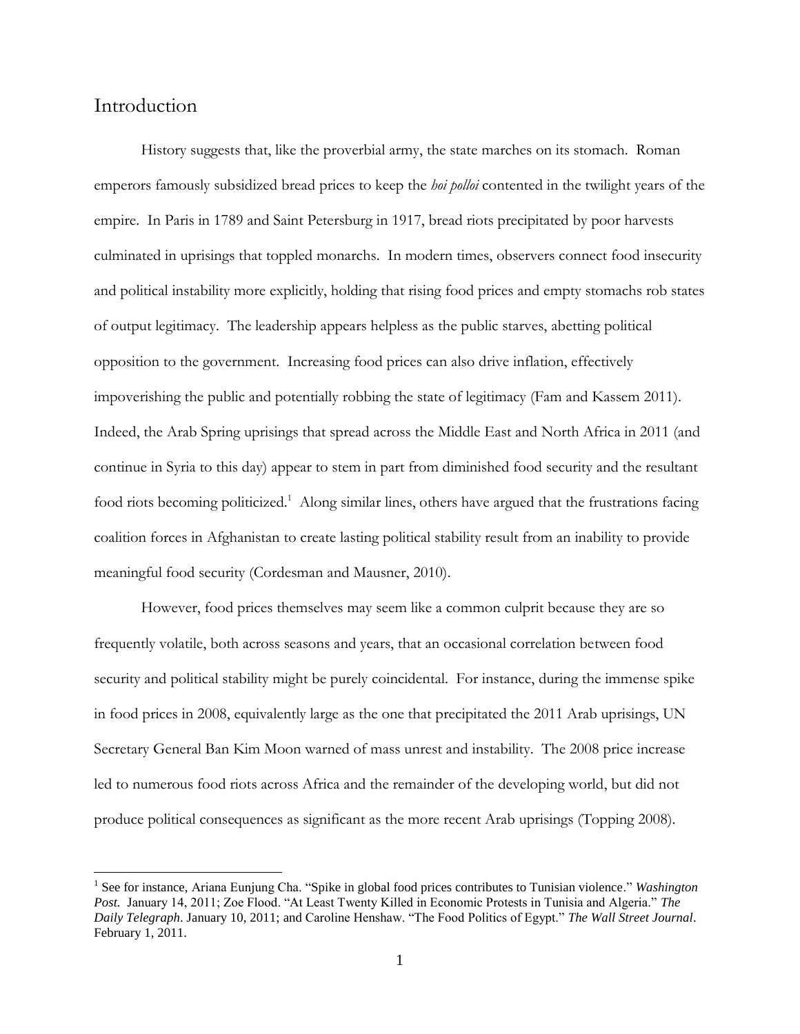# Introduction

History suggests that, like the proverbial army, the state marches on its stomach. Roman emperors famously subsidized bread prices to keep the *hoi polloi* contented in the twilight years of the empire. In Paris in 1789 and Saint Petersburg in 1917, bread riots precipitated by poor harvests culminated in uprisings that toppled monarchs. In modern times, observers connect food insecurity and political instability more explicitly, holding that rising food prices and empty stomachs rob states of output legitimacy. The leadership appears helpless as the public starves, abetting political opposition to the government. Increasing food prices can also drive inflation, effectively impoverishing the public and potentially robbing the state of legitimacy (Fam and Kassem 2011). Indeed, the Arab Spring uprisings that spread across the Middle East and North Africa in 2011 (and continue in Syria to this day) appear to stem in part from diminished food security and the resultant food riots becoming politicized.[1] Along similar lines, others have argued that the frustrations facing coalition forces in Afghanistan to create lasting political stability result from an inability to provide meaningful food security (Cordesman and Mausner, 2010).

However, food prices themselves may seem like a common culprit because they are so frequently volatile, both across seasons and years, that an occasional correlation between food security and political stability might be purely coincidental. For instance, during the immense spike in food prices in 2008, equivalently large as the one that precipitated the 2011 Arab uprisings, UN Secretary General Ban Kim Moon warned of mass unrest and instability. The 2008 price increase led to numerous food riots across Africa and the remainder of the developing world, but did not produce political consequences as significant as the more recent Arab uprisings (Topping 2008).

[1] See for instance, Ariana Eunjung Cha. "Spike in global food prices contributes to Tunisian violence." *Washington Post.* January 14, 2011; Zoe Flood. "At Least Twenty Killed in Economic Protests in Tunisia and Algeria." *The Daily Telegraph*. January 10, 2011; and Caroline Henshaw. "The Food Politics of Egypt." *The Wall Street Journal*. February 1, 2011.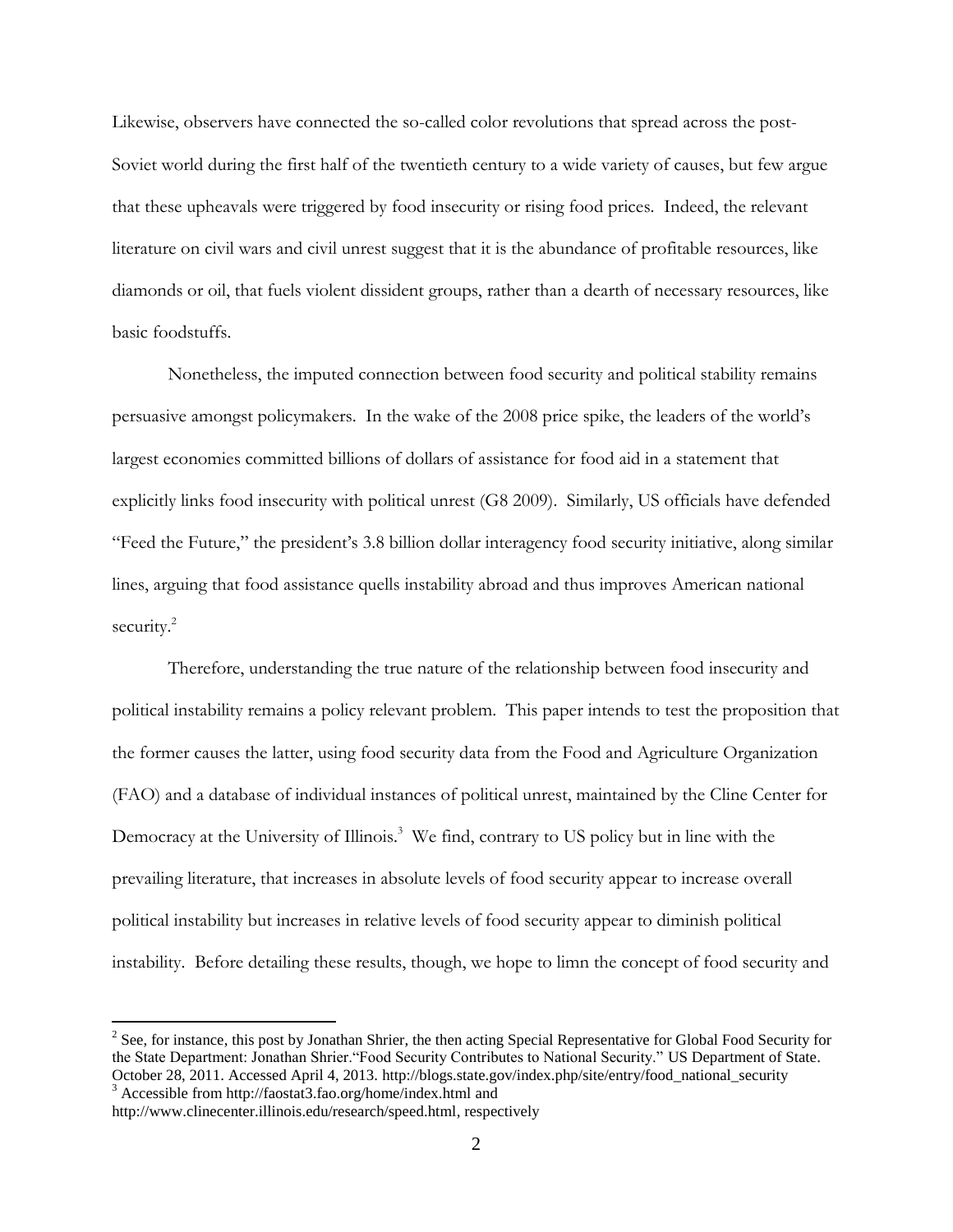Likewise, observers have connected the so-called color revolutions that spread across the post-Soviet world during the first half of the twentieth century to a wide variety of causes, but few argue that these upheavals were triggered by food insecurity or rising food prices. Indeed, the relevant literature on civil wars and civil unrest suggest that it is the abundance of profitable resources, like diamonds or oil, that fuels violent dissident groups, rather than a dearth of necessary resources, like basic foodstuffs.

Nonetheless, the imputed connection between food security and political stability remains persuasive amongst policymakers. In the wake of the 2008 price spike, the leaders of the world's largest economies committed billions of dollars of assistance for food aid in a statement that explicitly links food insecurity with political unrest (G8 2009). Similarly, US officials have defended "Feed the Future," the president's 3.8 billion dollar interagency food security initiative, along similar lines, arguing that food assistance quells instability abroad and thus improves American national security.[2]

Therefore, understanding the true nature of the relationship between food insecurity and political instability remains a policy relevant problem. This paper intends to test the proposition that the former causes the latter, using food security data from the Food and Agriculture Organization (FAO) and a database of individual instances of political unrest, maintained by the Cline Center for Democracy at the University of Illinois.[3] We find, contrary to US policy but in line with the prevailing literature, that increases in absolute levels of food security appear to increase overall political instability but increases in relative levels of food security appear to diminish political instability. Before detailing these results, though, we hope to limn the concept of food security and

---

[2] See, for instance, this post by Jonathan Shrier, the then acting Special Representative for Global Food Security for the State Department: Jonathan Shrier."Food Security Contributes to National Security." US Department of State. October 28, 2011. Accessed April 4, 2013. http://blogs.state.gov/index.php/site/entry/food_national_security

[3] Accessible from http://faostat3.fao.org/home/index.html and http://www.clinecenter.illinois.edu/research/speed.html, respectively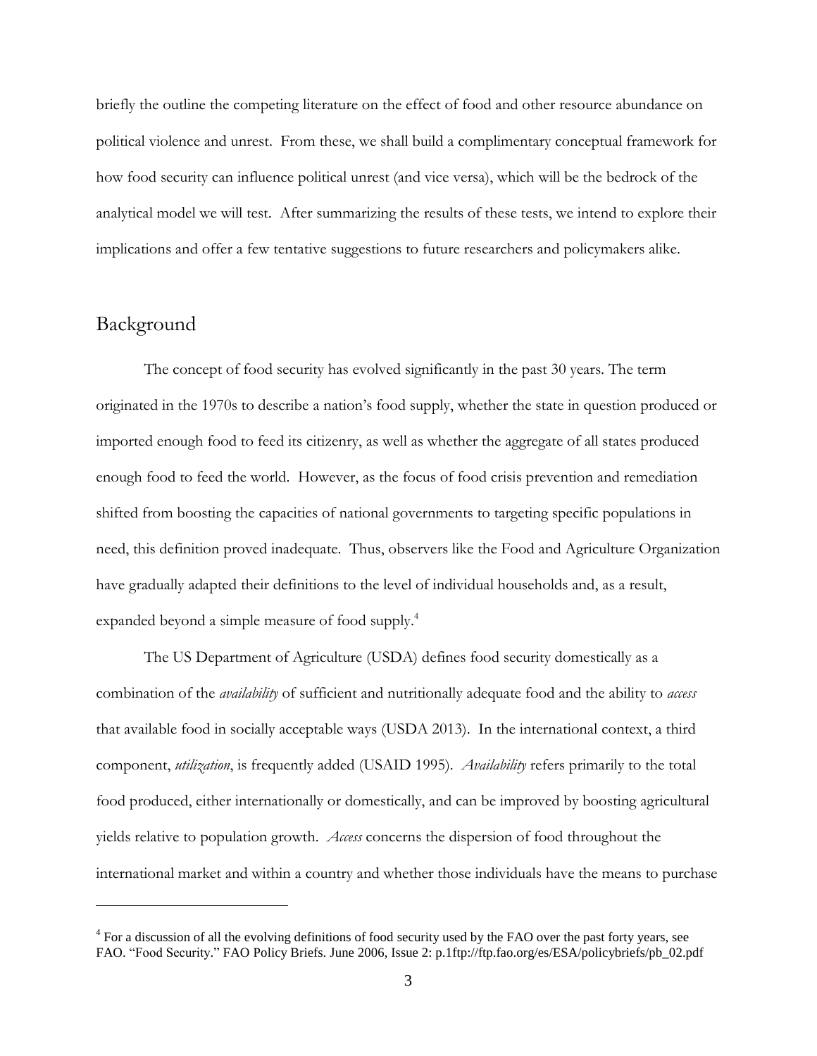briefly the outline the competing literature on the effect of food and other resource abundance on political violence and unrest. From these, we shall build a complimentary conceptual framework for how food security can influence political unrest (and vice versa), which will be the bedrock of the analytical model we will test. After summarizing the results of these tests, we intend to explore their implications and offer a few tentative suggestions to future researchers and policymakers alike.

## Background

The concept of food security has evolved significantly in the past 30 years. The term originated in the 1970s to describe a nation's food supply, whether the state in question produced or imported enough food to feed its citizenry, as well as whether the aggregate of all states produced enough food to feed the world. However, as the focus of food crisis prevention and remediation shifted from boosting the capacities of national governments to targeting specific populations in need, this definition proved inadequate. Thus, observers like the Food and Agriculture Organization have gradually adapted their definitions to the level of individual households and, as a result, expanded beyond a simple measure of food supply.[4]

The US Department of Agriculture (USDA) defines food security domestically as a combination of the *availability* of sufficient and nutritionally adequate food and the ability to *access* that available food in socially acceptable ways (USDA 2013). In the international context, a third component, *utilization*, is frequently added (USAID 1995). *Availability* refers primarily to the total food produced, either internationally or domestically, and can be improved by boosting agricultural yields relative to population growth. *Access* concerns the dispersion of food throughout the international market and within a country and whether those individuals have the means to purchase

[4] For a discussion of all the evolving definitions of food security used by the FAO over the past forty years, see FAO. "Food Security." FAO Policy Briefs. June 2006, Issue 2: p.1ftp://ftp.fao.org/es/ESA/policybriefs/pb_02.pdf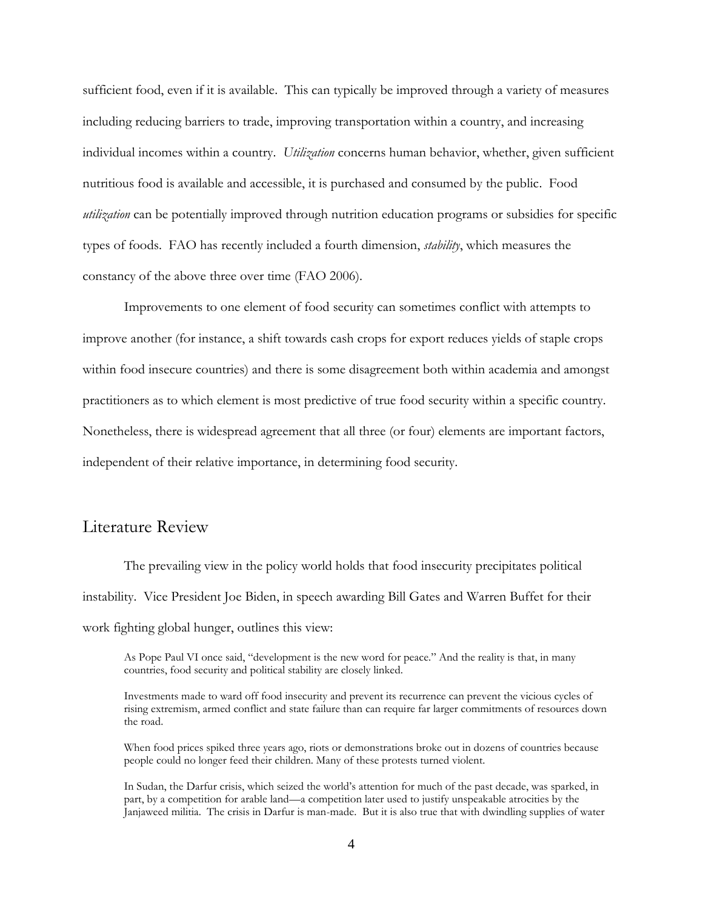sufficient food, even if it is available. This can typically be improved through a variety of measures including reducing barriers to trade, improving transportation within a country, and increasing individual incomes within a country. *Utilization* concerns human behavior, whether, given sufficient nutritious food is available and accessible, it is purchased and consumed by the public. Food *utilization* can be potentially improved through nutrition education programs or subsidies for specific types of foods. FAO has recently included a fourth dimension, *stability*, which measures the constancy of the above three over time (FAO 2006).

Improvements to one element of food security can sometimes conflict with attempts to improve another (for instance, a shift towards cash crops for export reduces yields of staple crops within food insecure countries) and there is some disagreement both within academia and amongst practitioners as to which element is most predictive of true food security within a specific country. Nonetheless, there is widespread agreement that all three (or four) elements are important factors, independent of their relative importance, in determining food security.

## Literature Review

The prevailing view in the policy world holds that food insecurity precipitates political instability. Vice President Joe Biden, in speech awarding Bill Gates and Warren Buffet for their work fighting global hunger, outlines this view:

> As Pope Paul VI once said, "development is the new word for peace." And the reality is that, in many countries, food security and political stability are closely linked.
>
> Investments made to ward off food insecurity and prevent its recurrence can prevent the vicious cycles of rising extremism, armed conflict and state failure than can require far larger commitments of resources down the road.
>
> When food prices spiked three years ago, riots or demonstrations broke out in dozens of countries because people could no longer feed their children. Many of these protests turned violent.
>
> In Sudan, the Darfur crisis, which seized the world's attention for much of the past decade, was sparked, in part, by a competition for arable land—a competition later used to justify unspeakable atrocities by the Janjaweed militia. The crisis in Darfur is man-made. But it is also true that with dwindling supplies of water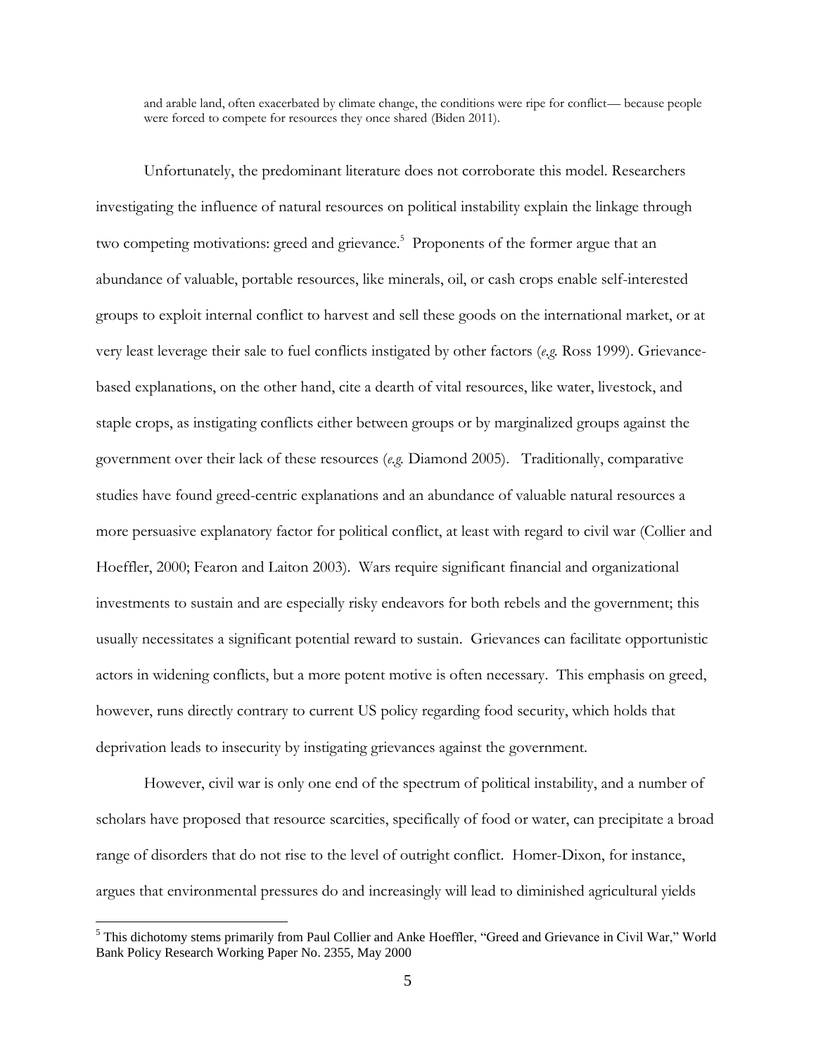> and arable land, often exacerbated by climate change, the conditions were ripe for conflict— because people were forced to compete for resources they once shared (Biden 2011).

Unfortunately, the predominant literature does not corroborate this model. Researchers investigating the influence of natural resources on political instability explain the linkage through two competing motivations: greed and grievance.[5] Proponents of the former argue that an abundance of valuable, portable resources, like minerals, oil, or cash crops enable self-interested groups to exploit internal conflict to harvest and sell these goods on the international market, or at very least leverage their sale to fuel conflicts instigated by other factors (*e.g.* Ross 1999). Grievance-based explanations, on the other hand, cite a dearth of vital resources, like water, livestock, and staple crops, as instigating conflicts either between groups or by marginalized groups against the government over their lack of these resources (*e.g.* Diamond 2005). Traditionally, comparative studies have found greed-centric explanations and an abundance of valuable natural resources a more persuasive explanatory factor for political conflict, at least with regard to civil war (Collier and Hoeffler, 2000; Fearon and Laiton 2003). Wars require significant financial and organizational investments to sustain and are especially risky endeavors for both rebels and the government; this usually necessitates a significant potential reward to sustain. Grievances can facilitate opportunistic actors in widening conflicts, but a more potent motive is often necessary. This emphasis on greed, however, runs directly contrary to current US policy regarding food security, which holds that deprivation leads to insecurity by instigating grievances against the government.

However, civil war is only one end of the spectrum of political instability, and a number of scholars have proposed that resource scarcities, specifically of food or water, can precipitate a broad range of disorders that do not rise to the level of outright conflict. Homer-Dixon, for instance, argues that environmental pressures do and increasingly will lead to diminished agricultural yields

[5] This dichotomy stems primarily from Paul Collier and Anke Hoeffler, "Greed and Grievance in Civil War," World Bank Policy Research Working Paper No. 2355, May 2000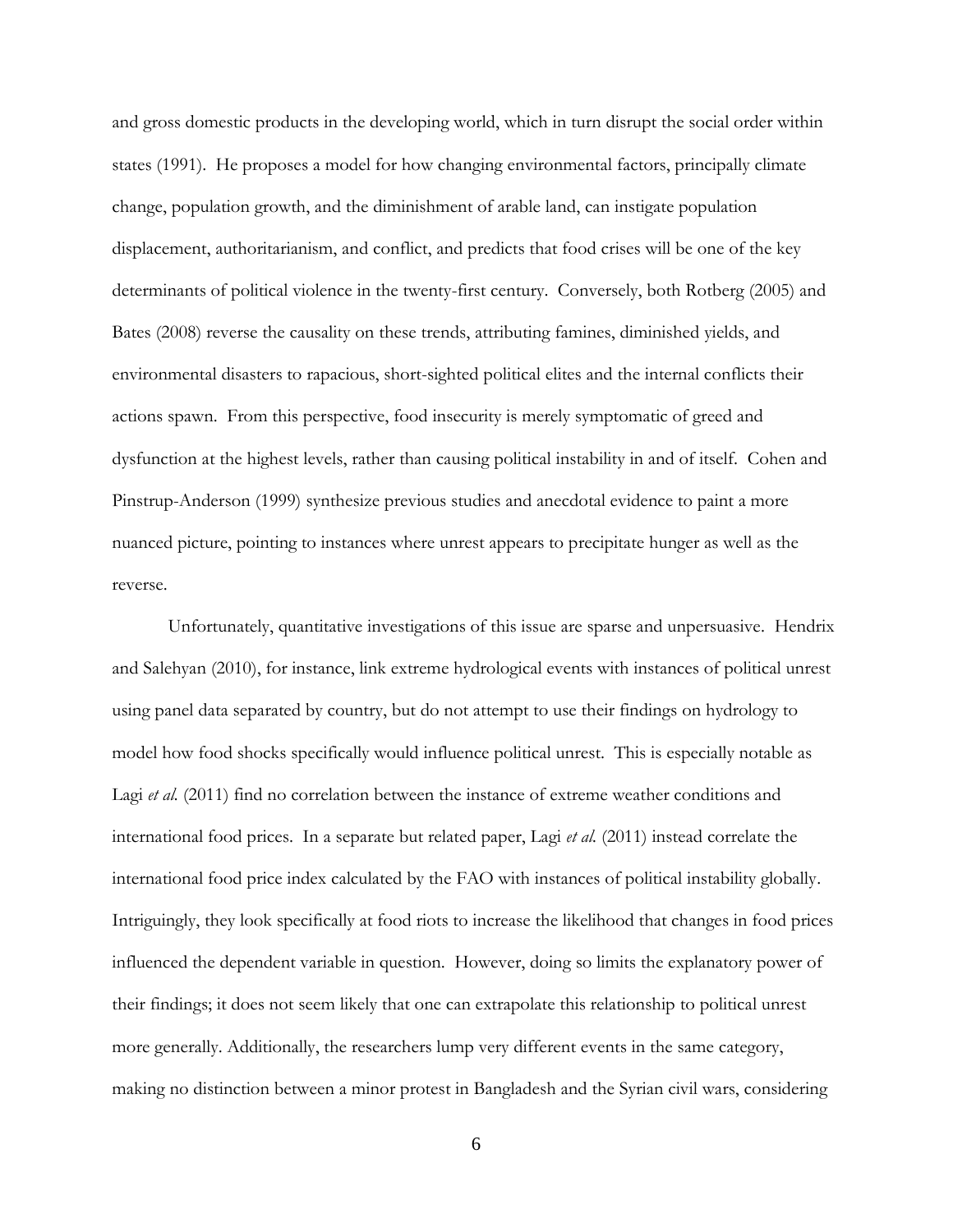and gross domestic products in the developing world, which in turn disrupt the social order within states (1991). He proposes a model for how changing environmental factors, principally climate change, population growth, and the diminishment of arable land, can instigate population displacement, authoritarianism, and conflict, and predicts that food crises will be one of the key determinants of political violence in the twenty-first century. Conversely, both Rotberg (2005) and Bates (2008) reverse the causality on these trends, attributing famines, diminished yields, and environmental disasters to rapacious, short-sighted political elites and the internal conflicts their actions spawn. From this perspective, food insecurity is merely symptomatic of greed and dysfunction at the highest levels, rather than causing political instability in and of itself. Cohen and Pinstrup-Anderson (1999) synthesize previous studies and anecdotal evidence to paint a more nuanced picture, pointing to instances where unrest appears to precipitate hunger as well as the reverse.

Unfortunately, quantitative investigations of this issue are sparse and unpersuasive. Hendrix and Salehyan (2010), for instance, link extreme hydrological events with instances of political unrest using panel data separated by country, but do not attempt to use their findings on hydrology to model how food shocks specifically would influence political unrest. This is especially notable as Lagi *et al.* (2011) find no correlation between the instance of extreme weather conditions and international food prices. In a separate but related paper, Lagi *et al.* (2011) instead correlate the international food price index calculated by the FAO with instances of political instability globally. Intriguingly, they look specifically at food riots to increase the likelihood that changes in food prices influenced the dependent variable in question. However, doing so limits the explanatory power of their findings; it does not seem likely that one can extrapolate this relationship to political unrest more generally. Additionally, the researchers lump very different events in the same category, making no distinction between a minor protest in Bangladesh and the Syrian civil wars, considering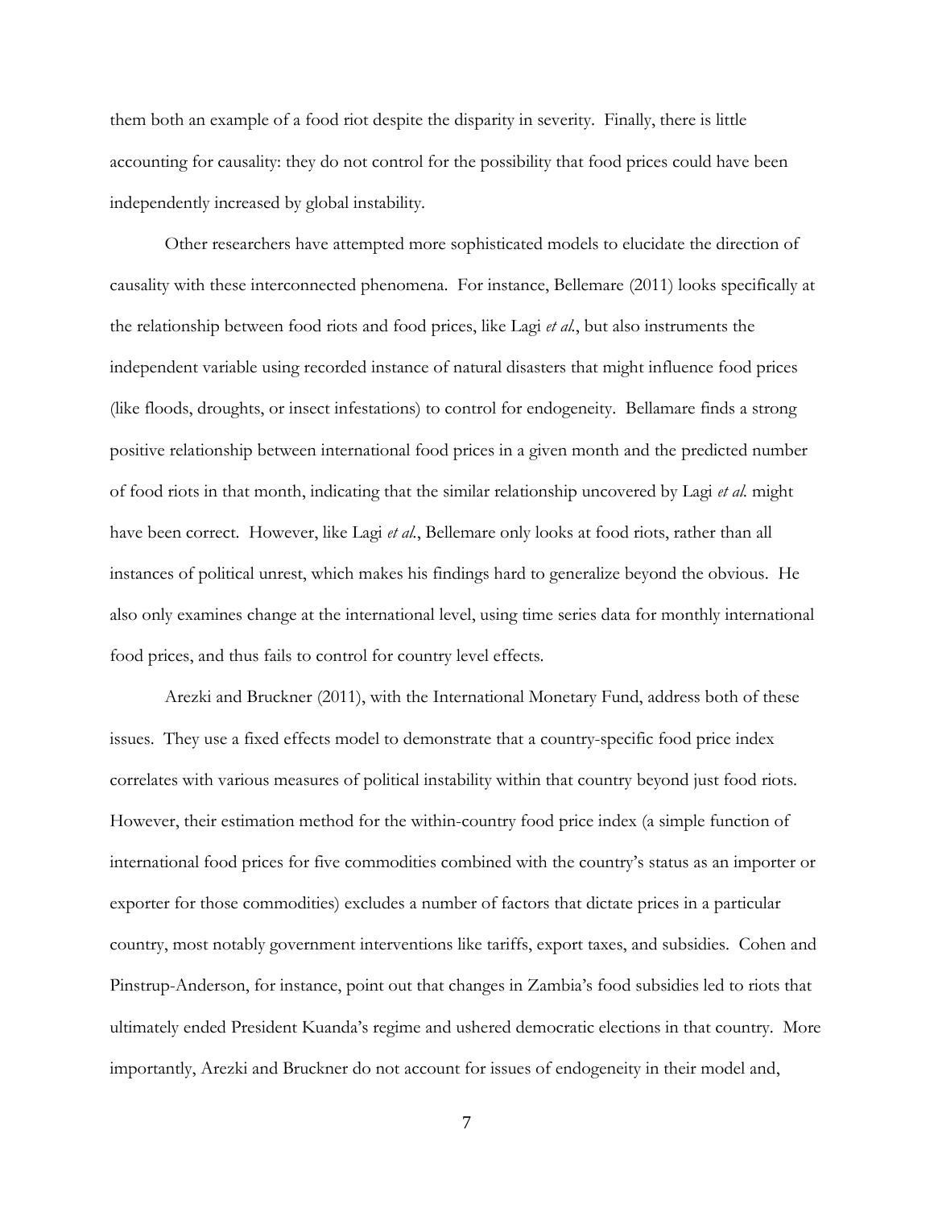them both an example of a food riot despite the disparity in severity. Finally, there is little accounting for causality: they do not control for the possibility that food prices could have been independently increased by global instability.

Other researchers have attempted more sophisticated models to elucidate the direction of causality with these interconnected phenomena. For instance, Bellemare (2011) looks specifically at the relationship between food riots and food prices, like Lagi *et al.*, but also instruments the independent variable using recorded instance of natural disasters that might influence food prices (like floods, droughts, or insect infestations) to control for endogeneity. Bellamare finds a strong positive relationship between international food prices in a given month and the predicted number of food riots in that month, indicating that the similar relationship uncovered by Lagi *et al.* might have been correct. However, like Lagi *et al.*, Bellemare only looks at food riots, rather than all instances of political unrest, which makes his findings hard to generalize beyond the obvious. He also only examines change at the international level, using time series data for monthly international food prices, and thus fails to control for country level effects.

Arezki and Bruckner (2011), with the International Monetary Fund, address both of these issues. They use a fixed effects model to demonstrate that a country-specific food price index correlates with various measures of political instability within that country beyond just food riots. However, their estimation method for the within-country food price index (a simple function of international food prices for five commodities combined with the country's status as an importer or exporter for those commodities) excludes a number of factors that dictate prices in a particular country, most notably government interventions like tariffs, export taxes, and subsidies. Cohen and Pinstrup-Anderson, for instance, point out that changes in Zambia's food subsidies led to riots that ultimately ended President Kuanda's regime and ushered democratic elections in that country. More importantly, Arezki and Bruckner do not account for issues of endogeneity in their model and,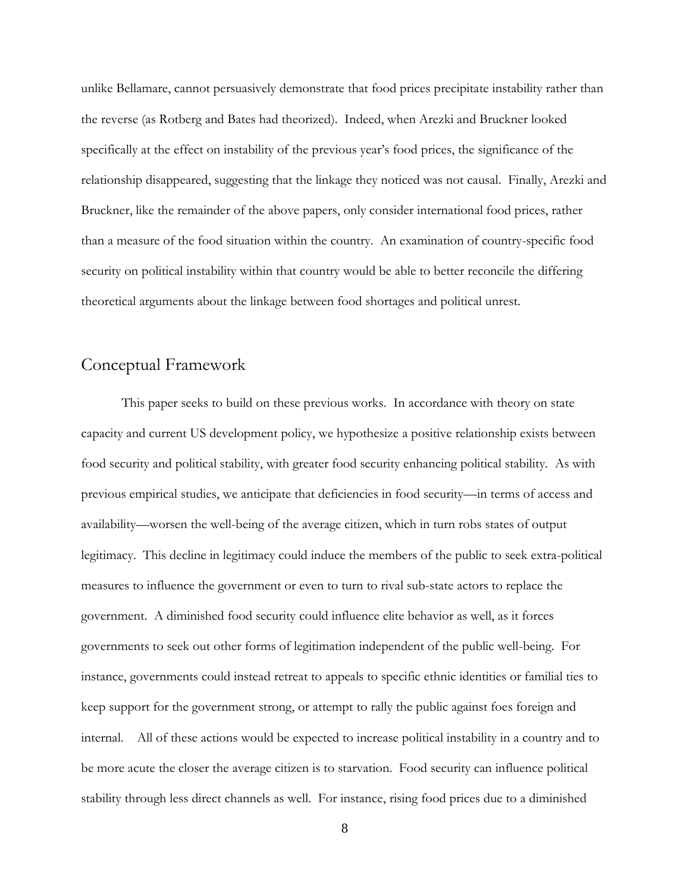unlike Bellamare, cannot persuasively demonstrate that food prices precipitate instability rather than the reverse (as Rotberg and Bates had theorized). Indeed, when Arezki and Bruckner looked specifically at the effect on instability of the previous year's food prices, the significance of the relationship disappeared, suggesting that the linkage they noticed was not causal. Finally, Arezki and Bruckner, like the remainder of the above papers, only consider international food prices, rather than a measure of the food situation within the country. An examination of country-specific food security on political instability within that country would be able to better reconcile the differing theoretical arguments about the linkage between food shortages and political unrest.

## Conceptual Framework

This paper seeks to build on these previous works. In accordance with theory on state capacity and current US development policy, we hypothesize a positive relationship exists between food security and political stability, with greater food security enhancing political stability. As with previous empirical studies, we anticipate that deficiencies in food security—in terms of access and availability—worsen the well-being of the average citizen, which in turn robs states of output legitimacy. This decline in legitimacy could induce the members of the public to seek extra-political measures to influence the government or even to turn to rival sub-state actors to replace the government. A diminished food security could influence elite behavior as well, as it forces governments to seek out other forms of legitimation independent of the public well-being. For instance, governments could instead retreat to appeals to specific ethnic identities or familial ties to keep support for the government strong, or attempt to rally the public against foes foreign and internal. All of these actions would be expected to increase political instability in a country and to be more acute the closer the average citizen is to starvation. Food security can influence political stability through less direct channels as well. For instance, rising food prices due to a diminished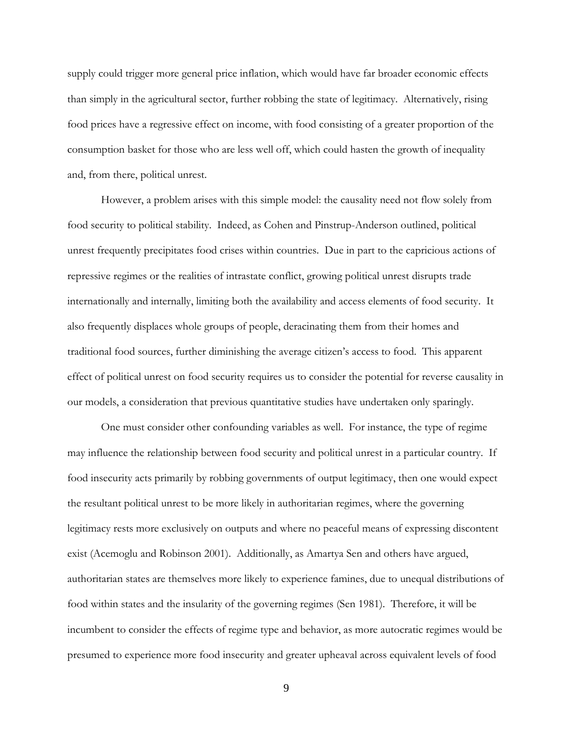supply could trigger more general price inflation, which would have far broader economic effects than simply in the agricultural sector, further robbing the state of legitimacy. Alternatively, rising food prices have a regressive effect on income, with food consisting of a greater proportion of the consumption basket for those who are less well off, which could hasten the growth of inequality and, from there, political unrest.

However, a problem arises with this simple model: the causality need not flow solely from food security to political stability. Indeed, as Cohen and Pinstrup-Anderson outlined, political unrest frequently precipitates food crises within countries. Due in part to the capricious actions of repressive regimes or the realities of intrastate conflict, growing political unrest disrupts trade internationally and internally, limiting both the availability and access elements of food security. It also frequently displaces whole groups of people, deracinating them from their homes and traditional food sources, further diminishing the average citizen's access to food. This apparent effect of political unrest on food security requires us to consider the potential for reverse causality in our models, a consideration that previous quantitative studies have undertaken only sparingly.

One must consider other confounding variables as well. For instance, the type of regime may influence the relationship between food security and political unrest in a particular country. If food insecurity acts primarily by robbing governments of output legitimacy, then one would expect the resultant political unrest to be more likely in authoritarian regimes, where the governing legitimacy rests more exclusively on outputs and where no peaceful means of expressing discontent exist (Acemoglu and Robinson 2001). Additionally, as Amartya Sen and others have argued, authoritarian states are themselves more likely to experience famines, due to unequal distributions of food within states and the insularity of the governing regimes (Sen 1981). Therefore, it will be incumbent to consider the effects of regime type and behavior, as more autocratic regimes would be presumed to experience more food insecurity and greater upheaval across equivalent levels of food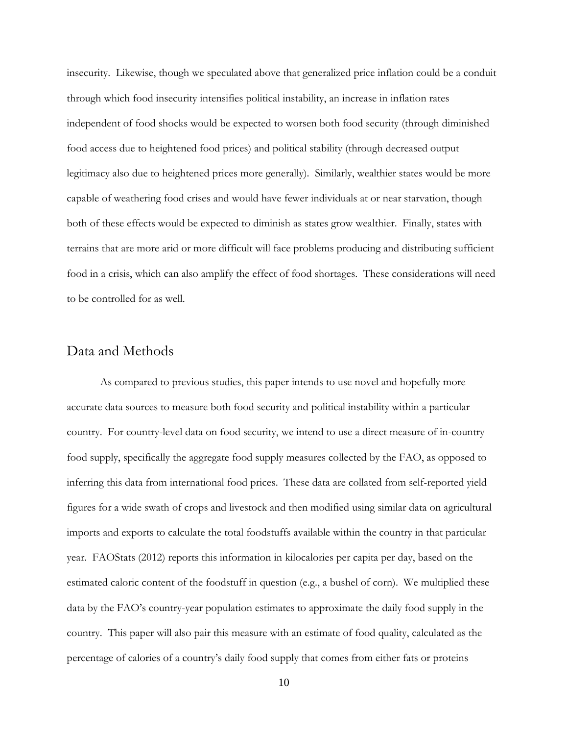insecurity. Likewise, though we speculated above that generalized price inflation could be a conduit through which food insecurity intensifies political instability, an increase in inflation rates independent of food shocks would be expected to worsen both food security (through diminished food access due to heightened food prices) and political stability (through decreased output legitimacy also due to heightened prices more generally). Similarly, wealthier states would be more capable of weathering food crises and would have fewer individuals at or near starvation, though both of these effects would be expected to diminish as states grow wealthier. Finally, states with terrains that are more arid or more difficult will face problems producing and distributing sufficient food in a crisis, which can also amplify the effect of food shortages. These considerations will need to be controlled for as well.

## Data and Methods

As compared to previous studies, this paper intends to use novel and hopefully more accurate data sources to measure both food security and political instability within a particular country. For country-level data on food security, we intend to use a direct measure of in-country food supply, specifically the aggregate food supply measures collected by the FAO, as opposed to inferring this data from international food prices. These data are collated from self-reported yield figures for a wide swath of crops and livestock and then modified using similar data on agricultural imports and exports to calculate the total foodstuffs available within the country in that particular year. FAOStats (2012) reports this information in kilocalories per capita per day, based on the estimated caloric content of the foodstuff in question (e.g., a bushel of corn). We multiplied these data by the FAO's country-year population estimates to approximate the daily food supply in the country. This paper will also pair this measure with an estimate of food quality, calculated as the percentage of calories of a country's daily food supply that comes from either fats or proteins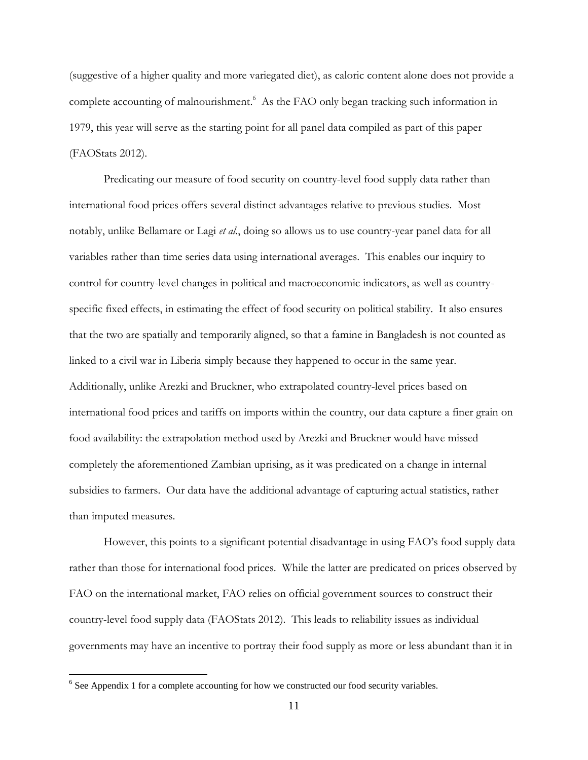(suggestive of a higher quality and more variegated diet), as caloric content alone does not provide a complete accounting of malnourishment.[6] As the FAO only began tracking such information in 1979, this year will serve as the starting point for all panel data compiled as part of this paper (FAOStats 2012).

Predicating our measure of food security on country-level food supply data rather than international food prices offers several distinct advantages relative to previous studies. Most notably, unlike Bellamare or Lagi *et al.*, doing so allows us to use country-year panel data for all variables rather than time series data using international averages. This enables our inquiry to control for country-level changes in political and macroeconomic indicators, as well as country-specific fixed effects, in estimating the effect of food security on political stability. It also ensures that the two are spatially and temporarily aligned, so that a famine in Bangladesh is not counted as linked to a civil war in Liberia simply because they happened to occur in the same year. Additionally, unlike Arezki and Bruckner, who extrapolated country-level prices based on international food prices and tariffs on imports within the country, our data capture a finer grain on food availability: the extrapolation method used by Arezki and Bruckner would have missed completely the aforementioned Zambian uprising, as it was predicated on a change in internal subsidies to farmers. Our data have the additional advantage of capturing actual statistics, rather than imputed measures.

However, this points to a significant potential disadvantage in using FAO's food supply data rather than those for international food prices. While the latter are predicated on prices observed by FAO on the international market, FAO relies on official government sources to construct their country-level food supply data (FAOStats 2012). This leads to reliability issues as individual governments may have an incentive to portray their food supply as more or less abundant than it in

[6] See Appendix 1 for a complete accounting for how we constructed our food security variables.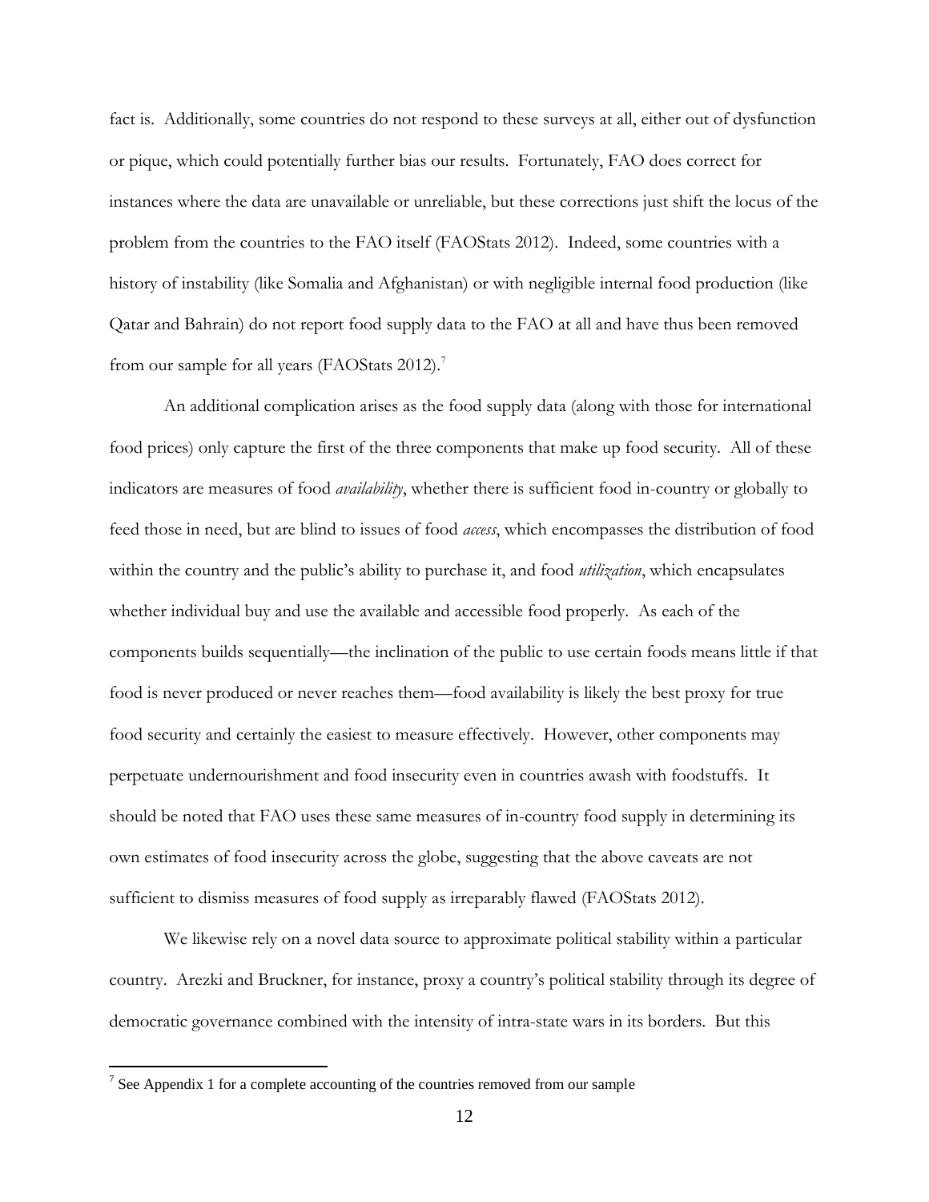fact is. Additionally, some countries do not respond to these surveys at all, either out of dysfunction or pique, which could potentially further bias our results. Fortunately, FAO does correct for instances where the data are unavailable or unreliable, but these corrections just shift the locus of the problem from the countries to the FAO itself (FAOStats 2012). Indeed, some countries with a history of instability (like Somalia and Afghanistan) or with negligible internal food production (like Qatar and Bahrain) do not report food supply data to the FAO at all and have thus been removed from our sample for all years (FAOStats 2012).[7]

An additional complication arises as the food supply data (along with those for international food prices) only capture the first of the three components that make up food security. All of these indicators are measures of food *availability*, whether there is sufficient food in-country or globally to feed those in need, but are blind to issues of food *access*, which encompasses the distribution of food within the country and the public's ability to purchase it, and food *utilization*, which encapsulates whether individual buy and use the available and accessible food properly. As each of the components builds sequentially—the inclination of the public to use certain foods means little if that food is never produced or never reaches them—food availability is likely the best proxy for true food security and certainly the easiest to measure effectively. However, other components may perpetuate undernourishment and food insecurity even in countries awash with foodstuffs. It should be noted that FAO uses these same measures of in-country food supply in determining its own estimates of food insecurity across the globe, suggesting that the above caveats are not sufficient to dismiss measures of food supply as irreparably flawed (FAOStats 2012).

We likewise rely on a novel data source to approximate political stability within a particular country. Arezki and Bruckner, for instance, proxy a country's political stability through its degree of democratic governance combined with the intensity of intra-state wars in its borders. But this

[7] See Appendix 1 for a complete accounting of the countries removed from our sample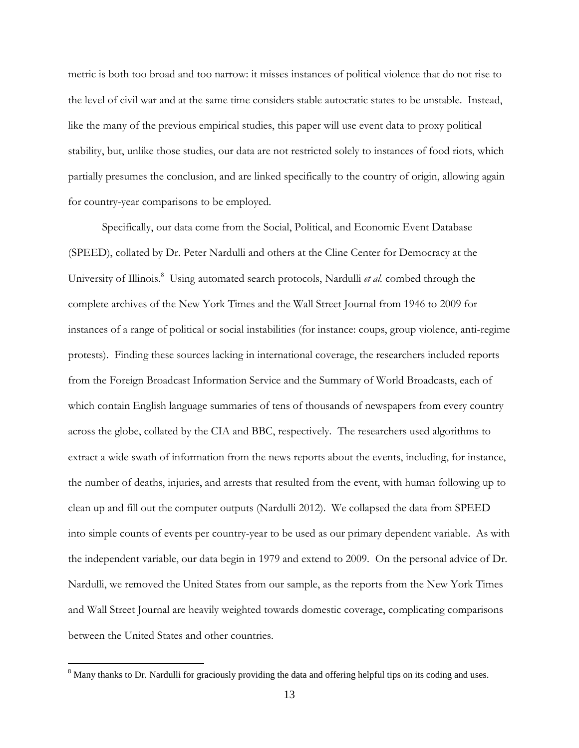metric is both too broad and too narrow: it misses instances of political violence that do not rise to the level of civil war and at the same time considers stable autocratic states to be unstable. Instead, like the many of the previous empirical studies, this paper will use event data to proxy political stability, but, unlike those studies, our data are not restricted solely to instances of food riots, which partially presumes the conclusion, and are linked specifically to the country of origin, allowing again for country-year comparisons to be employed.

Specifically, our data come from the Social, Political, and Economic Event Database (SPEED), collated by Dr. Peter Nardulli and others at the Cline Center for Democracy at the University of Illinois.[8] Using automated search protocols, Nardulli *et al.* combed through the complete archives of the New York Times and the Wall Street Journal from 1946 to 2009 for instances of a range of political or social instabilities (for instance: coups, group violence, anti-regime protests). Finding these sources lacking in international coverage, the researchers included reports from the Foreign Broadcast Information Service and the Summary of World Broadcasts, each of which contain English language summaries of tens of thousands of newspapers from every country across the globe, collated by the CIA and BBC, respectively. The researchers used algorithms to extract a wide swath of information from the news reports about the events, including, for instance, the number of deaths, injuries, and arrests that resulted from the event, with human following up to clean up and fill out the computer outputs (Nardulli 2012). We collapsed the data from SPEED into simple counts of events per country-year to be used as our primary dependent variable. As with the independent variable, our data begin in 1979 and extend to 2009. On the personal advice of Dr. Nardulli, we removed the United States from our sample, as the reports from the New York Times and Wall Street Journal are heavily weighted towards domestic coverage, complicating comparisons between the United States and other countries.

[8] Many thanks to Dr. Nardulli for graciously providing the data and offering helpful tips on its coding and uses.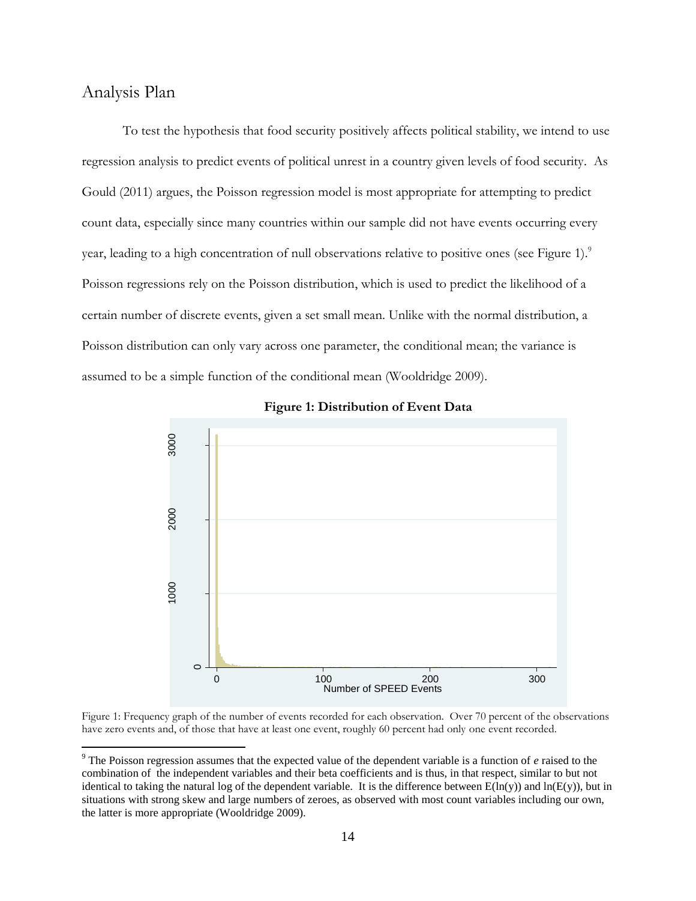## Analysis Plan

To test the hypothesis that food security positively affects political stability, we intend to use regression analysis to predict events of political unrest in a country given levels of food security. As Gould (2011) argues, the Poisson regression model is most appropriate for attempting to predict count data, especially since many countries within our sample did not have events occurring every year, leading to a high concentration of null observations relative to positive ones (see Figure 1).[9] Poisson regressions rely on the Poisson distribution, which is used to predict the likelihood of a certain number of discrete events, given a set small mean. Unlike with the normal distribution, a Poisson distribution can only vary across one parameter, the conditional mean; the variance is assumed to be a simple function of the conditional mean (Wooldridge 2009).

**Figure 1: Distribution of Event Data**

Figure 1: Frequency graph of the number of events recorded for each observation. Over 70 percent of the observations have zero events and, of those that have at least one event, roughly 60 percent had only one event recorded.

[9] The Poisson regression assumes that the expected value of the dependent variable is a function of *e* raised to the combination of the independent variables and their beta coefficients and is thus, in that respect, similar to but not identical to taking the natural log of the dependent variable. It is the difference between $E(\ln(y))$ and $\ln(E(y))$, but in situations with strong skew and large numbers of zeroes, as observed with most count variables including our own, the latter is more appropriate (Wooldridge 2009).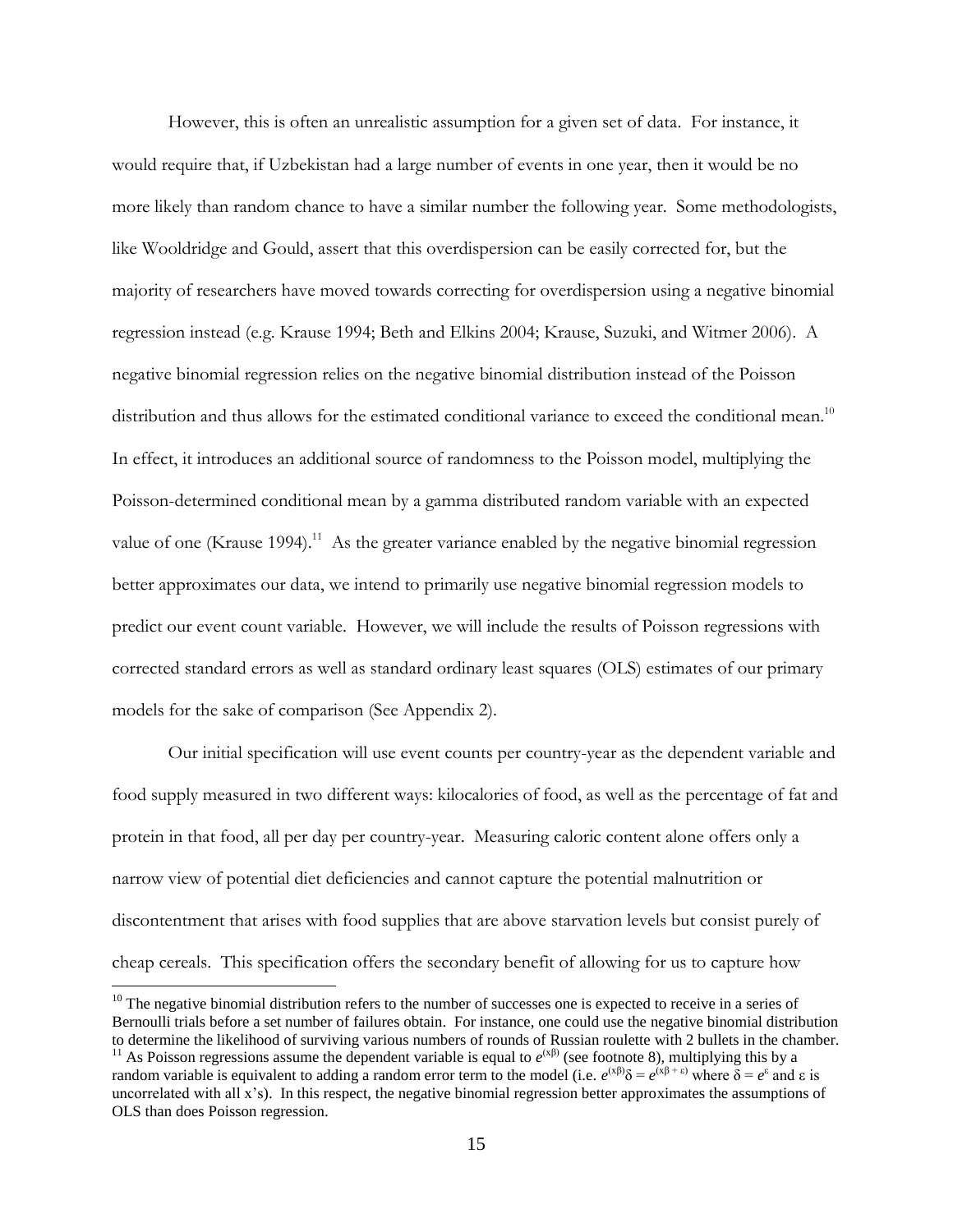However, this is often an unrealistic assumption for a given set of data. For instance, it would require that, if Uzbekistan had a large number of events in one year, then it would be no more likely than random chance to have a similar number the following year. Some methodologists, like Wooldridge and Gould, assert that this overdispersion can be easily corrected for, but the majority of researchers have moved towards correcting for overdispersion using a negative binomial regression instead (e.g. Krause 1994; Beth and Elkins 2004; Krause, Suzuki, and Witmer 2006). A negative binomial regression relies on the negative binomial distribution instead of the Poisson distribution and thus allows for the estimated conditional variance to exceed the conditional mean.[10] In effect, it introduces an additional source of randomness to the Poisson model, multiplying the Poisson-determined conditional mean by a gamma distributed random variable with an expected value of one (Krause 1994).[11] As the greater variance enabled by the negative binomial regression better approximates our data, we intend to primarily use negative binomial regression models to predict our event count variable. However, we will include the results of Poisson regressions with corrected standard errors as well as standard ordinary least squares (OLS) estimates of our primary models for the sake of comparison (See Appendix 2).

Our initial specification will use event counts per country-year as the dependent variable and food supply measured in two different ways: kilocalories of food, as well as the percentage of fat and protein in that food, all per day per country-year. Measuring caloric content alone offers only a narrow view of potential diet deficiencies and cannot capture the potential malnutrition or discontentment that arises with food supplies that are above starvation levels but consist purely of cheap cereals. This specification offers the secondary benefit of allowing for us to capture how

---

[10] The negative binomial distribution refers to the number of successes one is expected to receive in a series of Bernoulli trials before a set number of failures obtain. For instance, one could use the negative binomial distribution to determine the likelihood of surviving various numbers of rounds of Russian roulette with 2 bullets in the chamber.

[11] As Poisson regressions assume the dependent variable is equal to $e^{(x\beta)}$ (see footnote 8), multiplying this by a random variable is equivalent to adding a random error term to the model (i.e. $e^{(x\beta)}\delta = e^{(x\beta + \varepsilon)}$ where $\delta = e^{\varepsilon}$ and $\varepsilon$ is uncorrelated with all x's). In this respect, the negative binomial regression better approximates the assumptions of OLS than does Poisson regression.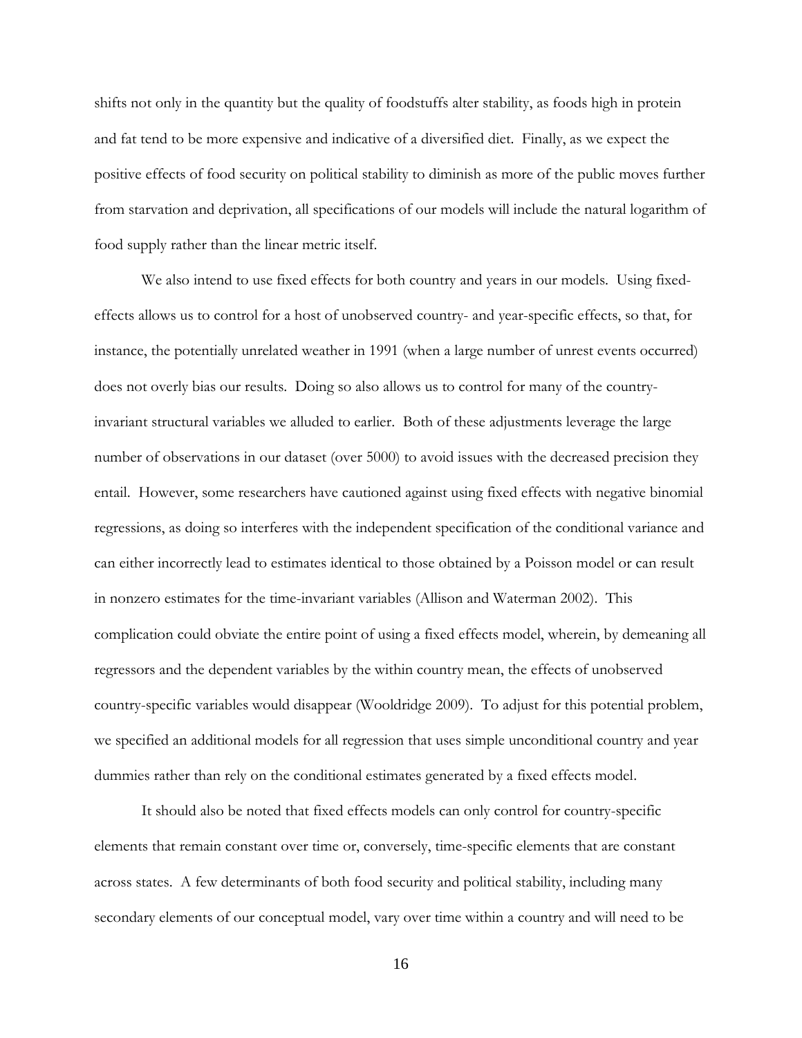shifts not only in the quantity but the quality of foodstuffs alter stability, as foods high in protein and fat tend to be more expensive and indicative of a diversified diet. Finally, as we expect the positive effects of food security on political stability to diminish as more of the public moves further from starvation and deprivation, all specifications of our models will include the natural logarithm of food supply rather than the linear metric itself.

We also intend to use fixed effects for both country and years in our models. Using fixed-effects allows us to control for a host of unobserved country- and year-specific effects, so that, for instance, the potentially unrelated weather in 1991 (when a large number of unrest events occurred) does not overly bias our results. Doing so also allows us to control for many of the country-invariant structural variables we alluded to earlier. Both of these adjustments leverage the large number of observations in our dataset (over 5000) to avoid issues with the decreased precision they entail. However, some researchers have cautioned against using fixed effects with negative binomial regressions, as doing so interferes with the independent specification of the conditional variance and can either incorrectly lead to estimates identical to those obtained by a Poisson model or can result in nonzero estimates for the time-invariant variables (Allison and Waterman 2002). This complication could obviate the entire point of using a fixed effects model, wherein, by demeaning all regressors and the dependent variables by the within country mean, the effects of unobserved country-specific variables would disappear (Wooldridge 2009). To adjust for this potential problem, we specified an additional models for all regression that uses simple unconditional country and year dummies rather than rely on the conditional estimates generated by a fixed effects model.

It should also be noted that fixed effects models can only control for country-specific elements that remain constant over time or, conversely, time-specific elements that are constant across states. A few determinants of both food security and political stability, including many secondary elements of our conceptual model, vary over time within a country and will need to be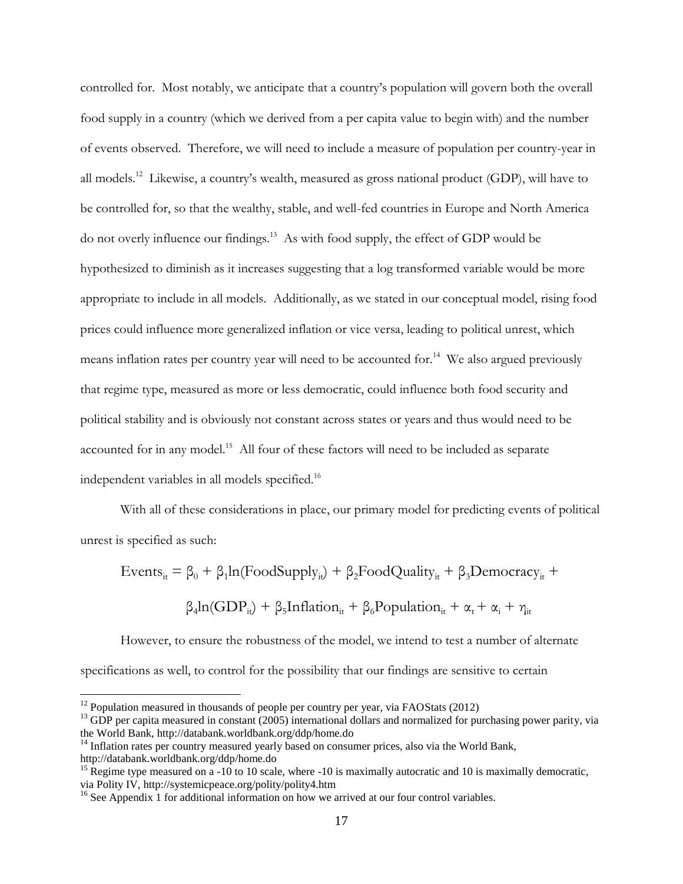controlled for. Most notably, we anticipate that a country's population will govern both the overall food supply in a country (which we derived from a per capita value to begin with) and the number of events observed. Therefore, we will need to include a measure of population per country-year in all models.[12] Likewise, a country's wealth, measured as gross national product (GDP), will have to be controlled for, so that the wealthy, stable, and well-fed countries in Europe and North America do not overly influence our findings.[13] As with food supply, the effect of GDP would be hypothesized to diminish as it increases suggesting that a log transformed variable would be more appropriate to include in all models. Additionally, as we stated in our conceptual model, rising food prices could influence more generalized inflation or vice versa, leading to political unrest, which means inflation rates per country year will need to be accounted for.[14] We also argued previously that regime type, measured as more or less democratic, could influence both food security and political stability and is obviously not constant across states or years and thus would need to be accounted for in any model.[15] All four of these factors will need to be included as separate independent variables in all models specified.[16]

With all of these considerations in place, our primary model for predicting events of political unrest is specified as such:

$$\text{Events}_{it} = \beta_0 + \beta_1 \ln(\text{FoodSupply}_{it}) + \beta_2 \text{FoodQuality}_{it} + \beta_3 \text{Democracy}_{it} + \beta_4 \ln(\text{GDP}_{it}) + \beta_5 \text{Inflation}_{it} + \beta_6 \text{Population}_{it} + \alpha_t + \alpha_i + \eta_{it}$$

However, to ensure the robustness of the model, we intend to test a number of alternate specifications as well, to control for the possibility that our findings are sensitive to certain

---

[12] Population measured in thousands of people per country per year, via FAOStats (2012)

[13] GDP per capita measured in constant (2005) international dollars and normalized for purchasing power parity, via the World Bank, http://databank.worldbank.org/ddp/home.do

[14] Inflation rates per country measured yearly based on consumer prices, also via the World Bank, http://databank.worldbank.org/ddp/home.do

[15] Regime type measured on a -10 to 10 scale, where -10 is maximally autocratic and 10 is maximally democratic, via Polity IV, http://systemicpeace.org/polity/polity4.htm

[16] See Appendix 1 for additional information on how we arrived at our four control variables.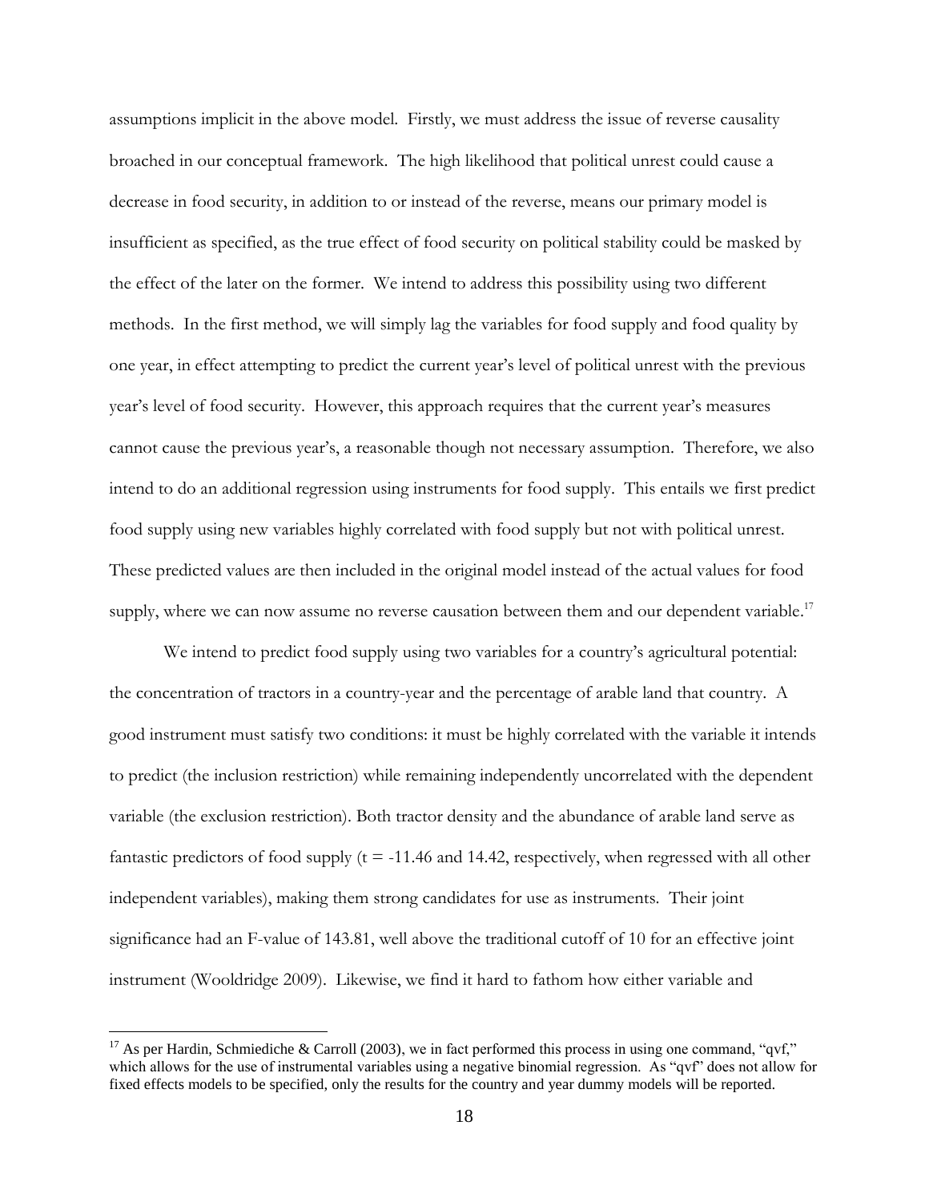assumptions implicit in the above model. Firstly, we must address the issue of reverse causality broached in our conceptual framework. The high likelihood that political unrest could cause a decrease in food security, in addition to or instead of the reverse, means our primary model is insufficient as specified, as the true effect of food security on political stability could be masked by the effect of the later on the former. We intend to address this possibility using two different methods. In the first method, we will simply lag the variables for food supply and food quality by one year, in effect attempting to predict the current year's level of political unrest with the previous year's level of food security. However, this approach requires that the current year's measures cannot cause the previous year's, a reasonable though not necessary assumption. Therefore, we also intend to do an additional regression using instruments for food supply. This entails we first predict food supply using new variables highly correlated with food supply but not with political unrest. These predicted values are then included in the original model instead of the actual values for food supply, where we can now assume no reverse causation between them and our dependent variable.[17]

We intend to predict food supply using two variables for a country's agricultural potential: the concentration of tractors in a country-year and the percentage of arable land that country. A good instrument must satisfy two conditions: it must be highly correlated with the variable it intends to predict (the inclusion restriction) while remaining independently uncorrelated with the dependent variable (the exclusion restriction). Both tractor density and the abundance of arable land serve as fantastic predictors of food supply ($t = -11.46$ and $14.42$, respectively, when regressed with all other independent variables), making them strong candidates for use as instruments. Their joint significance had an F-value of 143.81, well above the traditional cutoff of 10 for an effective joint instrument (Wooldridge 2009). Likewise, we find it hard to fathom how either variable and

---

[17] As per Hardin, Schmiediche & Carroll (2003), we in fact performed this process in using one command, "qvf," which allows for the use of instrumental variables using a negative binomial regression. As "qvf" does not allow for fixed effects models to be specified, only the results for the country and year dummy models will be reported.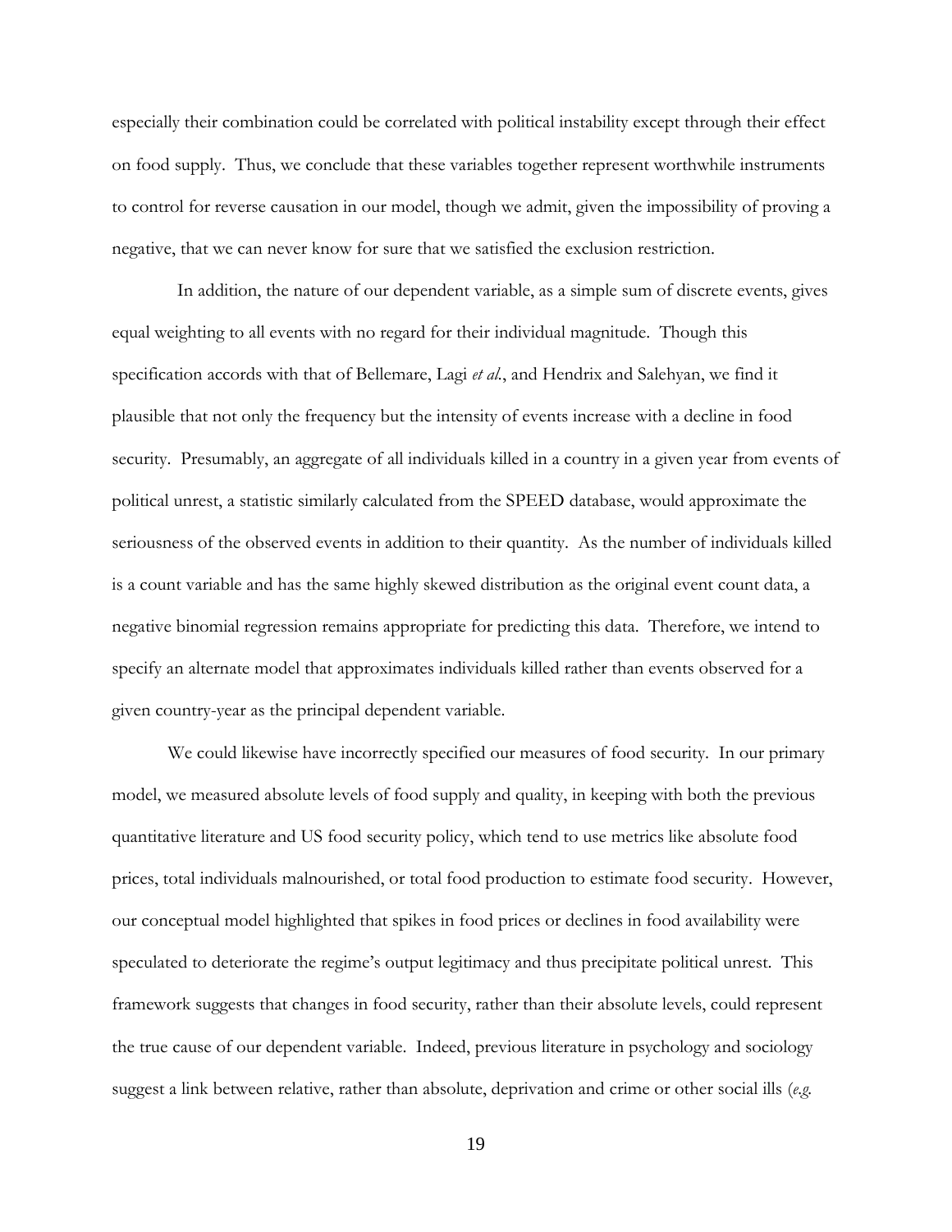especially their combination could be correlated with political instability except through their effect on food supply. Thus, we conclude that these variables together represent worthwhile instruments to control for reverse causation in our model, though we admit, given the impossibility of proving a negative, that we can never know for sure that we satisfied the exclusion restriction.

In addition, the nature of our dependent variable, as a simple sum of discrete events, gives equal weighting to all events with no regard for their individual magnitude. Though this specification accords with that of Bellemare, Lagi *et al.*, and Hendrix and Salehyan, we find it plausible that not only the frequency but the intensity of events increase with a decline in food security. Presumably, an aggregate of all individuals killed in a country in a given year from events of political unrest, a statistic similarly calculated from the SPEED database, would approximate the seriousness of the observed events in addition to their quantity. As the number of individuals killed is a count variable and has the same highly skewed distribution as the original event count data, a negative binomial regression remains appropriate for predicting this data. Therefore, we intend to specify an alternate model that approximates individuals killed rather than events observed for a given country-year as the principal dependent variable.

We could likewise have incorrectly specified our measures of food security. In our primary model, we measured absolute levels of food supply and quality, in keeping with both the previous quantitative literature and US food security policy, which tend to use metrics like absolute food prices, total individuals malnourished, or total food production to estimate food security. However, our conceptual model highlighted that spikes in food prices or declines in food availability were speculated to deteriorate the regime's output legitimacy and thus precipitate political unrest. This framework suggests that changes in food security, rather than their absolute levels, could represent the true cause of our dependent variable. Indeed, previous literature in psychology and sociology suggest a link between relative, rather than absolute, deprivation and crime or other social ills (*e.g.*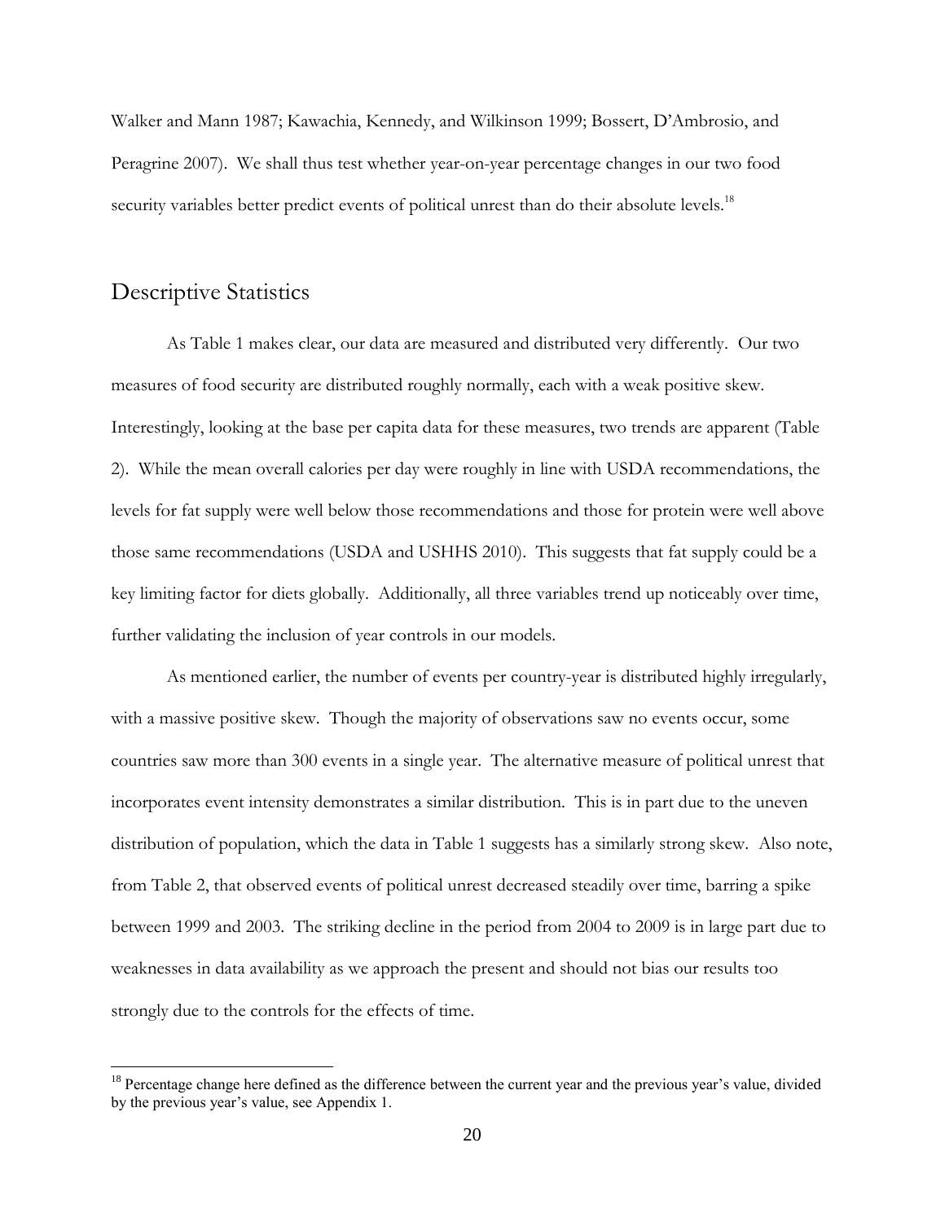Walker and Mann 1987; Kawachia, Kennedy, and Wilkinson 1999; Bossert, D'Ambrosio, and Peragrine 2007). We shall thus test whether year-on-year percentage changes in our two food security variables better predict events of political unrest than do their absolute levels.[18]

## Descriptive Statistics

As Table 1 makes clear, our data are measured and distributed very differently. Our two measures of food security are distributed roughly normally, each with a weak positive skew. Interestingly, looking at the base per capita data for these measures, two trends are apparent (Table 2). While the mean overall calories per day were roughly in line with USDA recommendations, the levels for fat supply were well below those recommendations and those for protein were well above those same recommendations (USDA and USHHS 2010). This suggests that fat supply could be a key limiting factor for diets globally. Additionally, all three variables trend up noticeably over time, further validating the inclusion of year controls in our models.

As mentioned earlier, the number of events per country-year is distributed highly irregularly, with a massive positive skew. Though the majority of observations saw no events occur, some countries saw more than 300 events in a single year. The alternative measure of political unrest that incorporates event intensity demonstrates a similar distribution. This is in part due to the uneven distribution of population, which the data in Table 1 suggests has a similarly strong skew. Also note, from Table 2, that observed events of political unrest decreased steadily over time, barring a spike between 1999 and 2003. The striking decline in the period from 2004 to 2009 is in large part due to weaknesses in data availability as we approach the present and should not bias our results too strongly due to the controls for the effects of time.

---

[18] Percentage change here defined as the difference between the current year and the previous year's value, divided by the previous year's value, see Appendix 1.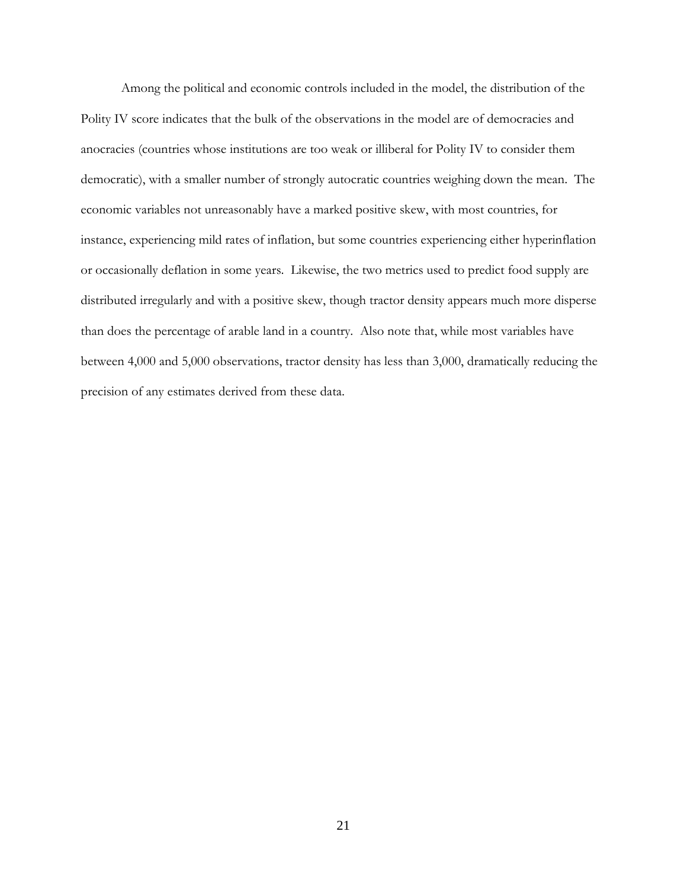Among the political and economic controls included in the model, the distribution of the Polity IV score indicates that the bulk of the observations in the model are of democracies and anocracies (countries whose institutions are too weak or illiberal for Polity IV to consider them democratic), with a smaller number of strongly autocratic countries weighing down the mean. The economic variables not unreasonably have a marked positive skew, with most countries, for instance, experiencing mild rates of inflation, but some countries experiencing either hyperinflation or occasionally deflation in some years. Likewise, the two metrics used to predict food supply are distributed irregularly and with a positive skew, though tractor density appears much more disperse than does the percentage of arable land in a country. Also note that, while most variables have between 4,000 and 5,000 observations, tractor density has less than 3,000, dramatically reducing the precision of any estimates derived from these data.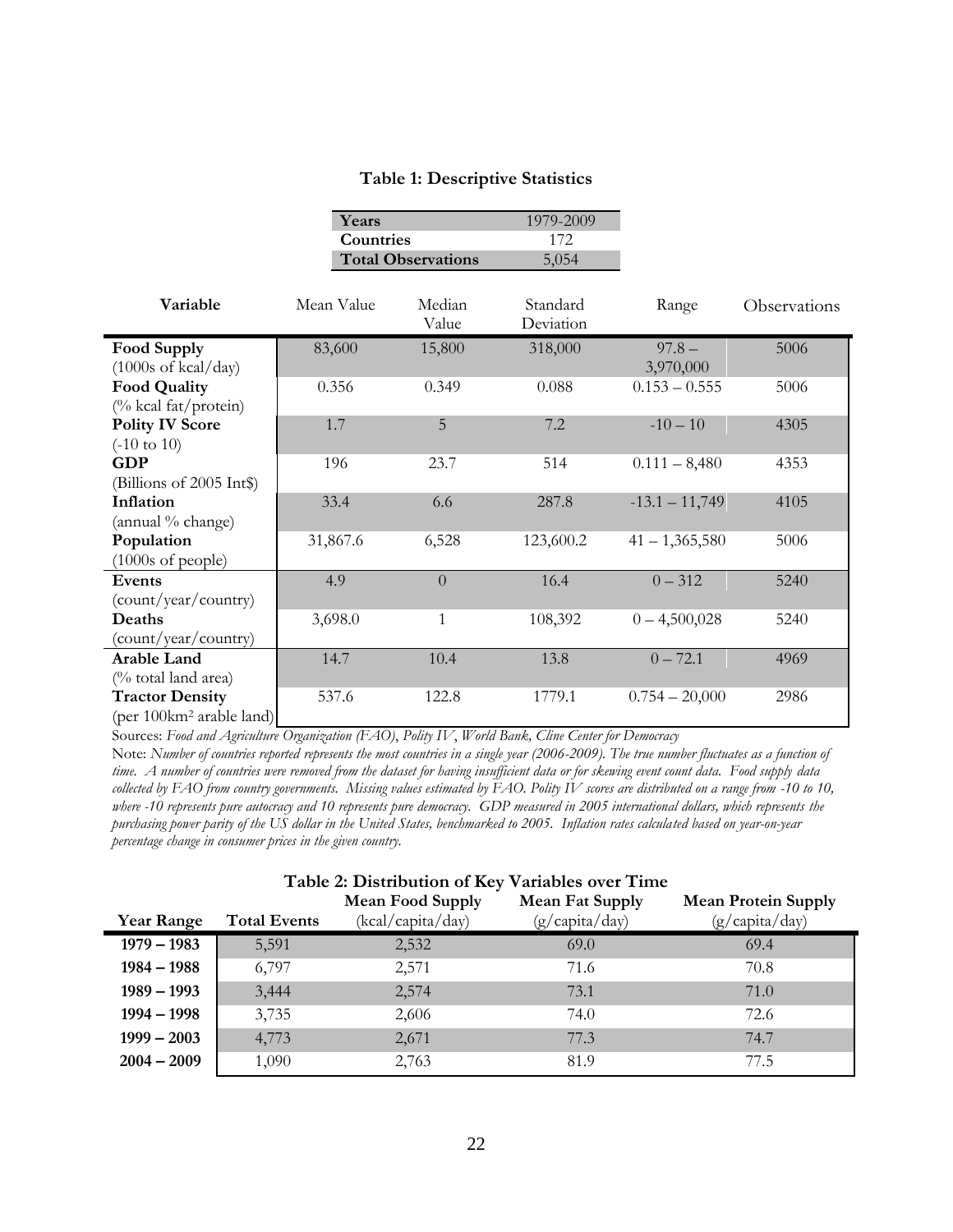**Table 1: Descriptive Statistics**

| | |
|---|---|
| **Years** | 1979-2009 |
| **Countries** | 172 |
| **Total Observations** | 5,054 |

| Variable | Mean Value | Median Value | Standard Deviation | Range | Observations |
|---|---|---|---|---|---|
| **Food Supply** (1000s of kcal/day) | 83,600 | 15,800 | 318,000 | 97.8 – 3,970,000 | 5006 |
| **Food Quality** (% kcal fat/protein) | 0.356 | 0.349 | 0.088 | 0.153 – 0.555 | 5006 |
| **Polity IV Score** (-10 to 10) | 1.7 | 5 | 7.2 | -10 – 10 | 4305 |
| **GDP** (Billions of 2005 Int$) | 196 | 23.7 | 514 | 0.111 – 8,480 | 4353 |
| **Inflation** (annual % change) | 33.4 | 6.6 | 287.8 | -13.1 – 11,749 | 4105 |
| **Population** (1000s of people) | 31,867.6 | 6,528 | 123,600.2 | 41 – 1,365,580 | 5006 |
| **Events** (count/year/country) | 4.9 | 0 | 16.4 | 0 – 312 | 5240 |
| **Deaths** (count/year/country) | 3,698.0 | 1 | 108,392 | 0 – 4,500,028 | 5240 |
| **Arable Land** (% total land area) | 14.7 | 10.4 | 13.8 | 0 – 72.1 | 4969 |
| **Tractor Density** (per 100km² arable land) | 537.6 | 122.8 | 1779.1 | 0.754 – 20,000 | 2986 |

Sources: *Food and Agriculture Organization (FAO)*, *Polity IV*, *World Bank, Cline Center for Democracy*

Note: *Number of countries reported represents the most countries in a single year (2006-2009). The true number fluctuates as a function of time. A number of countries were removed from the dataset for having insufficient data or for skewing event count data. Food supply data collected by FAO from country governments. Missing values estimated by FAO. Polity IV scores are distributed on a range from -10 to 10, where -10 represents pure autocracy and 10 represents pure democracy. GDP measured in 2005 international dollars, which represents the purchasing power parity of the US dollar in the United States, benchmarked to 2005. Inflation rates calculated based on year-on-year percentage change in consumer prices in the given country.*

**Table 2: Distribution of Key Variables over Time**

| Year Range | Total Events | Mean Food Supply (kcal/capita/day) | Mean Fat Supply (g/capita/day) | Mean Protein Supply (g/capita/day) |
|---|---|---|---|---|
| **1979 – 1983** | 5,591 | 2,532 | 69.0 | 69.4 |
| **1984 – 1988** | 6,797 | 2,571 | 71.6 | 70.8 |
| **1989 – 1993** | 3,444 | 2,574 | 73.1 | 71.0 |
| **1994 – 1998** | 3,735 | 2,606 | 74.0 | 72.6 |
| **1999 – 2003** | 4,773 | 2,671 | 77.3 | 74.7 |
| **2004 – 2009** | 1,090 | 2,763 | 81.9 | 77.5 |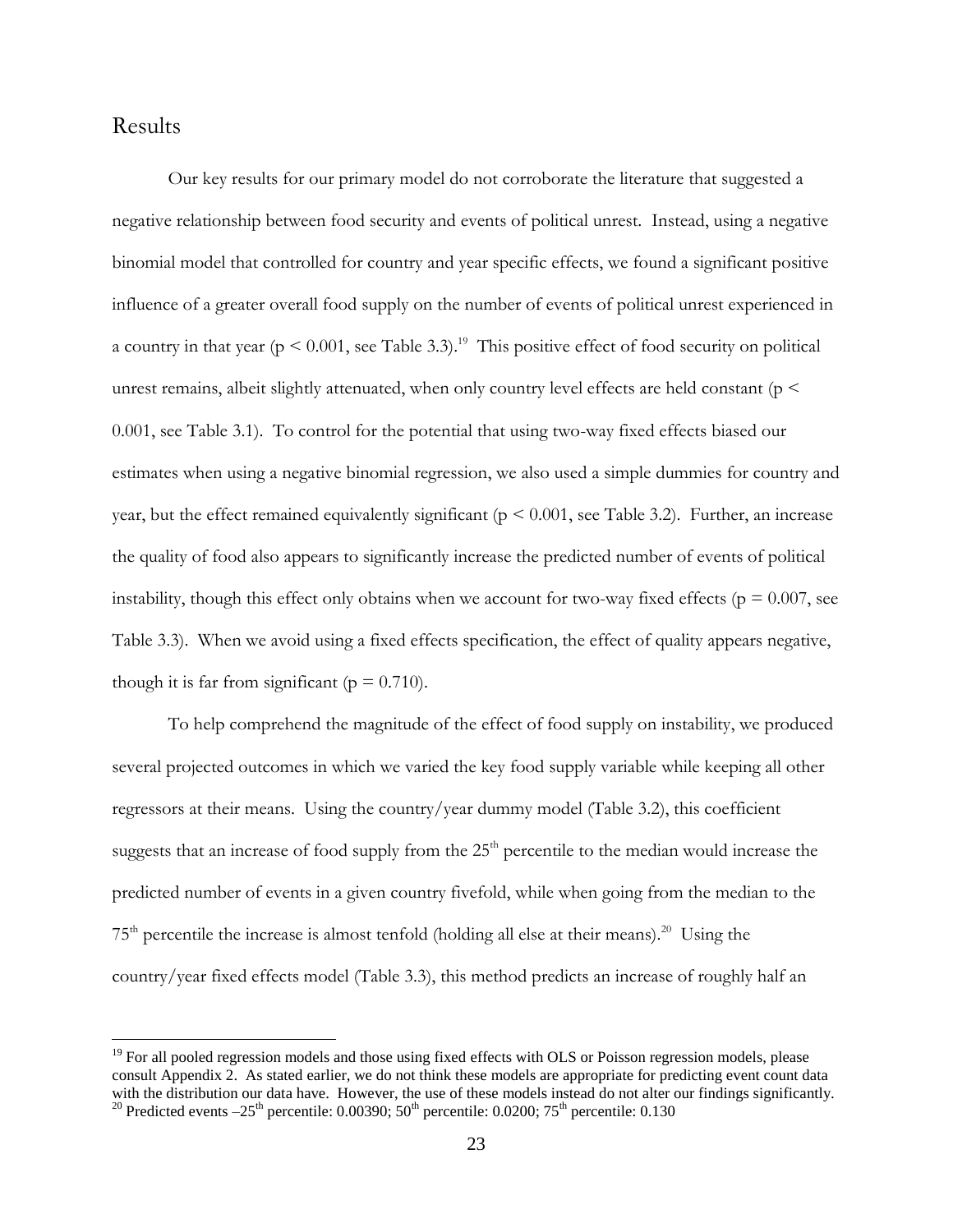## Results

Our key results for our primary model do not corroborate the literature that suggested a negative relationship between food security and events of political unrest. Instead, using a negative binomial model that controlled for country and year specific effects, we found a significant positive influence of a greater overall food supply on the number of events of political unrest experienced in a country in that year ($p < 0.001$, see Table 3.3).[19] This positive effect of food security on political unrest remains, albeit slightly attenuated, when only country level effects are held constant ($p < 0.001$, see Table 3.1). To control for the potential that using two-way fixed effects biased our estimates when using a negative binomial regression, we also used a simple dummies for country and year, but the effect remained equivalently significant ($p < 0.001$, see Table 3.2). Further, an increase the quality of food also appears to significantly increase the predicted number of events of political instability, though this effect only obtains when we account for two-way fixed effects ($p = 0.007$, see Table 3.3). When we avoid using a fixed effects specification, the effect of quality appears negative, though it is far from significant ($p = 0.710$).

To help comprehend the magnitude of the effect of food supply on instability, we produced several projected outcomes in which we varied the key food supply variable while keeping all other regressors at their means. Using the country/year dummy model (Table 3.2), this coefficient suggests that an increase of food supply from the 25th percentile to the median would increase the predicted number of events in a given country fivefold, while when going from the median to the 75th percentile the increase is almost tenfold (holding all else at their means).[20] Using the country/year fixed effects model (Table 3.3), this method predicts an increase of roughly half an

---

[19] For all pooled regression models and those using fixed effects with OLS or Poisson regression models, please consult Appendix 2. As stated earlier, we do not think these models are appropriate for predicting event count data with the distribution our data have. However, the use of these models instead do not alter our findings significantly.

[20] Predicted events –25th percentile: 0.00390; 50th percentile: 0.0200; 75th percentile: 0.130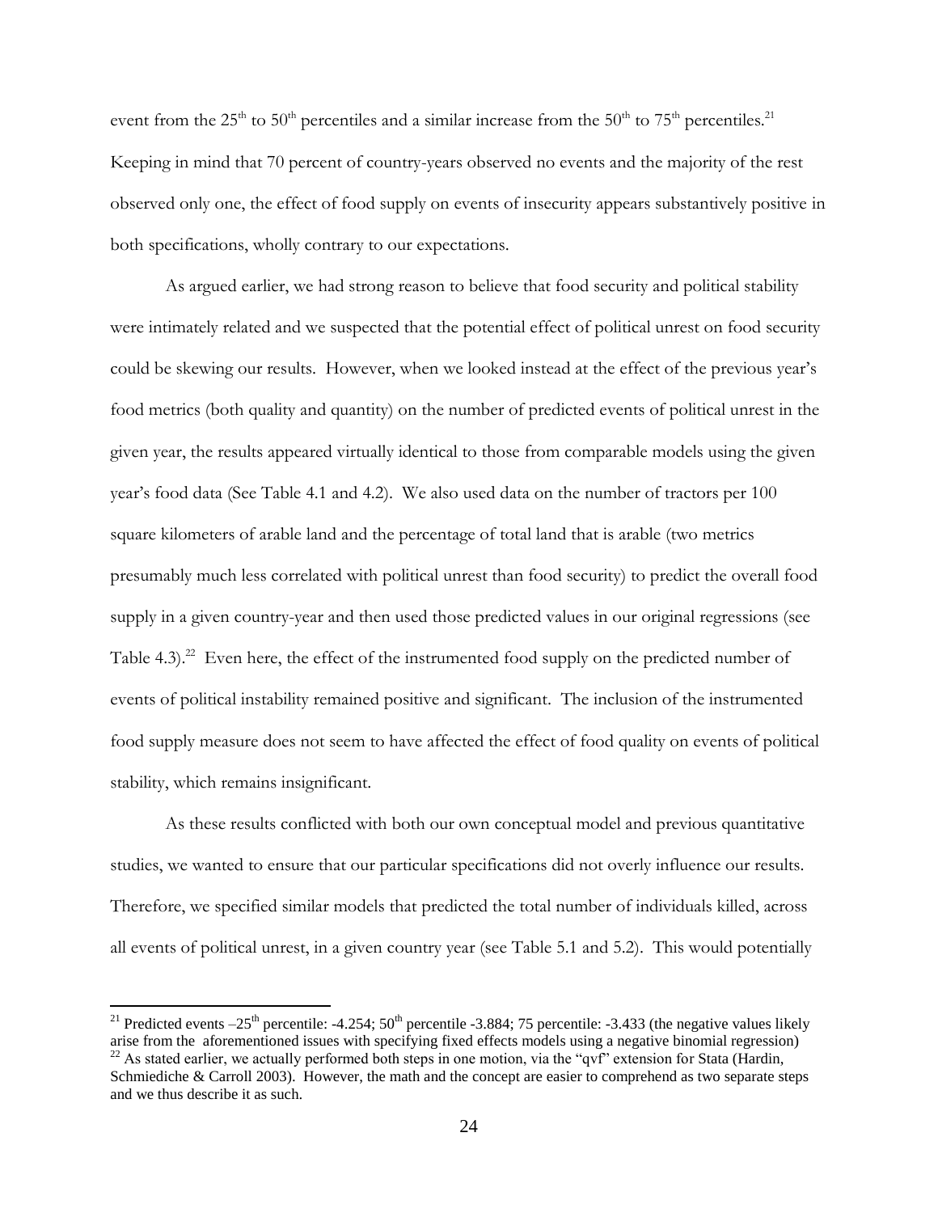event from the 25th to 50th percentiles and a similar increase from the 50th to 75th percentiles.[21] Keeping in mind that 70 percent of country-years observed no events and the majority of the rest observed only one, the effect of food supply on events of insecurity appears substantively positive in both specifications, wholly contrary to our expectations.

As argued earlier, we had strong reason to believe that food security and political stability were intimately related and we suspected that the potential effect of political unrest on food security could be skewing our results. However, when we looked instead at the effect of the previous year's food metrics (both quality and quantity) on the number of predicted events of political unrest in the given year, the results appeared virtually identical to those from comparable models using the given year's food data (See Table 4.1 and 4.2). We also used data on the number of tractors per 100 square kilometers of arable land and the percentage of total land that is arable (two metrics presumably much less correlated with political unrest than food security) to predict the overall food supply in a given country-year and then used those predicted values in our original regressions (see Table 4.3).[22] Even here, the effect of the instrumented food supply on the predicted number of events of political instability remained positive and significant. The inclusion of the instrumented food supply measure does not seem to have affected the effect of food quality on events of political stability, which remains insignificant.

As these results conflicted with both our own conceptual model and previous quantitative studies, we wanted to ensure that our particular specifications did not overly influence our results. Therefore, we specified similar models that predicted the total number of individuals killed, across all events of political unrest, in a given country year (see Table 5.1 and 5.2). This would potentially

---

[21] Predicted events –25th percentile: -4.254; 50th percentile -3.884; 75 percentile: -3.433 (the negative values likely arise from the aforementioned issues with specifying fixed effects models using a negative binomial regression)

[22] As stated earlier, we actually performed both steps in one motion, via the "qvf" extension for Stata (Hardin, Schmiediche & Carroll 2003). However, the math and the concept are easier to comprehend as two separate steps and we thus describe it as such.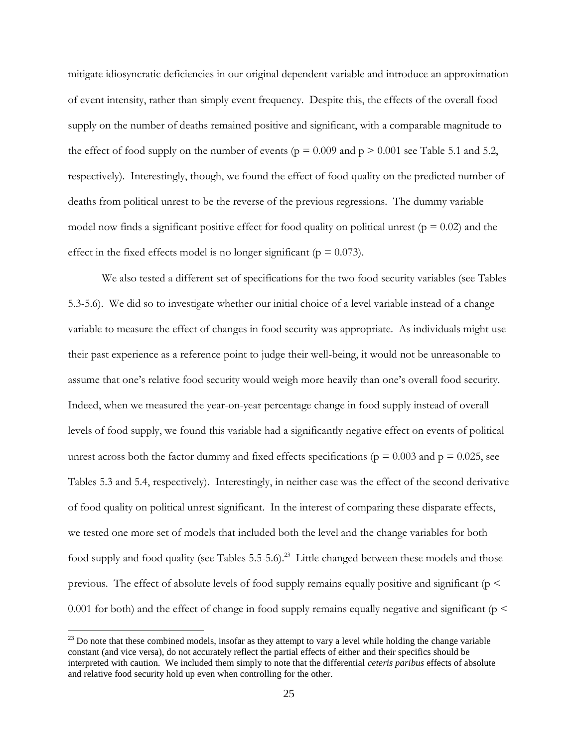mitigate idiosyncratic deficiencies in our original dependent variable and introduce an approximation of event intensity, rather than simply event frequency. Despite this, the effects of the overall food supply on the number of deaths remained positive and significant, with a comparable magnitude to the effect of food supply on the number of events ($p = 0.009$ and $p > 0.001$ see Table 5.1 and 5.2, respectively). Interestingly, though, we found the effect of food quality on the predicted number of deaths from political unrest to be the reverse of the previous regressions. The dummy variable model now finds a significant positive effect for food quality on political unrest ($p = 0.02$) and the effect in the fixed effects model is no longer significant ($p = 0.073$).

We also tested a different set of specifications for the two food security variables (see Tables 5.3-5.6). We did so to investigate whether our initial choice of a level variable instead of a change variable to measure the effect of changes in food security was appropriate. As individuals might use their past experience as a reference point to judge their well-being, it would not be unreasonable to assume that one's relative food security would weigh more heavily than one's overall food security. Indeed, when we measured the year-on-year percentage change in food supply instead of overall levels of food supply, we found this variable had a significantly negative effect on events of political unrest across both the factor dummy and fixed effects specifications ($p = 0.003$ and $p = 0.025$, see Tables 5.3 and 5.4, respectively). Interestingly, in neither case was the effect of the second derivative of food quality on political unrest significant. In the interest of comparing these disparate effects, we tested one more set of models that included both the level and the change variables for both food supply and food quality (see Tables 5.5-5.6).[23] Little changed between these models and those previous. The effect of absolute levels of food supply remains equally positive and significant ($p < 0.001$ for both) and the effect of change in food supply remains equally negative and significant ($p <$

[23] Do note that these combined models, insofar as they attempt to vary a level while holding the change variable constant (and vice versa), do not accurately reflect the partial effects of either and their specifics should be interpreted with caution. We included them simply to note that the differential *ceteris paribus* effects of absolute and relative food security hold up even when controlling for the other.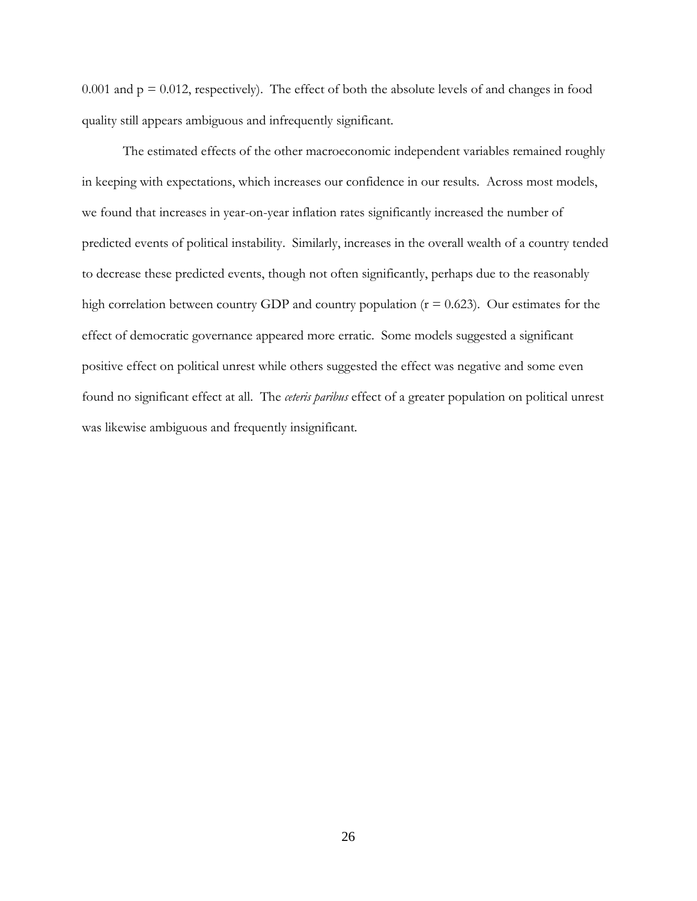0.001 and $p = 0.012$, respectively). The effect of both the absolute levels of and changes in food quality still appears ambiguous and infrequently significant.

The estimated effects of the other macroeconomic independent variables remained roughly in keeping with expectations, which increases our confidence in our results. Across most models, we found that increases in year-on-year inflation rates significantly increased the number of predicted events of political instability. Similarly, increases in the overall wealth of a country tended to decrease these predicted events, though not often significantly, perhaps due to the reasonably high correlation between country GDP and country population ($r = 0.623$). Our estimates for the effect of democratic governance appeared more erratic. Some models suggested a significant positive effect on political unrest while others suggested the effect was negative and some even found no significant effect at all. The *ceteris paribus* effect of a greater population on political unrest was likewise ambiguous and frequently insignificant.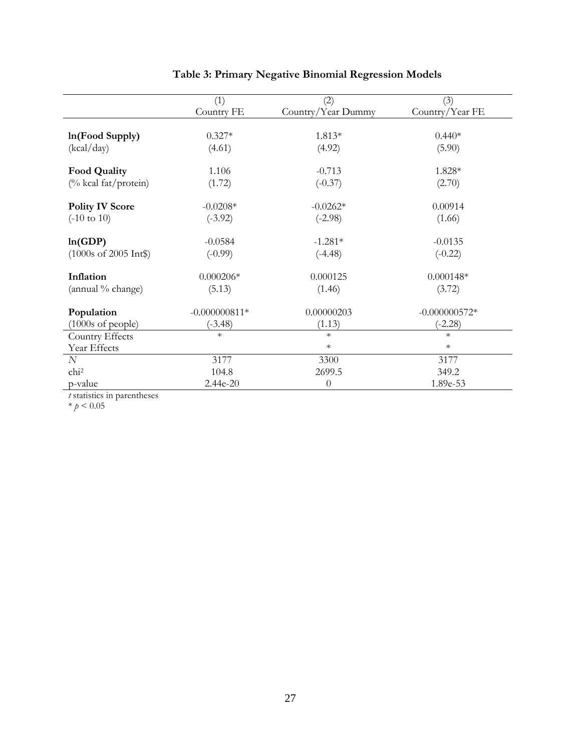**Table 3: Primary Negative Binomial Regression Models**

| | (1) | (2) | (3) |
|---|---|---|---|
| | Country FE | Country/Year Dummy | Country/Year FE |
| **ln(Food Supply)** | 0.327* | 1.813* | 0.440* |
| (kcal/day) | (4.61) | (4.92) | (5.90) |
| **Food Quality** | 1.106 | -0.713 | 1.828* |
| (% kcal fat/protein) | (1.72) | (-0.37) | (2.70) |
| **Polity IV Score** | -0.0208* | -0.0262* | 0.00914 |
| (-10 to 10) | (-3.92) | (-2.98) | (1.66) |
| **ln(GDP)** | -0.0584 | -1.281* | -0.0135 |
| (1000s of 2005 Int$) | (-0.99) | (-4.48) | (-0.22) |
| **Inflation** | 0.000206* | 0.000125 | 0.000148* |
| (annual % change) | (5.13) | (1.46) | (3.72) |
| **Population** | -0.000000811* | 0.00000203 | -0.000000572* |
| (1000s of people) | (-3.48) | (1.13) | (-2.28) |
| Country Effects | * | * | * |
| Year Effects | | * | * |
| *N* | 3177 | 3300 | 3177 |
| $chi^2$ | 104.8 | 2699.5 | 349.2 |
| p-value | 2.44e-20 | 0 | 1.89e-53 |

*t* statistics in parentheses

* $p < 0.05$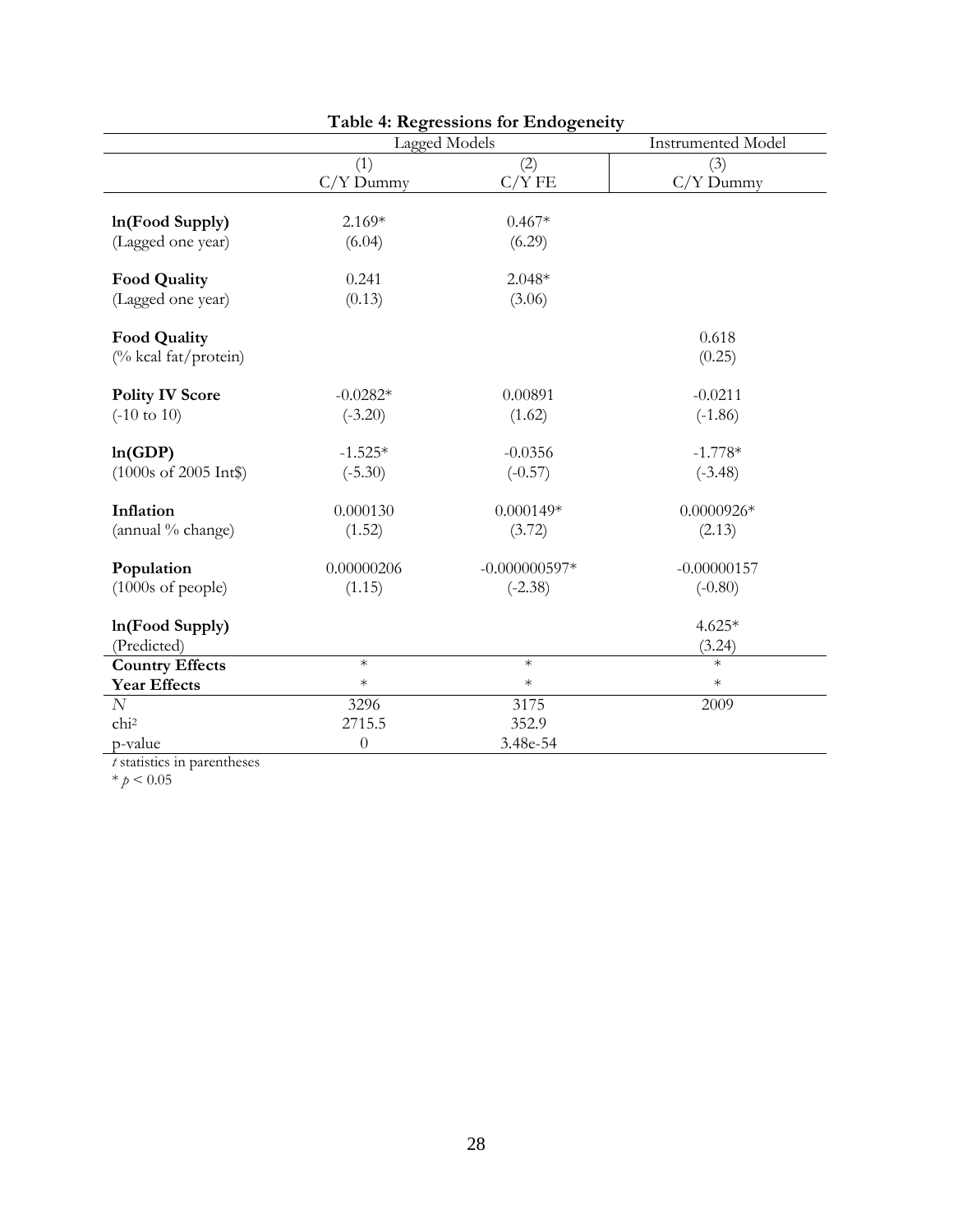**Table 4: Regressions for Endogeneity**

| | Lagged Models | | Instrumented Model |
|---|---|---|---|
| | (1) | (2) | (3) |
| | C/Y Dummy | C/Y FE | C/Y Dummy |
| **ln(Food Supply)** | 2.169* | 0.467* | |
| (Lagged one year) | (6.04) | (6.29) | |
| **Food Quality** | 0.241 | 2.048* | |
| (Lagged one year) | (0.13) | (3.06) | |
| **Food Quality** | | | 0.618 |
| (% kcal fat/protein) | | | (0.25) |
| **Polity IV Score** | -0.0282* | 0.00891 | -0.0211 |
| (-10 to 10) | (-3.20) | (1.62) | (-1.86) |
| **ln(GDP)** | -1.525* | -0.0356 | -1.778* |
| (1000s of 2005 Int$) | (-5.30) | (-0.57) | (-3.48) |
| **Inflation** | 0.000130 | 0.000149* | 0.0000926* |
| (annual % change) | (1.52) | (3.72) | (2.13) |
| **Population** | 0.00000206 | -0.000000597* | -0.00000157 |
| (1000s of people) | (1.15) | (-2.38) | (-0.80) |
| **ln(Food Supply)** | | | 4.625* |
| (Predicted) | | | (3.24) |
| **Country Effects** | * | * | * |
| **Year Effects** | * | * | * |
| $N$ | 3296 | 3175 | 2009 |
| $chi^2$ | 2715.5 | 352.9 | |
| p-value | 0 | 3.48e-54 | |

*t* statistics in parentheses

* $p < 0.05$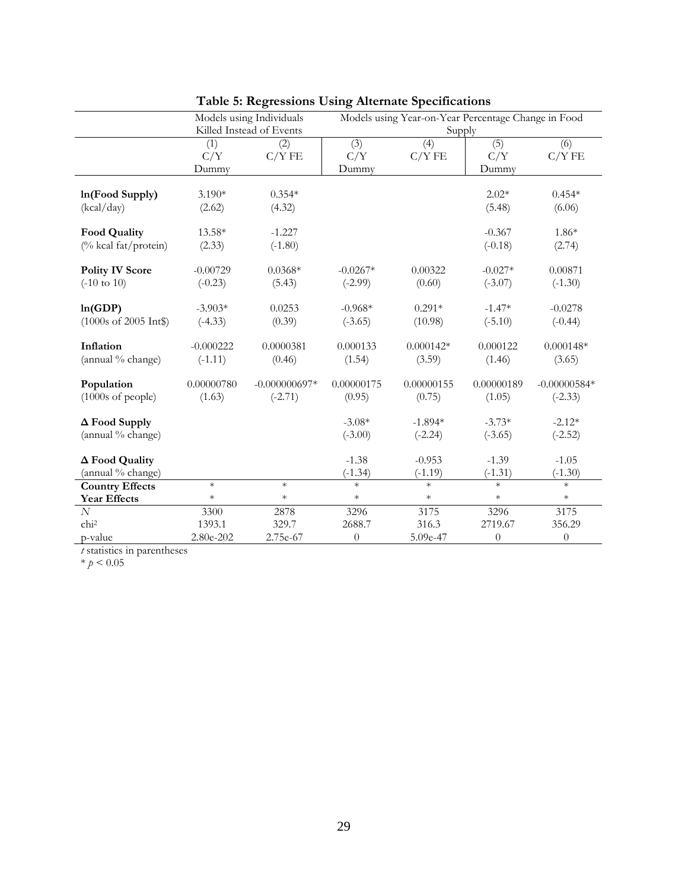# Table 5: Regressions Using Alternate Specifications

| | Models using Individuals Killed Instead of Events | | Models using Year-on-Year Percentage Change in Food Supply | | | |
|---|---|---|---|---|---|---|
| | (1) C/Y Dummy | (2) C/Y FE | (3) C/Y Dummy | (4) C/Y FE | (5) C/Y Dummy | (6) C/Y FE |
| **ln(Food Supply)** | 3.190* | 0.354* | | | 2.02* | 0.454* |
| (kcal/day) | (2.62) | (4.32) | | | (5.48) | (6.06) |
| **Food Quality** | 13.58* | -1.227 | | | -0.367 | 1.86* |
| (% kcal fat/protein) | (2.33) | (-1.80) | | | (-0.18) | (2.74) |
| **Polity IV Score** | -0.00729 | 0.0368* | -0.0267* | 0.00322 | -0.027* | 0.00871 |
| (-10 to 10) | (-0.23) | (5.43) | (-2.99) | (0.60) | (-3.07) | (-1.30) |
| **ln(GDP)** | -3.903* | 0.0253 | -0.968* | 0.291* | -1.47* | -0.0278 |
| (1000s of 2005 Int$) | (-4.33) | (0.39) | (-3.65) | (10.98) | (-5.10) | (-0.44) |
| **Inflation** | -0.000222 | 0.0000381 | 0.000133 | 0.000142* | 0.000122 | 0.000148* |
| (annual % change) | (-1.11) | (0.46) | (1.54) | (3.59) | (1.46) | (3.65) |
| **Population** | 0.00000780 | -0.000000697* | 0.00000175 | 0.00000155 | 0.00000189 | -0.00000584* |
| (1000s of people) | (1.63) | (-2.71) | (0.95) | (0.75) | (1.05) | (-2.33) |
| **Δ Food Supply** | | | -3.08* | -1.894* | -3.73* | -2.12* |
| (annual % change) | | | (-3.00) | (-2.24) | (-3.65) | (-2.52) |
| **Δ Food Quality** | | | -1.38 | -0.953 | -1.39 | -1.05 |
| (annual % change) | | | (-1.34) | (-1.19) | (-1.31) | (-1.30) |
| **Country Effects** | * | * | * | * | * | * |
| **Year Effects** | * | * | * | * | * | * |
| $N$ | 3300 | 2878 | 3296 | 3175 | 3296 | 3175 |
| $chi^2$ | 1393.1 | 329.7 | 2688.7 | 316.3 | 2719.67 | 356.29 |
| p-value | 2.80e-202 | 2.75e-67 | 0 | 5.09e-47 | 0 | 0 |

$t$ statistics in parentheses

* $p < 0.05$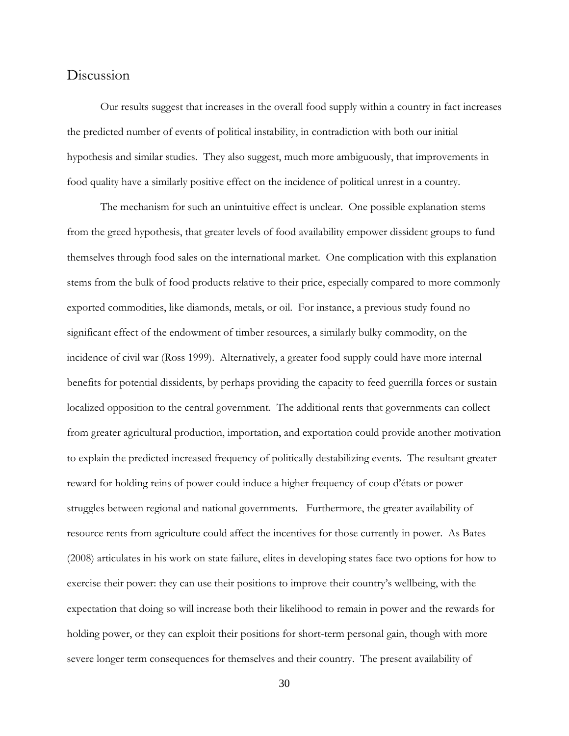## Discussion

Our results suggest that increases in the overall food supply within a country in fact increases the predicted number of events of political instability, in contradiction with both our initial hypothesis and similar studies. They also suggest, much more ambiguously, that improvements in food quality have a similarly positive effect on the incidence of political unrest in a country.

The mechanism for such an unintuitive effect is unclear. One possible explanation stems from the greed hypothesis, that greater levels of food availability empower dissident groups to fund themselves through food sales on the international market. One complication with this explanation stems from the bulk of food products relative to their price, especially compared to more commonly exported commodities, like diamonds, metals, or oil. For instance, a previous study found no significant effect of the endowment of timber resources, a similarly bulky commodity, on the incidence of civil war (Ross 1999). Alternatively, a greater food supply could have more internal benefits for potential dissidents, by perhaps providing the capacity to feed guerrilla forces or sustain localized opposition to the central government. The additional rents that governments can collect from greater agricultural production, importation, and exportation could provide another motivation to explain the predicted increased frequency of politically destabilizing events. The resultant greater reward for holding reins of power could induce a higher frequency of coup d'états or power struggles between regional and national governments. Furthermore, the greater availability of resource rents from agriculture could affect the incentives for those currently in power. As Bates (2008) articulates in his work on state failure, elites in developing states face two options for how to exercise their power: they can use their positions to improve their country's wellbeing, with the expectation that doing so will increase both their likelihood to remain in power and the rewards for holding power, or they can exploit their positions for short-term personal gain, though with more severe longer term consequences for themselves and their country. The present availability of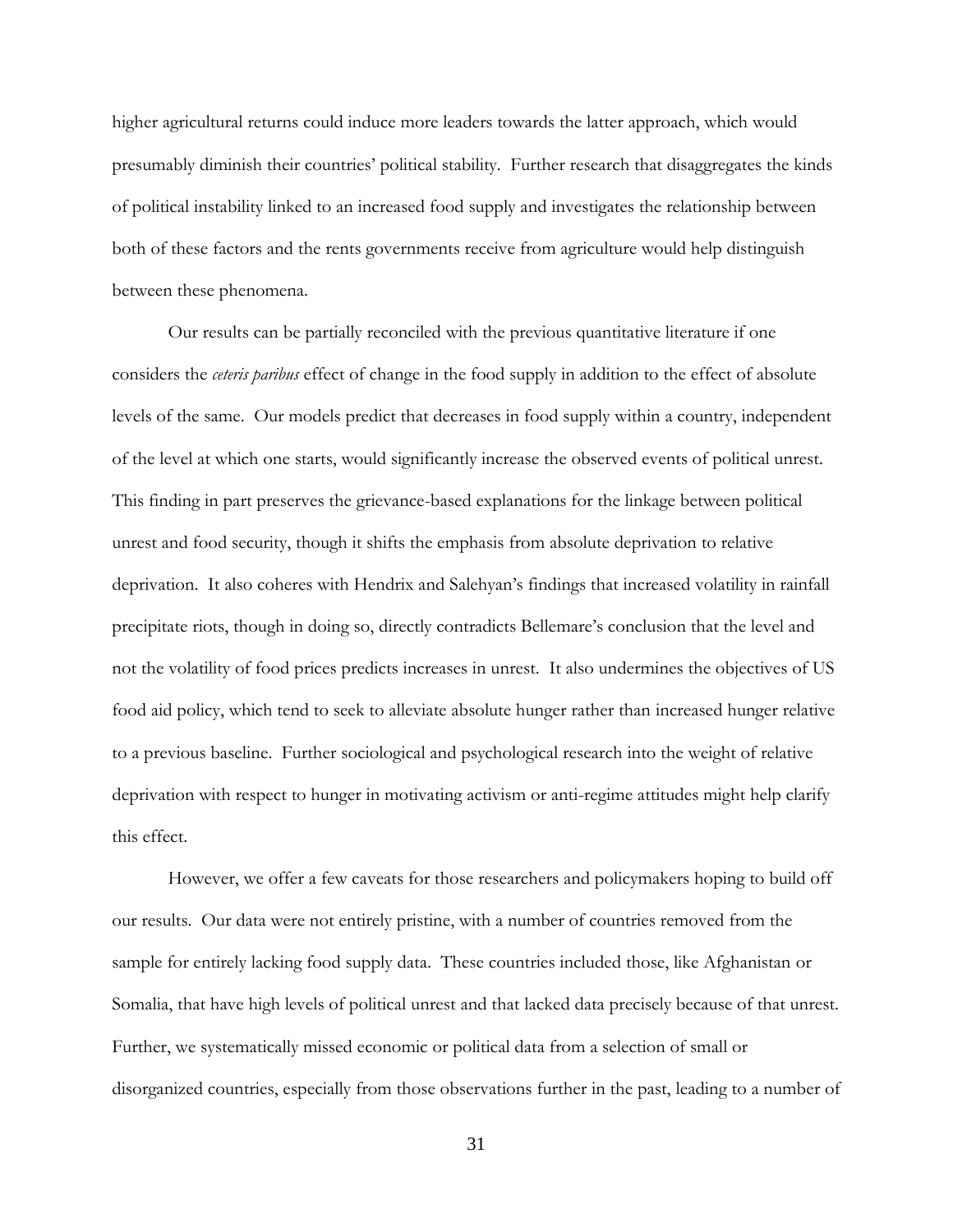higher agricultural returns could induce more leaders towards the latter approach, which would presumably diminish their countries' political stability. Further research that disaggregates the kinds of political instability linked to an increased food supply and investigates the relationship between both of these factors and the rents governments receive from agriculture would help distinguish between these phenomena.

Our results can be partially reconciled with the previous quantitative literature if one considers the *ceteris paribus* effect of change in the food supply in addition to the effect of absolute levels of the same. Our models predict that decreases in food supply within a country, independent of the level at which one starts, would significantly increase the observed events of political unrest. This finding in part preserves the grievance-based explanations for the linkage between political unrest and food security, though it shifts the emphasis from absolute deprivation to relative deprivation. It also coheres with Hendrix and Salehyan's findings that increased volatility in rainfall precipitate riots, though in doing so, directly contradicts Bellemare's conclusion that the level and not the volatility of food prices predicts increases in unrest. It also undermines the objectives of US food aid policy, which tend to seek to alleviate absolute hunger rather than increased hunger relative to a previous baseline. Further sociological and psychological research into the weight of relative deprivation with respect to hunger in motivating activism or anti-regime attitudes might help clarify this effect.

However, we offer a few caveats for those researchers and policymakers hoping to build off our results. Our data were not entirely pristine, with a number of countries removed from the sample for entirely lacking food supply data. These countries included those, like Afghanistan or Somalia, that have high levels of political unrest and that lacked data precisely because of that unrest. Further, we systematically missed economic or political data from a selection of small or disorganized countries, especially from those observations further in the past, leading to a number of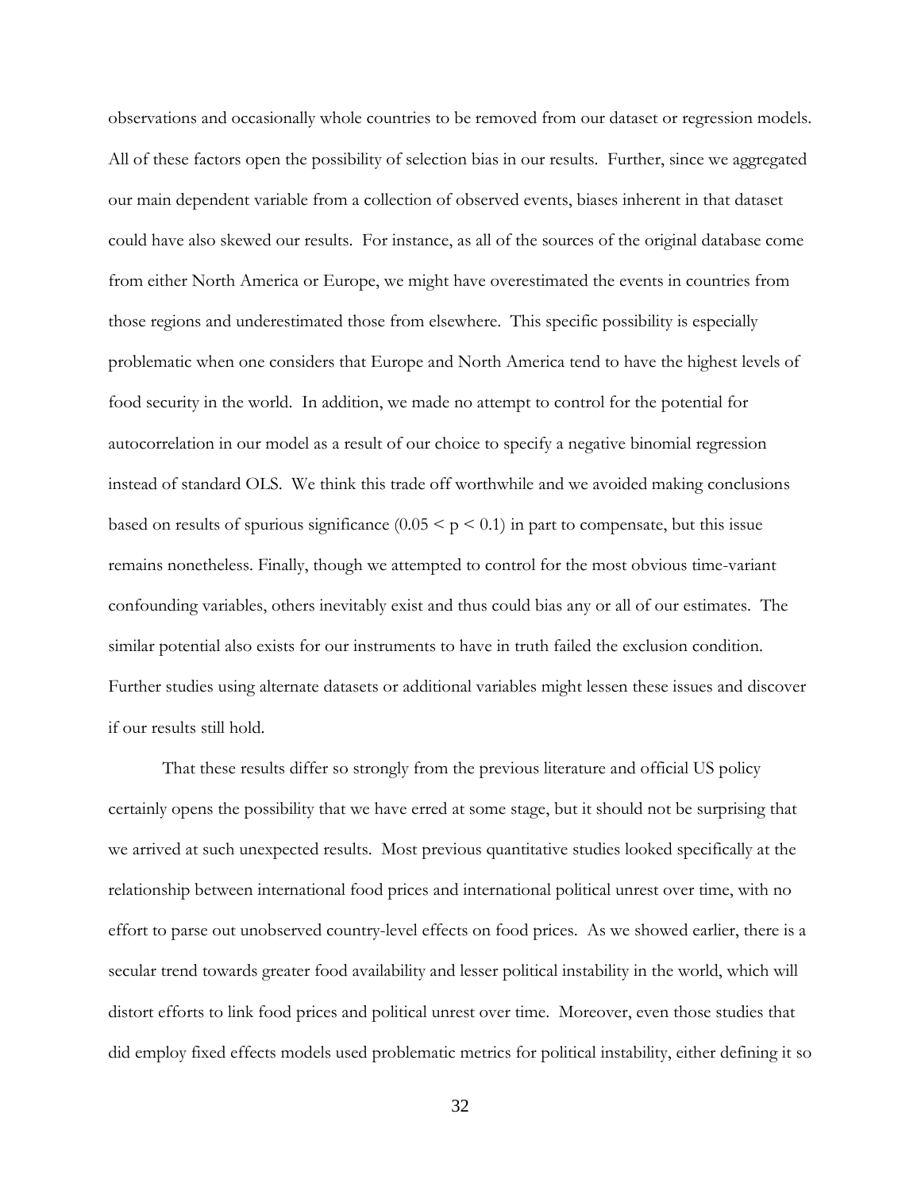observations and occasionally whole countries to be removed from our dataset or regression models. All of these factors open the possibility of selection bias in our results. Further, since we aggregated our main dependent variable from a collection of observed events, biases inherent in that dataset could have also skewed our results. For instance, as all of the sources of the original database come from either North America or Europe, we might have overestimated the events in countries from those regions and underestimated those from elsewhere. This specific possibility is especially problematic when one considers that Europe and North America tend to have the highest levels of food security in the world. In addition, we made no attempt to control for the potential for autocorrelation in our model as a result of our choice to specify a negative binomial regression instead of standard OLS. We think this trade off worthwhile and we avoided making conclusions based on results of spurious significance ($0.05 < p < 0.1$) in part to compensate, but this issue remains nonetheless. Finally, though we attempted to control for the most obvious time-variant confounding variables, others inevitably exist and thus could bias any or all of our estimates. The similar potential also exists for our instruments to have in truth failed the exclusion condition. Further studies using alternate datasets or additional variables might lessen these issues and discover if our results still hold.

That these results differ so strongly from the previous literature and official US policy certainly opens the possibility that we have erred at some stage, but it should not be surprising that we arrived at such unexpected results. Most previous quantitative studies looked specifically at the relationship between international food prices and international political unrest over time, with no effort to parse out unobserved country-level effects on food prices. As we showed earlier, there is a secular trend towards greater food availability and lesser political instability in the world, which will distort efforts to link food prices and political unrest over time. Moreover, even those studies that did employ fixed effects models used problematic metrics for political instability, either defining it so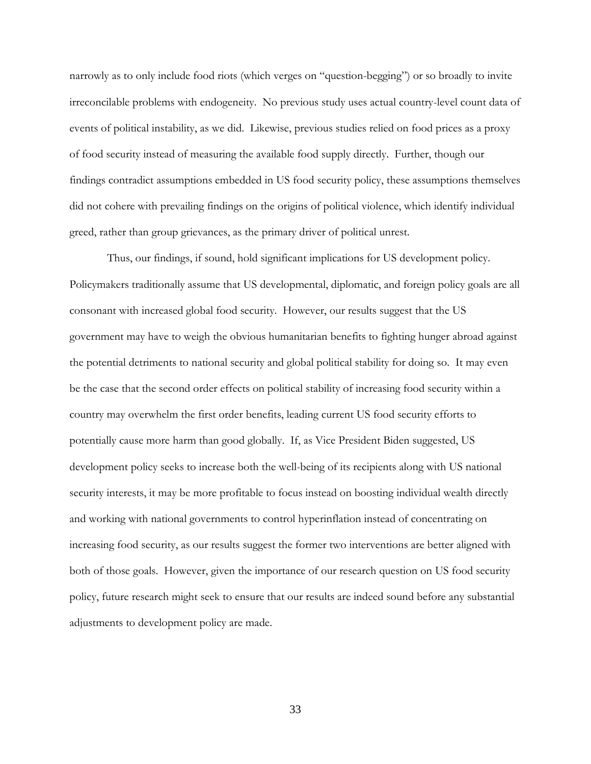narrowly as to only include food riots (which verges on "question-begging") or so broadly to invite irreconcilable problems with endogeneity. No previous study uses actual country-level count data of events of political instability, as we did. Likewise, previous studies relied on food prices as a proxy of food security instead of measuring the available food supply directly. Further, though our findings contradict assumptions embedded in US food security policy, these assumptions themselves did not cohere with prevailing findings on the origins of political violence, which identify individual greed, rather than group grievances, as the primary driver of political unrest.

Thus, our findings, if sound, hold significant implications for US development policy. Policymakers traditionally assume that US developmental, diplomatic, and foreign policy goals are all consonant with increased global food security. However, our results suggest that the US government may have to weigh the obvious humanitarian benefits to fighting hunger abroad against the potential detriments to national security and global political stability for doing so. It may even be the case that the second order effects on political stability of increasing food security within a country may overwhelm the first order benefits, leading current US food security efforts to potentially cause more harm than good globally. If, as Vice President Biden suggested, US development policy seeks to increase both the well-being of its recipients along with US national security interests, it may be more profitable to focus instead on boosting individual wealth directly and working with national governments to control hyperinflation instead of concentrating on increasing food security, as our results suggest the former two interventions are better aligned with both of those goals. However, given the importance of our research question on US food security policy, future research might seek to ensure that our results are indeed sound before any substantial adjustments to development policy are made.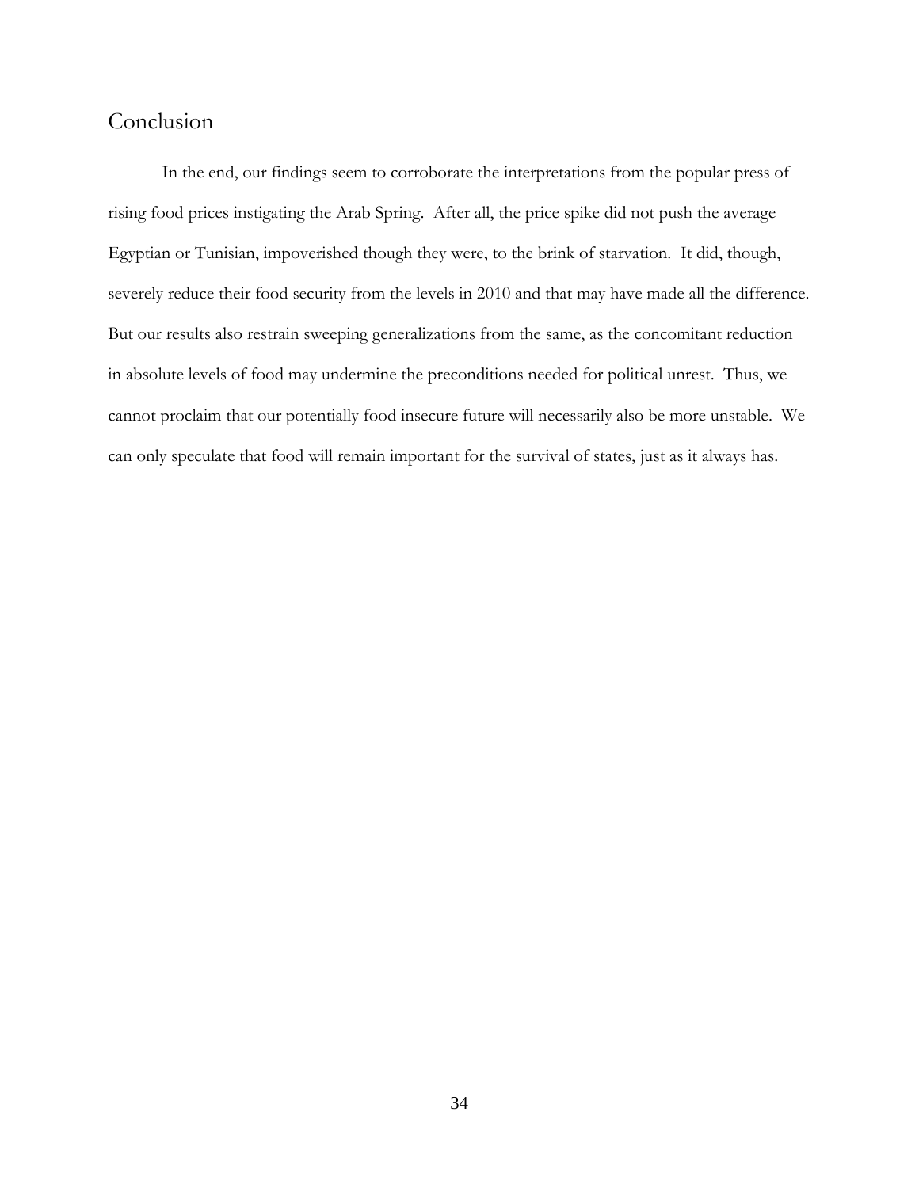## Conclusion

In the end, our findings seem to corroborate the interpretations from the popular press of rising food prices instigating the Arab Spring. After all, the price spike did not push the average Egyptian or Tunisian, impoverished though they were, to the brink of starvation. It did, though, severely reduce their food security from the levels in 2010 and that may have made all the difference. But our results also restrain sweeping generalizations from the same, as the concomitant reduction in absolute levels of food may undermine the preconditions needed for political unrest. Thus, we cannot proclaim that our potentially food insecure future will necessarily also be more unstable. We can only speculate that food will remain important for the survival of states, just as it always has.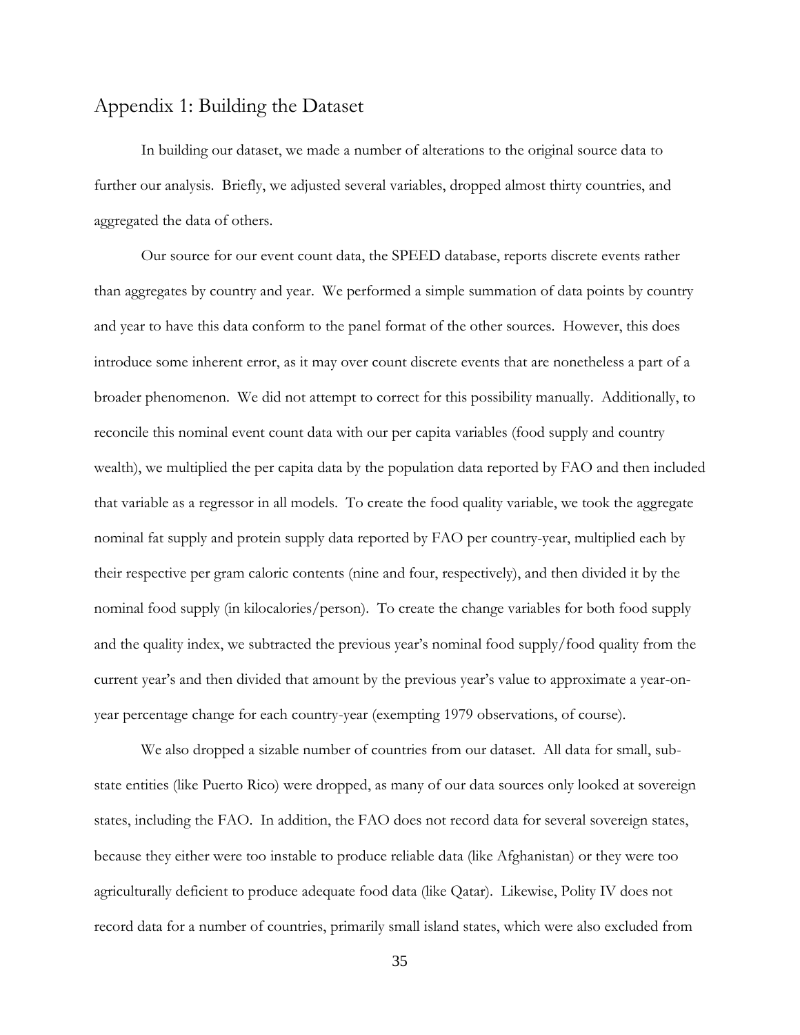## Appendix 1: Building the Dataset

In building our dataset, we made a number of alterations to the original source data to further our analysis. Briefly, we adjusted several variables, dropped almost thirty countries, and aggregated the data of others.

Our source for our event count data, the SPEED database, reports discrete events rather than aggregates by country and year. We performed a simple summation of data points by country and year to have this data conform to the panel format of the other sources. However, this does introduce some inherent error, as it may over count discrete events that are nonetheless a part of a broader phenomenon. We did not attempt to correct for this possibility manually. Additionally, to reconcile this nominal event count data with our per capita variables (food supply and country wealth), we multiplied the per capita data by the population data reported by FAO and then included that variable as a regressor in all models. To create the food quality variable, we took the aggregate nominal fat supply and protein supply data reported by FAO per country-year, multiplied each by their respective per gram caloric contents (nine and four, respectively), and then divided it by the nominal food supply (in kilocalories/person). To create the change variables for both food supply and the quality index, we subtracted the previous year's nominal food supply/food quality from the current year's and then divided that amount by the previous year's value to approximate a year-on-year percentage change for each country-year (exempting 1979 observations, of course).

We also dropped a sizable number of countries from our dataset. All data for small, sub-state entities (like Puerto Rico) were dropped, as many of our data sources only looked at sovereign states, including the FAO. In addition, the FAO does not record data for several sovereign states, because they either were too instable to produce reliable data (like Afghanistan) or they were too agriculturally deficient to produce adequate food data (like Qatar). Likewise, Polity IV does not record data for a number of countries, primarily small island states, which were also excluded from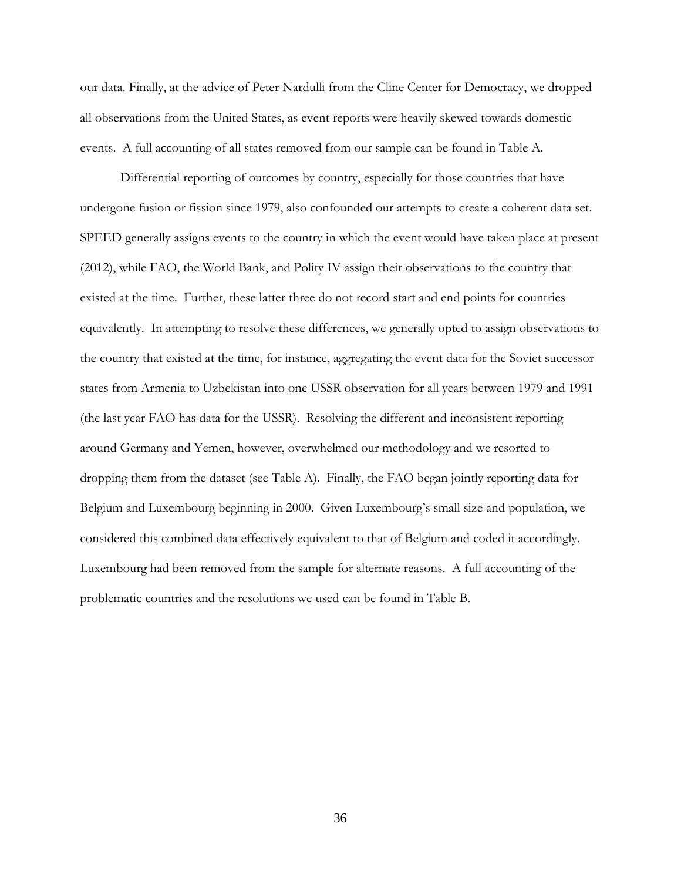our data. Finally, at the advice of Peter Nardulli from the Cline Center for Democracy, we dropped all observations from the United States, as event reports were heavily skewed towards domestic events. A full accounting of all states removed from our sample can be found in Table A.

Differential reporting of outcomes by country, especially for those countries that have undergone fusion or fission since 1979, also confounded our attempts to create a coherent data set. SPEED generally assigns events to the country in which the event would have taken place at present (2012), while FAO, the World Bank, and Polity IV assign their observations to the country that existed at the time. Further, these latter three do not record start and end points for countries equivalently. In attempting to resolve these differences, we generally opted to assign observations to the country that existed at the time, for instance, aggregating the event data for the Soviet successor states from Armenia to Uzbekistan into one USSR observation for all years between 1979 and 1991 (the last year FAO has data for the USSR). Resolving the different and inconsistent reporting around Germany and Yemen, however, overwhelmed our methodology and we resorted to dropping them from the dataset (see Table A). Finally, the FAO began jointly reporting data for Belgium and Luxembourg beginning in 2000. Given Luxembourg's small size and population, we considered this combined data effectively equivalent to that of Belgium and coded it accordingly. Luxembourg had been removed from the sample for alternate reasons. A full accounting of the problematic countries and the resolutions we used can be found in Table B.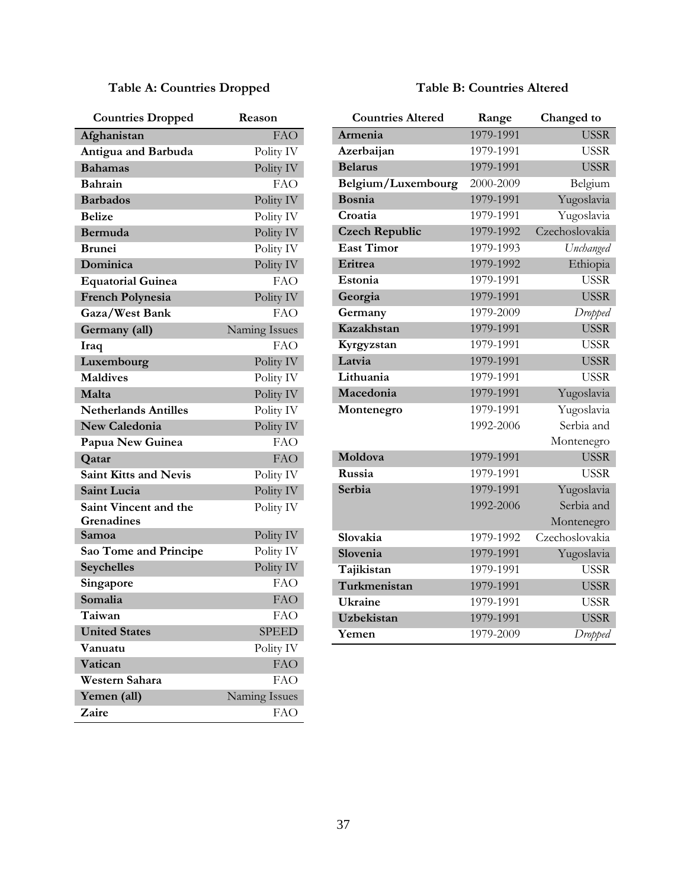### Table A: Countries Dropped

| Countries Dropped | Reason |
|---|---|
| **Afghanistan** | FAO |
| **Antigua and Barbuda** | Polity IV |
| **Bahamas** | Polity IV |
| **Bahrain** | FAO |
| **Barbados** | Polity IV |
| **Belize** | Polity IV |
| **Bermuda** | Polity IV |
| **Brunei** | Polity IV |
| **Dominica** | Polity IV |
| **Equatorial Guinea** | FAO |
| **French Polynesia** | Polity IV |
| **Gaza/West Bank** | FAO |
| **Germany (all)** | Naming Issues |
| **Iraq** | FAO |
| **Luxembourg** | Polity IV |
| **Maldives** | Polity IV |
| **Malta** | Polity IV |
| **Netherlands Antilles** | Polity IV |
| **New Caledonia** | Polity IV |
| **Papua New Guinea** | FAO |
| **Qatar** | FAO |
| **Saint Kitts and Nevis** | Polity IV |
| **Saint Lucia** | Polity IV |
| **Saint Vincent and the Grenadines** | Polity IV |
| **Samoa** | Polity IV |
| **Sao Tome and Principe** | Polity IV |
| **Seychelles** | Polity IV |
| **Singapore** | FAO |
| **Somalia** | FAO |
| **Taiwan** | FAO |
| **United States** | SPEED |
| **Vanuatu** | Polity IV |
| **Vatican** | FAO |
| **Western Sahara** | FAO |
| **Yemen (all)** | Naming Issues |
| **Zaire** | FAO |

### Table B: Countries Altered

| Countries Altered | Range | Changed to |
|---|---|---|
| **Armenia** | 1979-1991 | USSR |
| **Azerbaijan** | 1979-1991 | USSR |
| **Belarus** | 1979-1991 | USSR |
| **Belgium/Luxembourg** | 2000-2009 | Belgium |
| **Bosnia** | 1979-1991 | Yugoslavia |
| **Croatia** | 1979-1991 | Yugoslavia |
| **Czech Republic** | 1979-1992 | Czechoslovakia |
| **East Timor** | 1979-1993 | *Unchanged* |
| **Eritrea** | 1979-1992 | Ethiopia |
| **Estonia** | 1979-1991 | USSR |
| **Georgia** | 1979-1991 | USSR |
| **Germany** | 1979-2009 | *Dropped* |
| **Kazakhstan** | 1979-1991 | USSR |
| **Kyrgyzstan** | 1979-1991 | USSR |
| **Latvia** | 1979-1991 | USSR |
| **Lithuania** | 1979-1991 | USSR |
| **Macedonia** | 1979-1991 | Yugoslavia |
| **Montenegro** | 1979-1991 | Yugoslavia |
| | 1992-2006 | Serbia and Montenegro |
| **Moldova** | 1979-1991 | USSR |
| **Russia** | 1979-1991 | USSR |
| **Serbia** | 1979-1991 | Yugoslavia |
| | 1992-2006 | Serbia and Montenegro |
| **Slovakia** | 1979-1992 | Czechoslovakia |
| **Slovenia** | 1979-1991 | Yugoslavia |
| **Tajikistan** | 1979-1991 | USSR |
| **Turkmenistan** | 1979-1991 | USSR |
| **Ukraine** | 1979-1991 | USSR |
| **Uzbekistan** | 1979-1991 | USSR |
| **Yemen** | 1979-2009 | *Dropped* |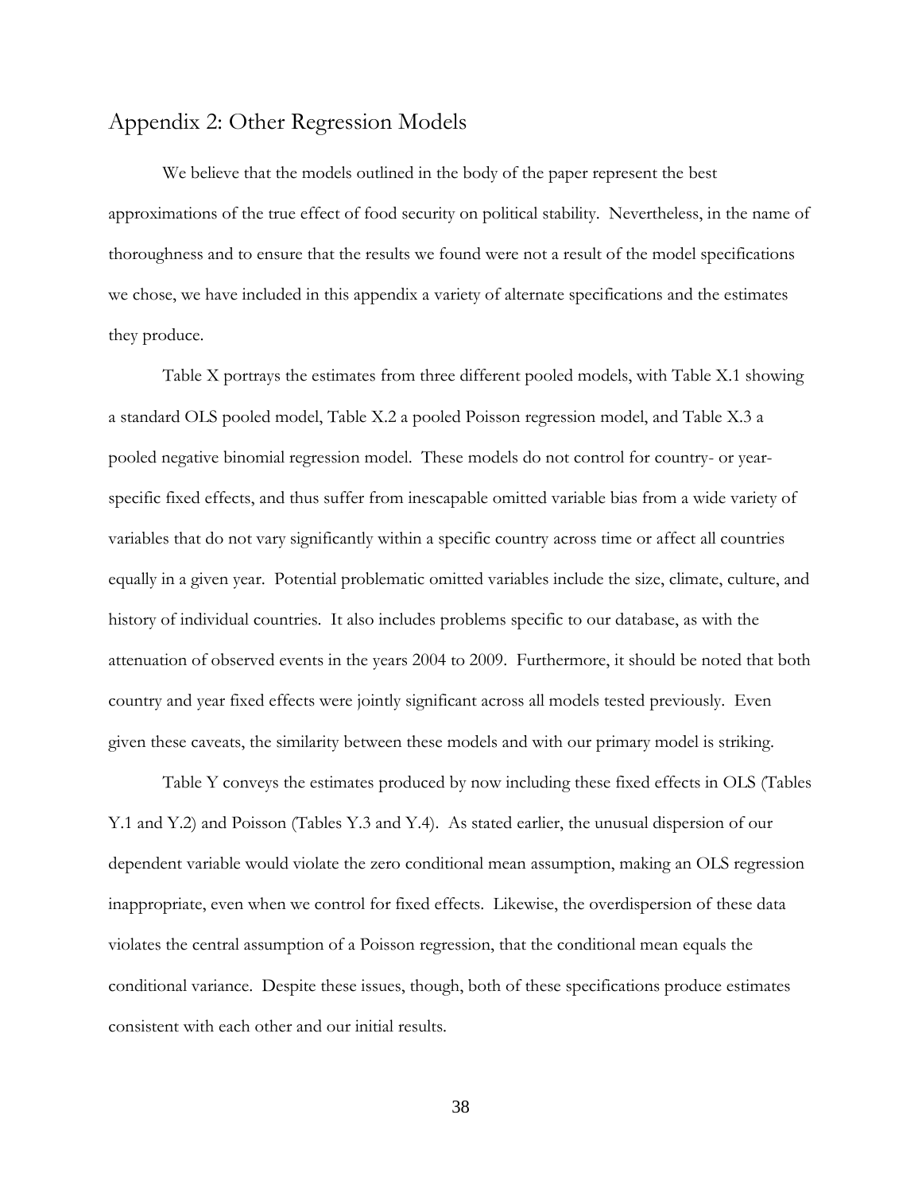## Appendix 2: Other Regression Models

We believe that the models outlined in the body of the paper represent the best approximations of the true effect of food security on political stability. Nevertheless, in the name of thoroughness and to ensure that the results we found were not a result of the model specifications we chose, we have included in this appendix a variety of alternate specifications and the estimates they produce.

Table X portrays the estimates from three different pooled models, with Table X.1 showing a standard OLS pooled model, Table X.2 a pooled Poisson regression model, and Table X.3 a pooled negative binomial regression model. These models do not control for country- or year-specific fixed effects, and thus suffer from inescapable omitted variable bias from a wide variety of variables that do not vary significantly within a specific country across time or affect all countries equally in a given year. Potential problematic omitted variables include the size, climate, culture, and history of individual countries. It also includes problems specific to our database, as with the attenuation of observed events in the years 2004 to 2009. Furthermore, it should be noted that both country and year fixed effects were jointly significant across all models tested previously. Even given these caveats, the similarity between these models and with our primary model is striking.

Table Y conveys the estimates produced by now including these fixed effects in OLS (Tables Y.1 and Y.2) and Poisson (Tables Y.3 and Y.4). As stated earlier, the unusual dispersion of our dependent variable would violate the zero conditional mean assumption, making an OLS regression inappropriate, even when we control for fixed effects. Likewise, the overdispersion of these data violates the central assumption of a Poisson regression, that the conditional mean equals the conditional variance. Despite these issues, though, both of these specifications produce estimates consistent with each other and our initial results.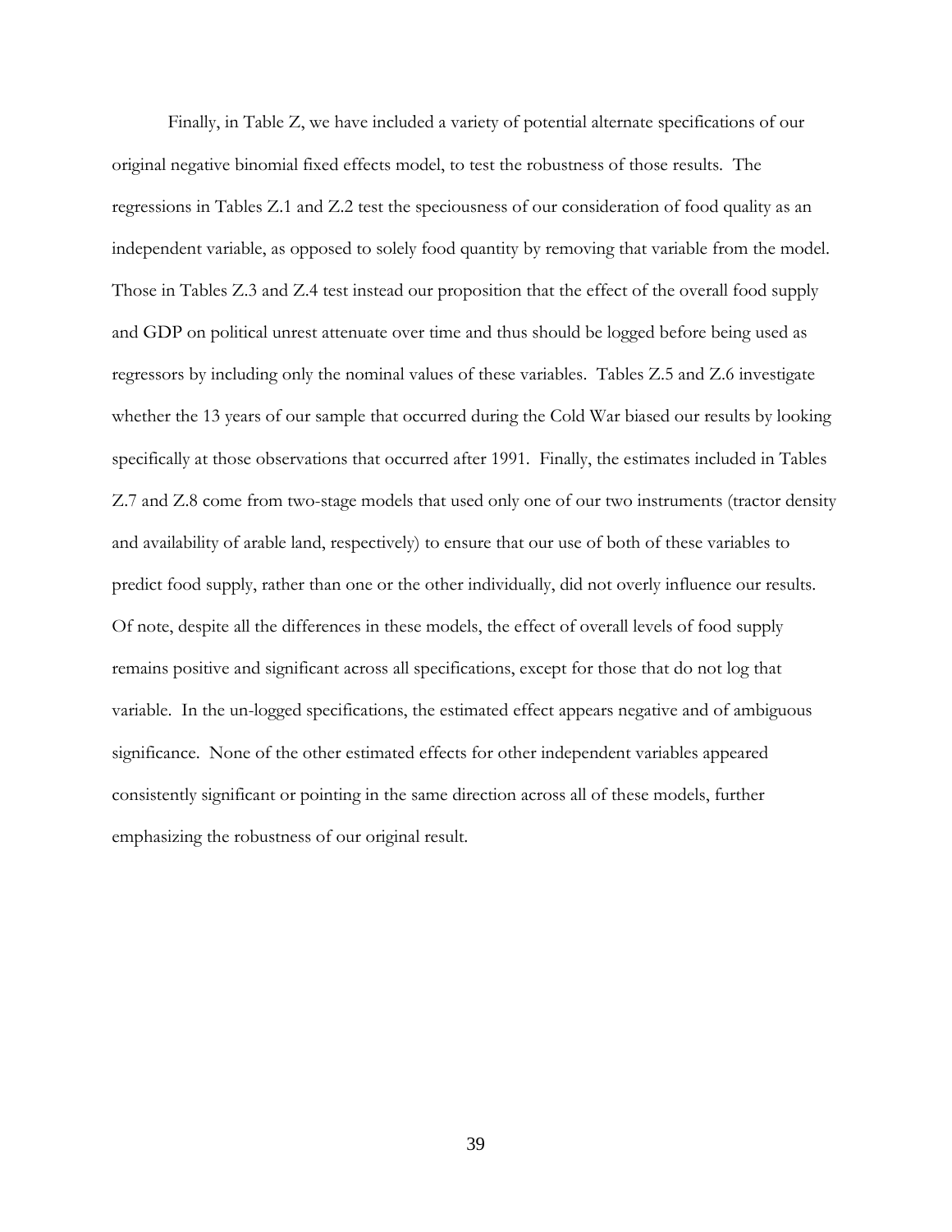Finally, in Table Z, we have included a variety of potential alternate specifications of our original negative binomial fixed effects model, to test the robustness of those results. The regressions in Tables Z.1 and Z.2 test the speciousness of our consideration of food quality as an independent variable, as opposed to solely food quantity by removing that variable from the model. Those in Tables Z.3 and Z.4 test instead our proposition that the effect of the overall food supply and GDP on political unrest attenuate over time and thus should be logged before being used as regressors by including only the nominal values of these variables. Tables Z.5 and Z.6 investigate whether the 13 years of our sample that occurred during the Cold War biased our results by looking specifically at those observations that occurred after 1991. Finally, the estimates included in Tables Z.7 and Z.8 come from two-stage models that used only one of our two instruments (tractor density and availability of arable land, respectively) to ensure that our use of both of these variables to predict food supply, rather than one or the other individually, did not overly influence our results. Of note, despite all the differences in these models, the effect of overall levels of food supply remains positive and significant across all specifications, except for those that do not log that variable. In the un-logged specifications, the estimated effect appears negative and of ambiguous significance. None of the other estimated effects for other independent variables appeared consistently significant or pointing in the same direction across all of these models, further emphasizing the robustness of our original result.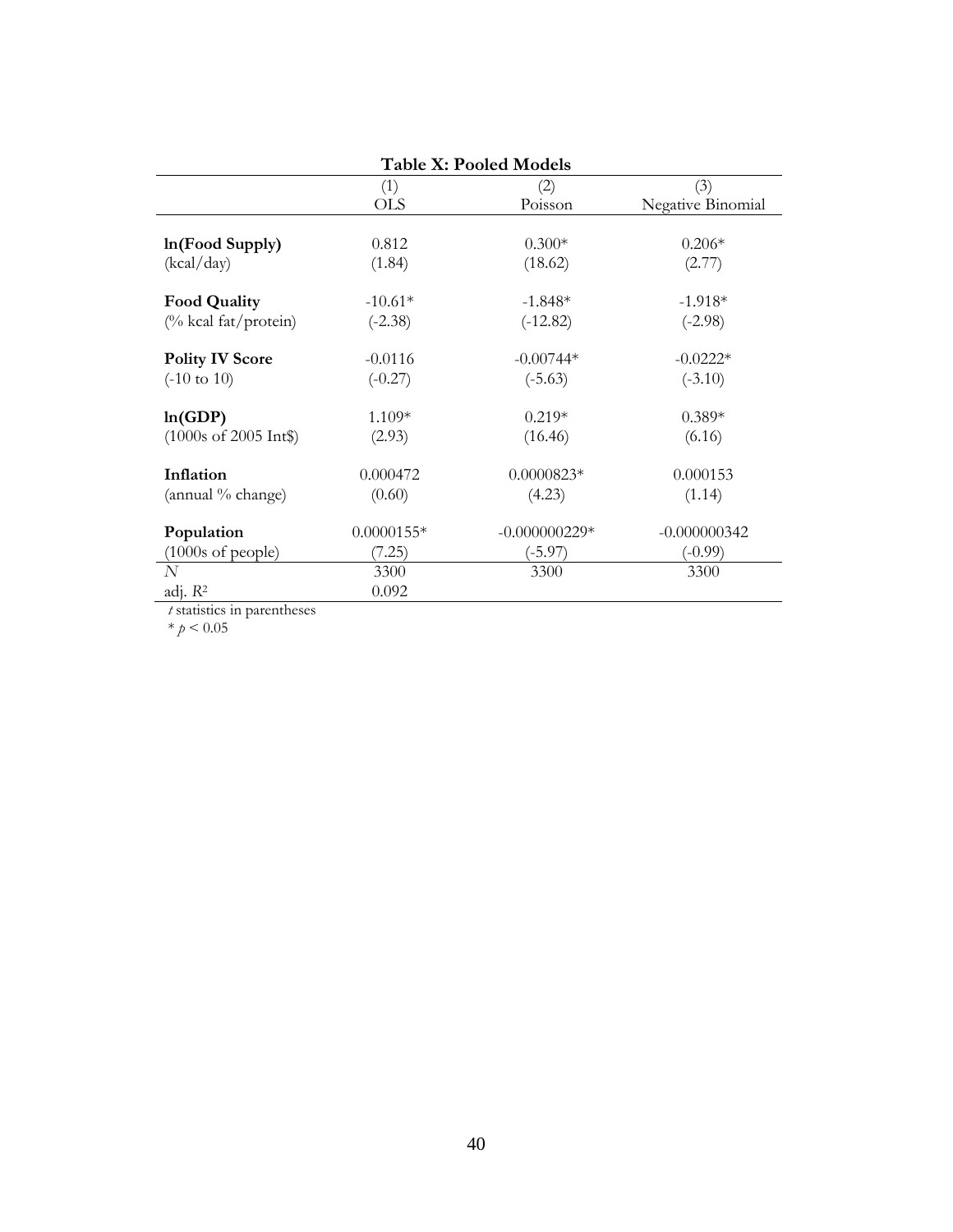**Table X: Pooled Models**

| | (1) | (2) | (3) |
|---|---|---|---|
| | OLS | Poisson | Negative Binomial |
| **ln(Food Supply)** | 0.812 | 0.300* | 0.206* |
| (kcal/day) | (1.84) | (18.62) | (2.77) |
| **Food Quality** | -10.61* | -1.848* | -1.918* |
| (% kcal fat/protein) | (-2.38) | (-12.82) | (-2.98) |
| **Polity IV Score** | -0.0116 | -0.00744* | -0.0222* |
| (-10 to 10) | (-0.27) | (-5.63) | (-3.10) |
| **ln(GDP)** | 1.109* | 0.219* | 0.389* |
| (1000s of 2005 Int$) | (2.93) | (16.46) | (6.16) |
| **Inflation** | 0.000472 | 0.0000823* | 0.000153 |
| (annual % change) | (0.60) | (4.23) | (1.14) |
| **Population** | 0.0000155* | -0.000000229* | -0.000000342 |
| (1000s of people) | (7.25) | (-5.97) | (-0.99) |
| *N* | 3300 | 3300 | 3300 |
| adj. $R^2$ | 0.092 | | |

*t* statistics in parentheses

\* $p < 0.05$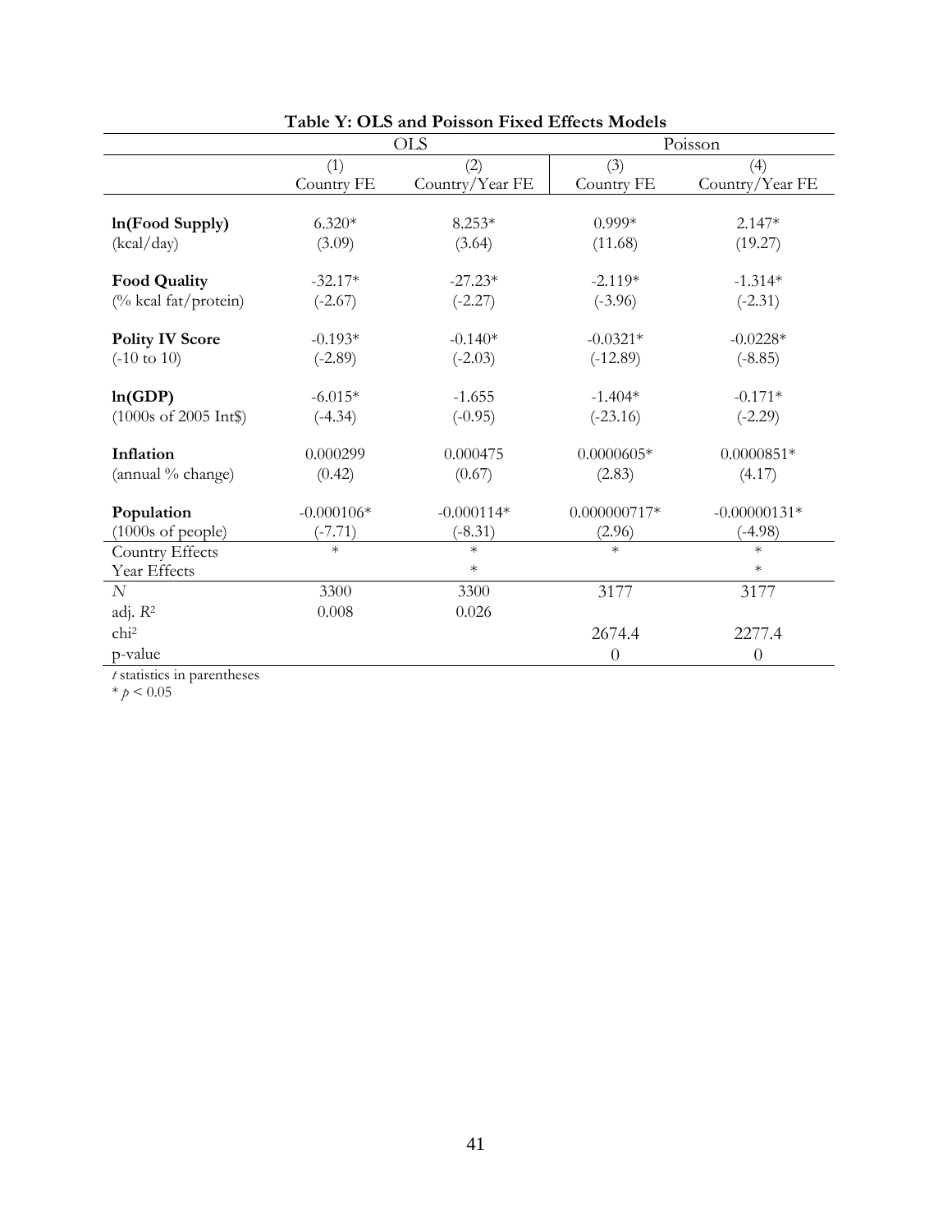**Table Y: OLS and Poisson Fixed Effects Models**

| | OLS | | Poisson | |
|---|---|---|---|---|
| | (1) | (2) | (3) | (4) |
| | Country FE | Country/Year FE | Country FE | Country/Year FE |
| **ln(Food Supply)** | 6.320* | 8.253* | 0.999* | 2.147* |
| (kcal/day) | (3.09) | (3.64) | (11.68) | (19.27) |
| **Food Quality** | -32.17* | -27.23* | -2.119* | -1.314* |
| (% kcal fat/protein) | (-2.67) | (-2.27) | (-3.96) | (-2.31) |
| **Polity IV Score** | -0.193* | -0.140* | -0.0321* | -0.0228* |
| (-10 to 10) | (-2.89) | (-2.03) | (-12.89) | (-8.85) |
| **ln(GDP)** | -6.015* | -1.655 | -1.404* | -0.171* |
| (1000s of 2005 Int$) | (-4.34) | (-0.95) | (-23.16) | (-2.29) |
| **Inflation** | 0.000299 | 0.000475 | 0.0000605* | 0.0000851* |
| (annual % change) | (0.42) | (0.67) | (2.83) | (4.17) |
| **Population** | -0.000106* | -0.000114* | 0.000000717* | -0.00000131* |
| (1000s of people) | (-7.71) | (-8.31) | (2.96) | (-4.98) |
| Country Effects | * | * | * | * |
| Year Effects | | * | | * |
| $N$ | 3300 | 3300 | 3177 | 3177 |
| adj. $R^2$ | 0.008 | 0.026 | | |
| chi² | | | 2674.4 | 2277.4 |
| p-value | | | 0 | 0 |

*t* statistics in parentheses

* $p < 0.05$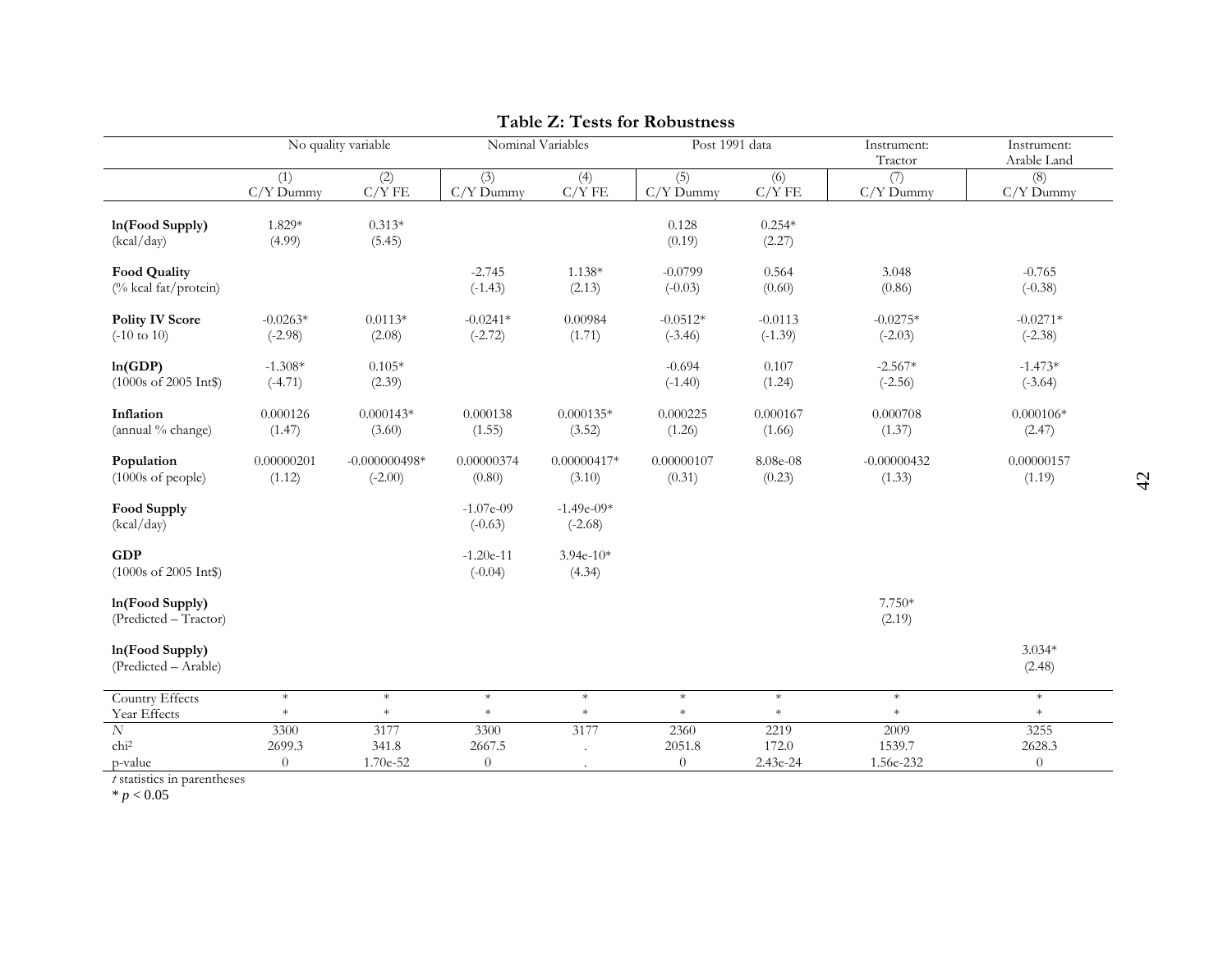**Table Z: Tests for Robustness**

| | No quality variable | | Nominal Variables | | Post 1991 data | | Instrument: Tractor | Instrument: Arable Land |
|---|---|---|---|---|---|---|---|---|
| | (1) C/Y Dummy | (2) C/Y FE | (3) C/Y Dummy | (4) C/Y FE | (5) C/Y Dummy | (6) C/Y FE | (7) C/Y Dummy | (8) C/Y Dummy |
| **ln(Food Supply)** | 1.829* | 0.313* | | | 0.128 | 0.254* | | |
| (kcal/day) | (4.99) | (5.45) | | | (0.19) | (2.27) | | |
| **Food Quality** | | | -2.745 | 1.138* | -0.0799 | 0.564 | 3.048 | -0.765 |
| (% kcal fat/protein) | | | (-1.43) | (2.13) | (-0.03) | (0.60) | (0.86) | (-0.38) |
| **Polity IV Score** | -0.0263* | 0.0113* | -0.0241* | 0.00984 | -0.0512* | -0.0113 | -0.0275* | -0.0271* |
| (-10 to 10) | (-2.98) | (2.08) | (-2.72) | (1.71) | (-3.46) | (-1.39) | (-2.03) | (-2.38) |
| **ln(GDP)** | -1.308* | 0.105* | | | -0.694 | 0.107 | -2.567* | -1.473* |
| (1000s of 2005 Int$) | (-4.71) | (2.39) | | | (-1.40) | (1.24) | (-2.56) | (-3.64) |
| **Inflation** | 0.000126 | 0.000143* | 0.000138 | 0.000135* | 0.000225 | 0.000167 | 0.000708 | 0.000106* |
| (annual % change) | (1.47) | (3.60) | (1.55) | (3.52) | (1.26) | (1.66) | (1.37) | (2.47) |
| **Population** | 0.00000201 | -0.000000498* | 0.00000374 | 0.00000417* | 0.00000107 | 8.08e-08 | -0.00000432 | 0.00000157 |
| (1000s of people) | (1.12) | (-2.00) | (0.80) | (3.10) | (0.31) | (0.23) | (1.33) | (1.19) |
| **Food Supply** | | | -1.07e-09 | -1.49e-09* | | | | |
| (kcal/day) | | | (-0.63) | (-2.68) | | | | |
| **GDP** | | | -1.20e-11 | 3.94e-10* | | | | |
| (1000s of 2005 Int$) | | | (-0.04) | (4.34) | | | | |
| **ln(Food Supply)** | | | | | | | 7.750* | |
| (Predicted – Tractor) | | | | | | | (2.19) | |
| **ln(Food Supply)** | | | | | | | | 3.034* |
| (Predicted – Arable) | | | | | | | | (2.48) |
| Country Effects | * | * | * | * | * | * | * | * |
| Year Effects | * | * | * | * | * | * | * | * |
| *N* | 3300 | 3177 | 3300 | 3177 | 2360 | 2219 | 2009 | 3255 |
| chi² | 2699.3 | 341.8 | 2667.5 | . | 2051.8 | 172.0 | 1539.7 | 2628.3 |
| p-value | 0 | 1.70e-52 | 0 | . | 0 | 2.43e-24 | 1.56e-232 | 0 |

*t* statistics in parentheses

* $p < 0.05$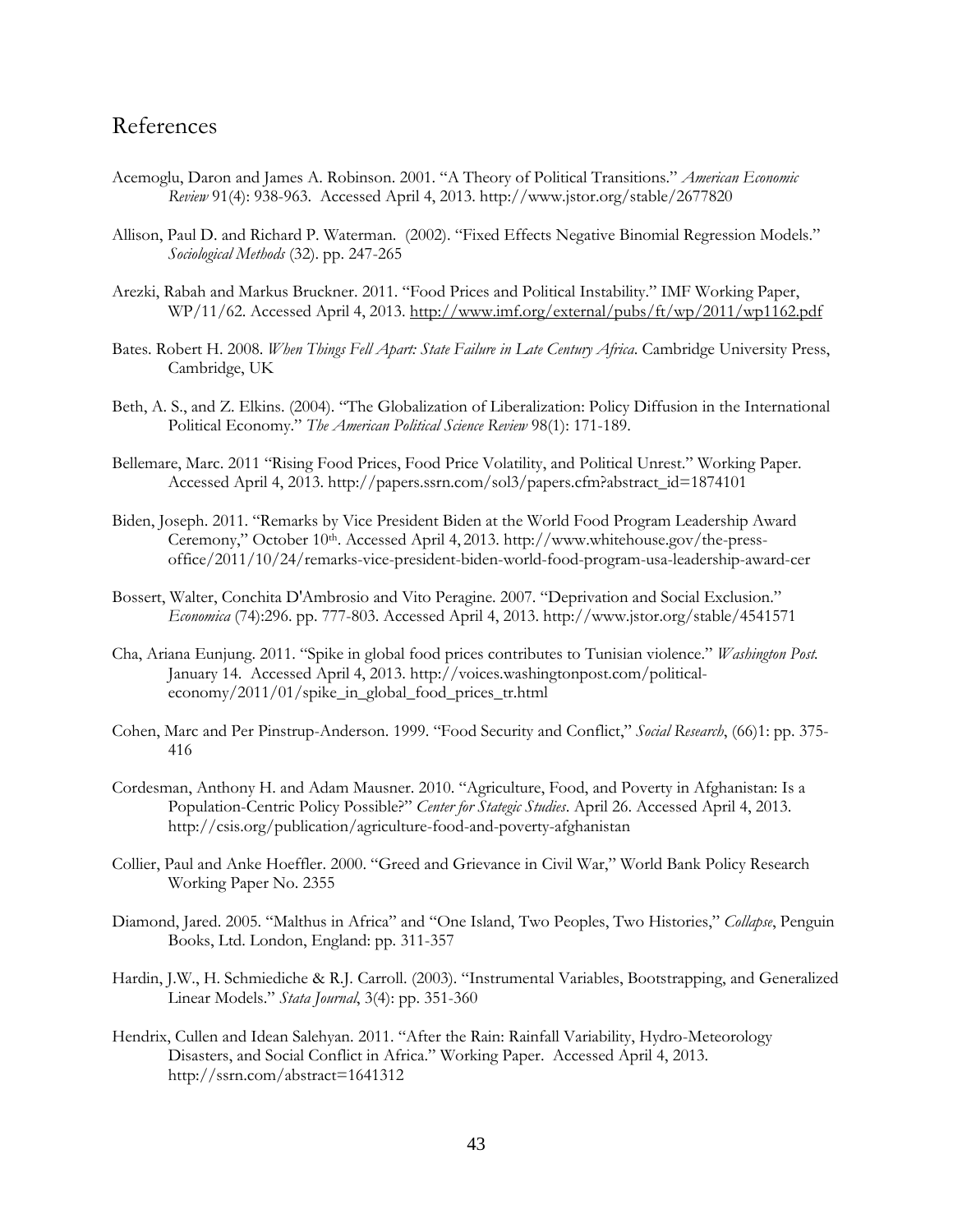# References

Acemoglu, Daron and James A. Robinson. 2001. "A Theory of Political Transitions." *American Economic Review* 91(4): 938-963. Accessed April 4, 2013. http://www.jstor.org/stable/2677820

Allison, Paul D. and Richard P. Waterman. (2002). "Fixed Effects Negative Binomial Regression Models." *Sociological Methods* (32). pp. 247-265

Arezki, Rabah and Markus Bruckner. 2011. "Food Prices and Political Instability." IMF Working Paper, WP/11/62. Accessed April 4, 2013. http://www.imf.org/external/pubs/ft/wp/2011/wp1162.pdf

Bates. Robert H. 2008. *When Things Fell Apart: State Failure in Late Century Africa*. Cambridge University Press, Cambridge, UK

Beth, A. S., and Z. Elkins. (2004). "The Globalization of Liberalization: Policy Diffusion in the International Political Economy." *The American Political Science Review* 98(1): 171-189.

Bellemare, Marc. 2011 "Rising Food Prices, Food Price Volatility, and Political Unrest." Working Paper. Accessed April 4, 2013. http://papers.ssrn.com/sol3/papers.cfm?abstract_id=1874101

Biden, Joseph. 2011. "Remarks by Vice President Biden at the World Food Program Leadership Award Ceremony," October 10th. Accessed April 4, 2013. http://www.whitehouse.gov/the-press-office/2011/10/24/remarks-vice-president-biden-world-food-program-usa-leadership-award-cer

Bossert, Walter, Conchita D'Ambrosio and Vito Peragine. 2007. "Deprivation and Social Exclusion." *Economica* (74):296. pp. 777-803. Accessed April 4, 2013. http://www.jstor.org/stable/4541571

Cha, Ariana Eunjung. 2011. "Spike in global food prices contributes to Tunisian violence." *Washington Post.* January 14. Accessed April 4, 2013. http://voices.washingtonpost.com/political-economy/2011/01/spike_in_global_food_prices_tr.html

Cohen, Marc and Per Pinstrup-Anderson. 1999. "Food Security and Conflict," *Social Research*, (66)1: pp. 375-416

Cordesman, Anthony H. and Adam Mausner. 2010. "Agriculture, Food, and Poverty in Afghanistan: Is a Population-Centric Policy Possible?" *Center for Stategic Studies*. April 26. Accessed April 4, 2013. http://csis.org/publication/agriculture-food-and-poverty-afghanistan

Collier, Paul and Anke Hoeffler. 2000. "Greed and Grievance in Civil War," World Bank Policy Research Working Paper No. 2355

Diamond, Jared. 2005. "Malthus in Africa" and "One Island, Two Peoples, Two Histories," *Collapse*, Penguin Books, Ltd. London, England: pp. 311-357

Hardin, J.W., H. Schmiediche & R.J. Carroll. (2003). "Instrumental Variables, Bootstrapping, and Generalized Linear Models." *Stata Journal*, 3(4): pp. 351-360

Hendrix, Cullen and Idean Salehyan. 2011. "After the Rain: Rainfall Variability, Hydro-Meteorology Disasters, and Social Conflict in Africa." Working Paper. Accessed April 4, 2013. http://ssrn.com/abstract=1641312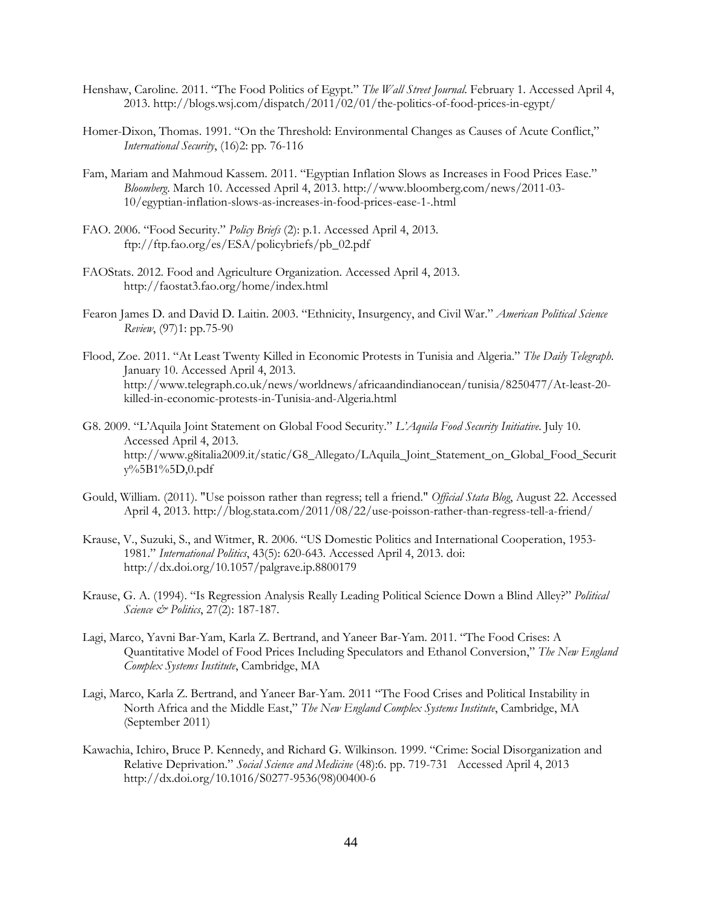Henshaw, Caroline. 2011. "The Food Politics of Egypt." *The Wall Street Journal*. February 1. Accessed April 4, 2013. http://blogs.wsj.com/dispatch/2011/02/01/the-politics-of-food-prices-in-egypt/

Homer-Dixon, Thomas. 1991. "On the Threshold: Environmental Changes as Causes of Acute Conflict," *International Security*, (16)2: pp. 76-116

Fam, Mariam and Mahmoud Kassem. 2011. "Egyptian Inflation Slows as Increases in Food Prices Ease." *Bloomberg*. March 10. Accessed April 4, 2013. http://www.bloomberg.com/news/2011-03-10/egyptian-inflation-slows-as-increases-in-food-prices-ease-1-.html

FAO. 2006. "Food Security." *Policy Briefs* (2): p.1. Accessed April 4, 2013. ftp://ftp.fao.org/es/ESA/policybriefs/pb_02.pdf

FAOStats. 2012. Food and Agriculture Organization. Accessed April 4, 2013. http://faostat3.fao.org/home/index.html

Fearon James D. and David D. Laitin. 2003. "Ethnicity, Insurgency, and Civil War." *American Political Science Review*, (97)1: pp.75-90

Flood, Zoe. 2011. "At Least Twenty Killed in Economic Protests in Tunisia and Algeria." *The Daily Telegraph*. January 10. Accessed April 4, 2013. http://www.telegraph.co.uk/news/worldnews/africaandindianocean/tunisia/8250477/At-least-20-killed-in-economic-protests-in-Tunisia-and-Algeria.html

G8. 2009. "L'Aquila Joint Statement on Global Food Security." *L'Aquila Food Security Initiative*. July 10. Accessed April 4, 2013. http://www.g8italia2009.it/static/G8_Allegato/LAquila_Joint_Statement_on_Global_Food_Security%5B1%5D,0.pdf

Gould, William. (2011). "Use poisson rather than regress; tell a friend." *Official Stata Blog*, August 22. Accessed April 4, 2013. http://blog.stata.com/2011/08/22/use-poisson-rather-than-regress-tell-a-friend/

Krause, V., Suzuki, S., and Witmer, R. 2006. "US Domestic Politics and International Cooperation, 1953-1981." *International Politics*, 43(5): 620-643. Accessed April 4, 2013. doi: http://dx.doi.org/10.1057/palgrave.ip.8800179

Krause, G. A. (1994). "Is Regression Analysis Really Leading Political Science Down a Blind Alley?" *Political Science & Politics*, 27(2): 187-187.

Lagi, Marco, Yavni Bar-Yam, Karla Z. Bertrand, and Yaneer Bar-Yam. 2011. "The Food Crises: A Quantitative Model of Food Prices Including Speculators and Ethanol Conversion," *The New England Complex Systems Institute*, Cambridge, MA

Lagi, Marco, Karla Z. Bertrand, and Yaneer Bar-Yam. 2011 "The Food Crises and Political Instability in North Africa and the Middle East," *The New England Complex Systems Institute*, Cambridge, MA (September 2011)

Kawachia, Ichiro, Bruce P. Kennedy, and Richard G. Wilkinson. 1999. "Crime: Social Disorganization and Relative Deprivation." *Social Science and Medicine* (48):6. pp. 719-731 Accessed April 4, 2013 http://dx.doi.org/10.1016/S0277-9536(98)00400-6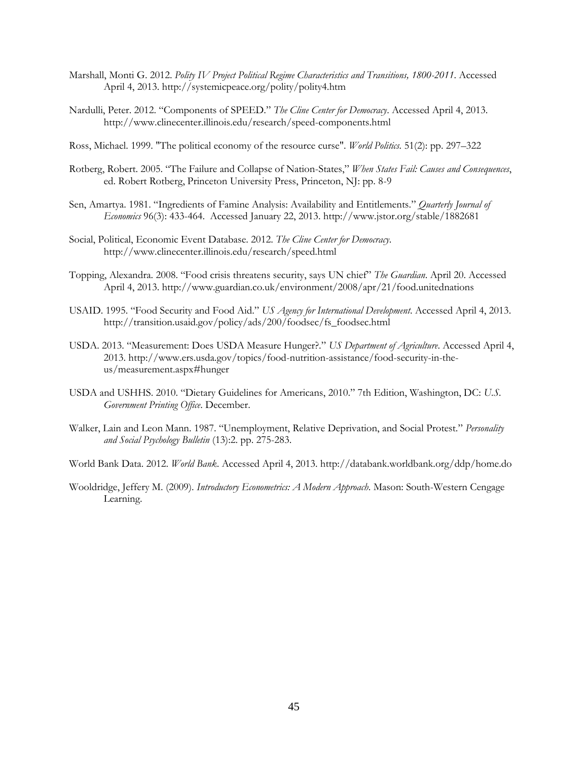Marshall, Monti G. 2012. *Polity IV Project Political Regime Characteristics and Transitions, 1800-2011*. Accessed April 4, 2013. http://systemicpeace.org/polity/polity4.htm

Nardulli, Peter. 2012. "Components of SPEED." *The Cline Center for Democracy*. Accessed April 4, 2013. http://www.clinecenter.illinois.edu/research/speed-components.html

Ross, Michael. 1999. "The political economy of the resource curse". *World Politics*. 51(2): pp. 297–322

Rotberg, Robert. 2005. "The Failure and Collapse of Nation-States," *When States Fail: Causes and Consequences*, ed. Robert Rotberg, Princeton University Press, Princeton, NJ: pp. 8-9

Sen, Amartya. 1981. "Ingredients of Famine Analysis: Availability and Entitlements." *Quarterly Journal of Economics* 96(3): 433-464. Accessed January 22, 2013. http://www.jstor.org/stable/1882681

Social, Political, Economic Event Database. 2012. *The Cline Center for Democracy*. http://www.clinecenter.illinois.edu/research/speed.html

Topping, Alexandra. 2008. "Food crisis threatens security, says UN chief" *The Guardian*. April 20. Accessed April 4, 2013. http://www.guardian.co.uk/environment/2008/apr/21/food.unitednations

USAID. 1995. "Food Security and Food Aid." *US Agency for International Development*. Accessed April 4, 2013. http://transition.usaid.gov/policy/ads/200/foodsec/fs_foodsec.html

USDA. 2013. "Measurement: Does USDA Measure Hunger?." *US Department of Agriculture*. Accessed April 4, 2013. http://www.ers.usda.gov/topics/food-nutrition-assistance/food-security-in-the-us/measurement.aspx#hunger

USDA and USHHS. 2010. "Dietary Guidelines for Americans, 2010." 7th Edition, Washington, DC: *U.S. Government Printing Office*. December.

Walker, Lain and Leon Mann. 1987. "Unemployment, Relative Deprivation, and Social Protest." *Personality and Social Psychology Bulletin* (13):2. pp. 275-283.

World Bank Data. 2012. *World Bank*. Accessed April 4, 2013. http://databank.worldbank.org/ddp/home.do

Wooldridge, Jeffery M. (2009). *Introductory Econometrics: A Modern Approach*. Mason: South-Western Cengage Learning.